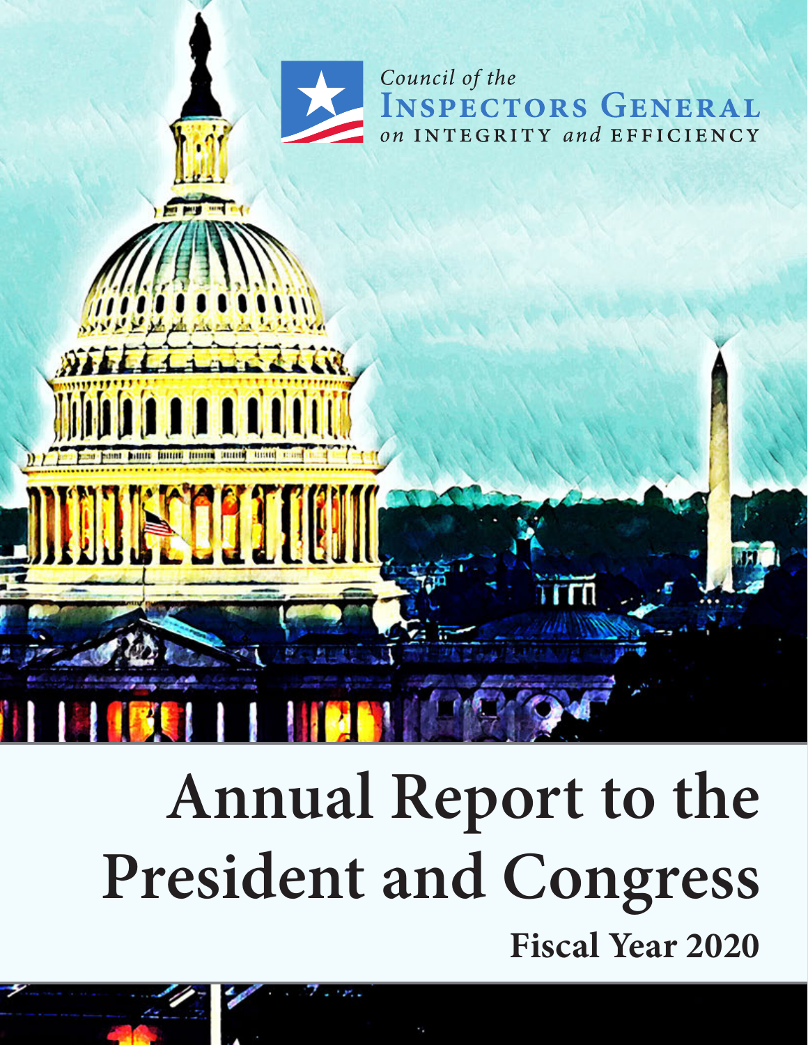Council of the
INSPECTORS GENERAL
on INTEGRITY and EFFICIENCY

# Annual Report to the President and Congress

**Fiscal Year 2020**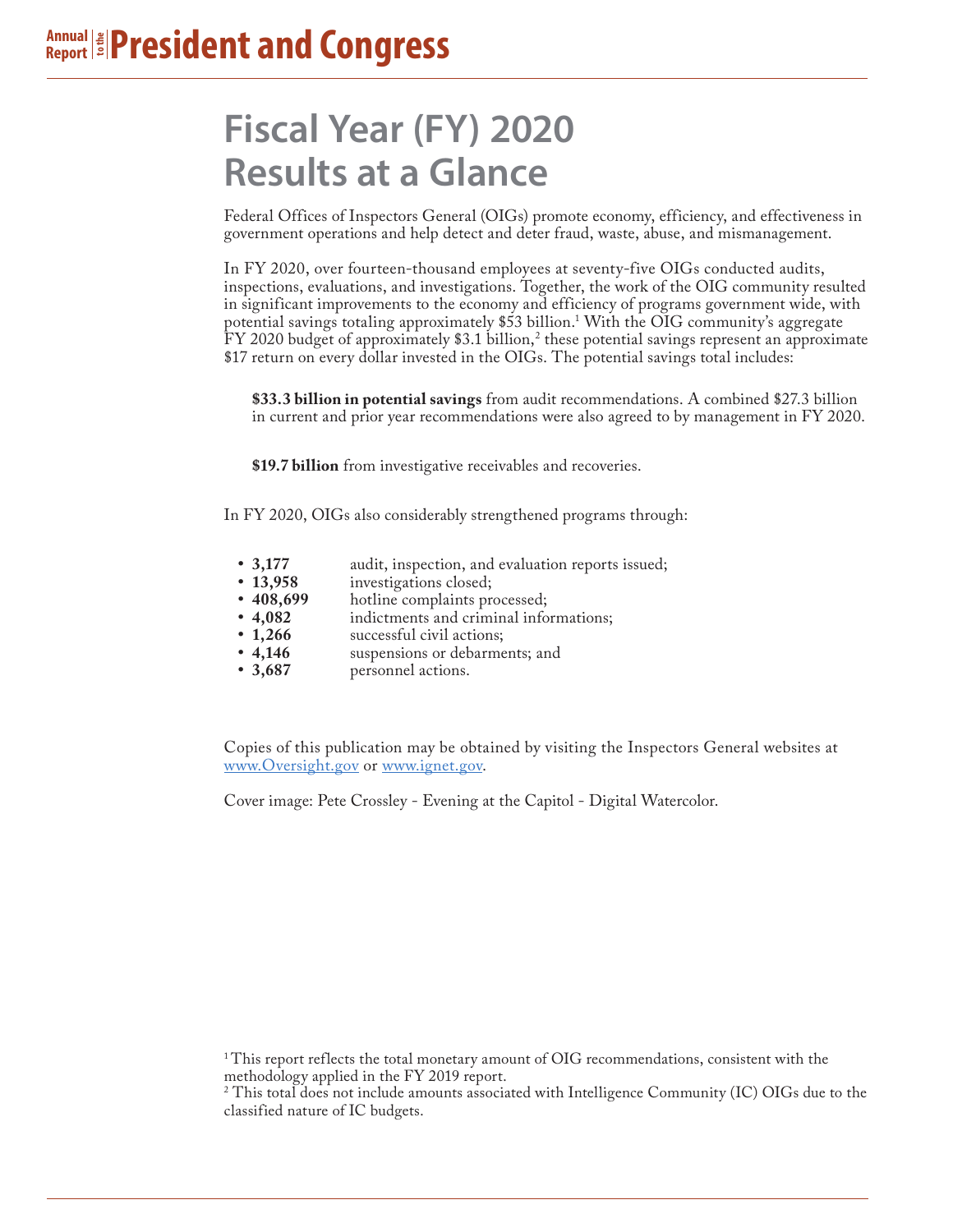# Fiscal Year (FY) 2020 Results at a Glance

Federal Offices of Inspectors General (OIGs) promote economy, efficiency, and effectiveness in government operations and help detect and deter fraud, waste, abuse, and mismanagement.

In FY 2020, over fourteen-thousand employees at seventy-five OIGs conducted audits, inspections, evaluations, and investigations. Together, the work of the OIG community resulted in significant improvements to the economy and efficiency of programs government wide, with potential savings totaling approximately $53 billion.[1] With the OIG community's aggregate FY 2020 budget of approximately $3.1 billion,[2] these potential savings represent an approximate $17 return on every dollar invested in the OIGs. The potential savings total includes:

**$33.3 billion in potential savings** from audit recommendations. A combined $27.3 billion in current and prior year recommendations were also agreed to by management in FY 2020.

**$19.7 billion** from investigative receivables and recoveries.

In FY 2020, OIGs also considerably strengthened programs through:

- **3,177** audit, inspection, and evaluation reports issued;
- **13,958** investigations closed;
- **408,699** hotline complaints processed;
- **4,082** indictments and criminal informations;
- **1,266** successful civil actions;
- **4,146** suspensions or debarments; and
- **3,687** personnel actions.

Copies of this publication may be obtained by visiting the Inspectors General websites at www.Oversight.gov or www.ignet.gov.

Cover image: Pete Crossley - Evening at the Capitol - Digital Watercolor.

[1] This report reflects the total monetary amount of OIG recommendations, consistent with the methodology applied in the FY 2019 report.

[2] This total does not include amounts associated with Intelligence Community (IC) OIGs due to the classified nature of IC budgets.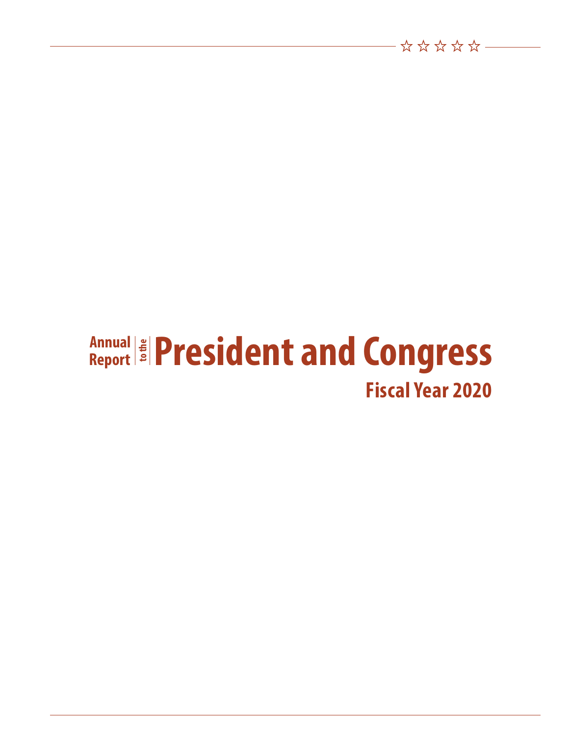# Annual Report to the President and Congress

## Fiscal Year 2020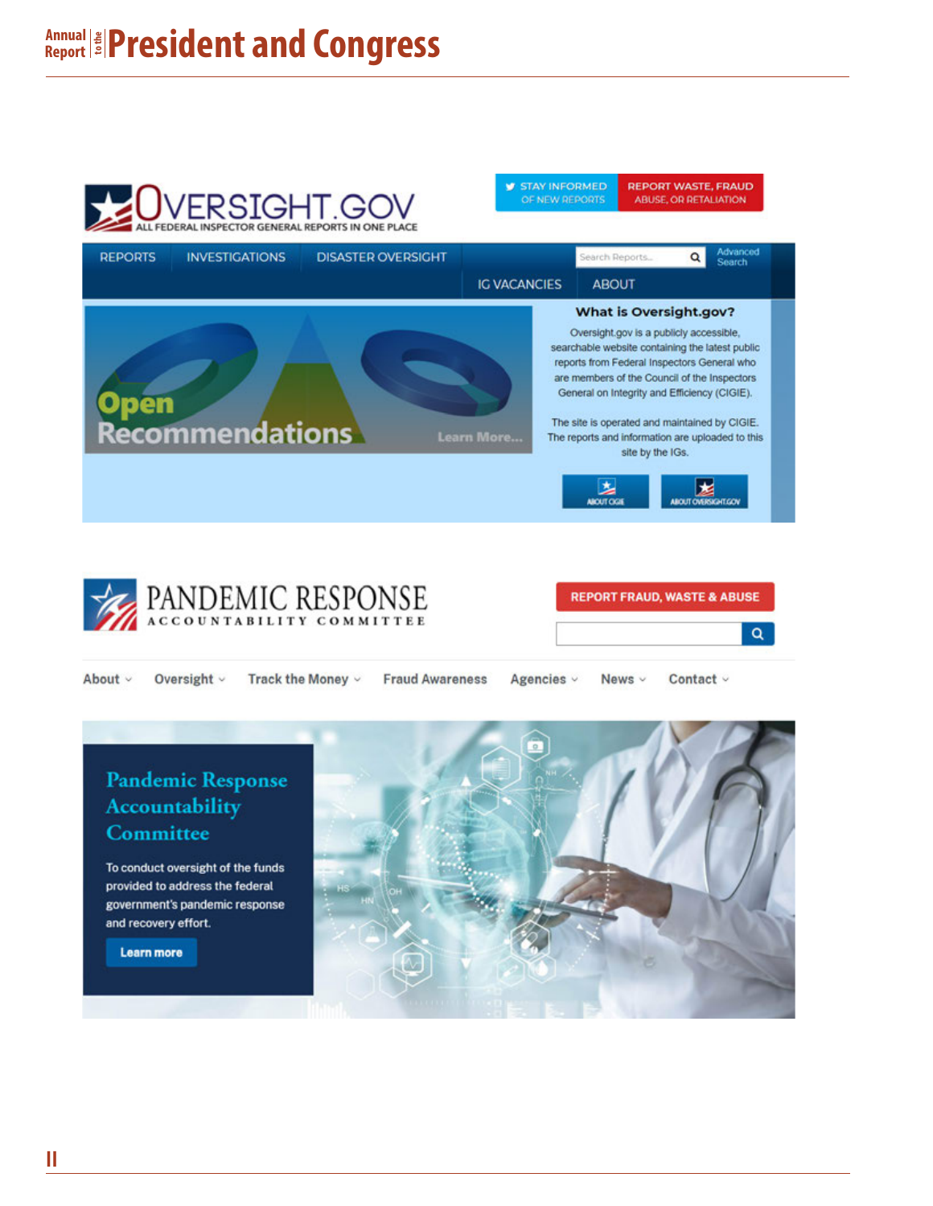**OVERSIGHT.GOV**
ALL FEDERAL INSPECTOR GENERAL REPORTS IN ONE PLACE

STAY INFORMED OF NEW REPORTS | REPORT WASTE, FRAUD ABUSE, OR RETALIATION

REPORTS | INVESTIGATIONS | DISASTER OVERSIGHT | IG VACANCIES | ABOUT

Search Reports... | Advanced Search

Open Recommendations

Learn More...

**What is Oversight.gov?**

Oversight.gov is a publicly accessible, searchable website containing the latest public reports from Federal Inspectors General who are members of the Council of the Inspectors General on Integrity and Efficiency (CIGIE).

The site is operated and maintained by CIGIE. The reports and information are uploaded to this site by the IGs.

ABOUT CIGIE | ABOUT OVERSIGHT.GOV

**PANDEMIC RESPONSE**
ACCOUNTABILITY COMMITTEE

REPORT FRAUD, WASTE & ABUSE

About | Oversight | Track the Money | Fraud Awareness | Agencies | News | Contact

**Pandemic Response Accountability Committee**

To conduct oversight of the funds provided to address the federal government's pandemic response and recovery effort.

Learn more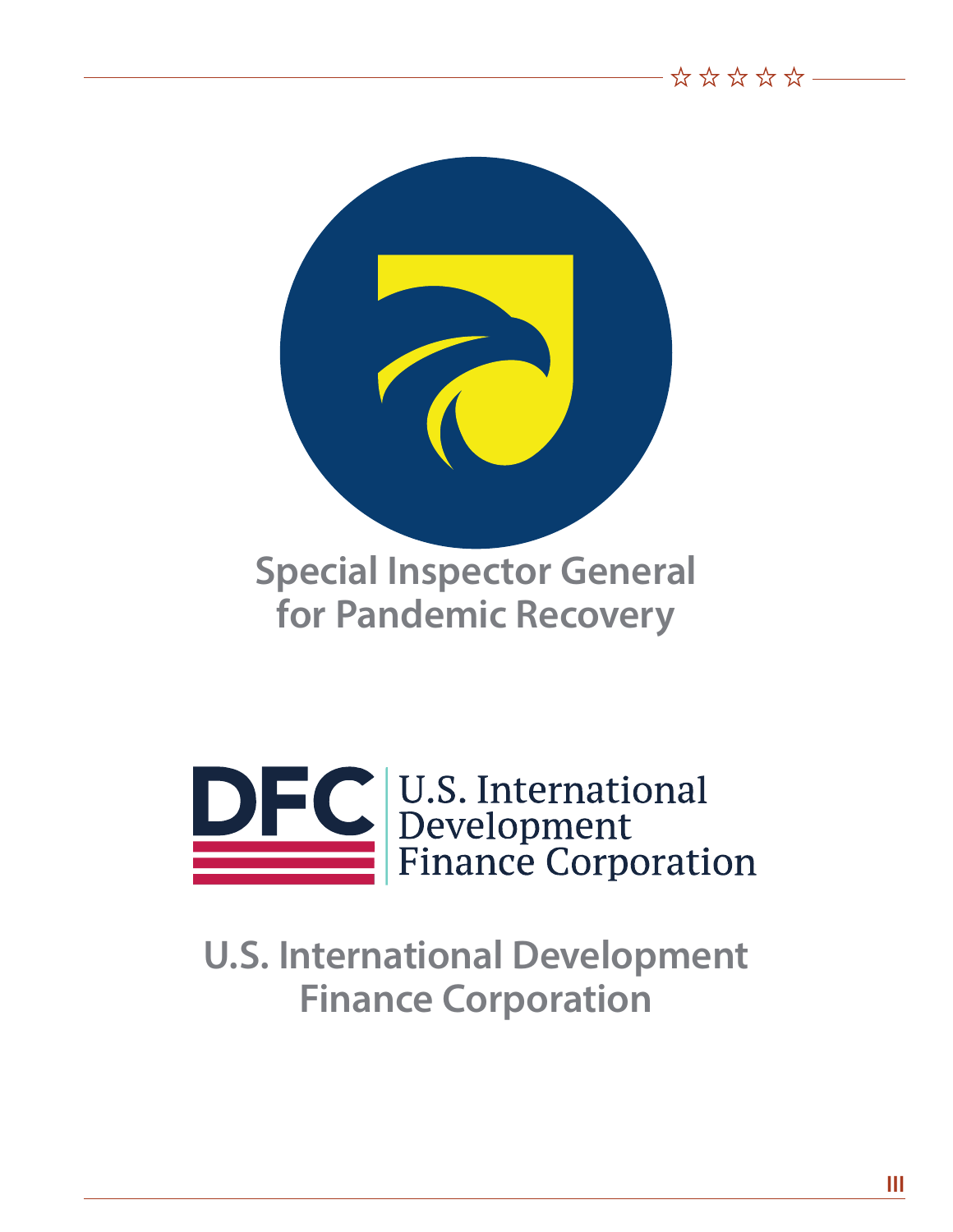**Special Inspector General for Pandemic Recovery**

**U.S. International Development Finance Corporation**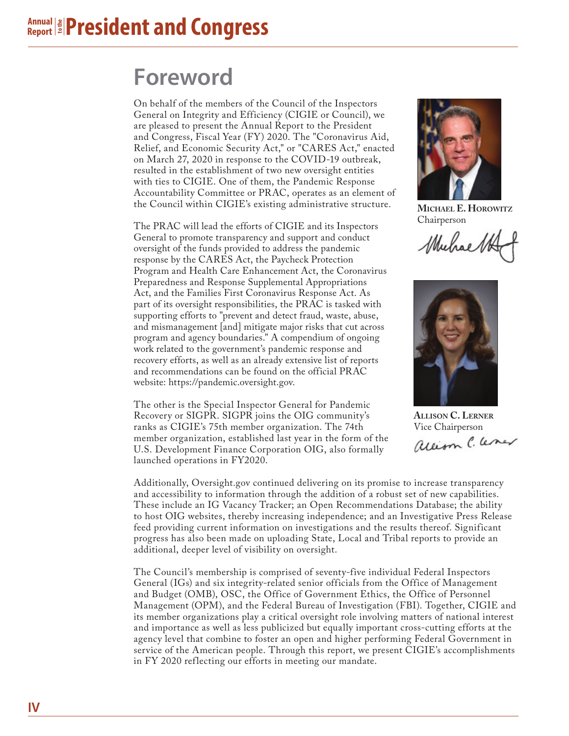# Foreword

On behalf of the members of the Council of the Inspectors General on Integrity and Efficiency (CIGIE or Council), we are pleased to present the Annual Report to the President and Congress, Fiscal Year (FY) 2020. The "Coronavirus Aid, Relief, and Economic Security Act," or "CARES Act," enacted on March 27, 2020 in response to the COVID-19 outbreak, resulted in the establishment of two new oversight entities with ties to CIGIE. One of them, the Pandemic Response Accountability Committee or PRAC, operates as an element of the Council within CIGIE's existing administrative structure.

The PRAC will lead the efforts of CIGIE and its Inspectors General to promote transparency and support and conduct oversight of the funds provided to address the pandemic response by the CARES Act, the Paycheck Protection Program and Health Care Enhancement Act, the Coronavirus Preparedness and Response Supplemental Appropriations Act, and the Families First Coronavirus Response Act. As part of its oversight responsibilities, the PRAC is tasked with supporting efforts to "prevent and detect fraud, waste, abuse, and mismanagement [and] mitigate major risks that cut across program and agency boundaries." A compendium of ongoing work related to the government's pandemic response and recovery efforts, as well as an already extensive list of reports and recommendations can be found on the official PRAC website: https://pandemic.oversight.gov.

The other is the Special Inspector General for Pandemic Recovery or SIGPR. SIGPR joins the OIG community's ranks as CIGIE's 75th member organization. The 74th member organization, established last year in the form of the U.S. Development Finance Corporation OIG, also formally launched operations in FY2020.

**Michael E. Horowitz**
Chairperson

**Allison C. Lerner**
Vice Chairperson

Additionally, Oversight.gov continued delivering on its promise to increase transparency and accessibility to information through the addition of a robust set of new capabilities. These include an IG Vacancy Tracker; an Open Recommendations Database; the ability to host OIG websites, thereby increasing independence; and an Investigative Press Release feed providing current information on investigations and the results thereof. Significant progress has also been made on uploading State, Local and Tribal reports to provide an additional, deeper level of visibility on oversight.

The Council's membership is comprised of seventy-five individual Federal Inspectors General (IGs) and six integrity-related senior officials from the Office of Management and Budget (OMB), OSC, the Office of Government Ethics, the Office of Personnel Management (OPM), and the Federal Bureau of Investigation (FBI). Together, CIGIE and its member organizations play a critical oversight role involving matters of national interest and importance as well as less publicized but equally important cross-cutting efforts at the agency level that combine to foster an open and higher performing Federal Government in service of the American people. Through this report, we present CIGIE's accomplishments in FY 2020 reflecting our efforts in meeting our mandate.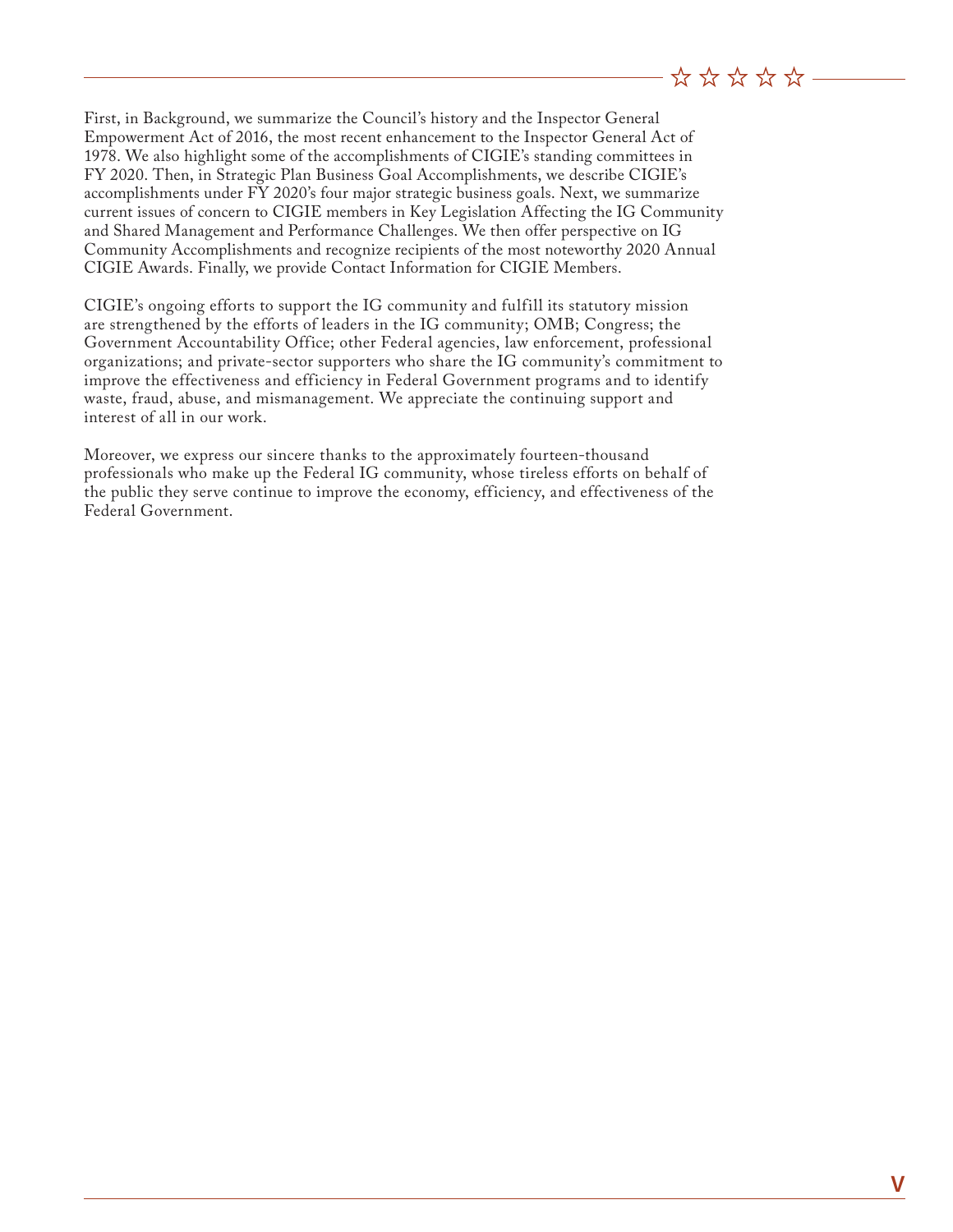First, in Background, we summarize the Council's history and the Inspector General Empowerment Act of 2016, the most recent enhancement to the Inspector General Act of 1978. We also highlight some of the accomplishments of CIGIE's standing committees in FY 2020. Then, in Strategic Plan Business Goal Accomplishments, we describe CIGIE's accomplishments under FY 2020's four major strategic business goals. Next, we summarize current issues of concern to CIGIE members in Key Legislation Affecting the IG Community and Shared Management and Performance Challenges. We then offer perspective on IG Community Accomplishments and recognize recipients of the most noteworthy 2020 Annual CIGIE Awards. Finally, we provide Contact Information for CIGIE Members.

CIGIE's ongoing efforts to support the IG community and fulfill its statutory mission are strengthened by the efforts of leaders in the IG community; OMB; Congress; the Government Accountability Office; other Federal agencies, law enforcement, professional organizations; and private-sector supporters who share the IG community's commitment to improve the effectiveness and efficiency in Federal Government programs and to identify waste, fraud, abuse, and mismanagement. We appreciate the continuing support and interest of all in our work.

Moreover, we express our sincere thanks to the approximately fourteen-thousand professionals who make up the Federal IG community, whose tireless efforts on behalf of the public they serve continue to improve the economy, efficiency, and effectiveness of the Federal Government.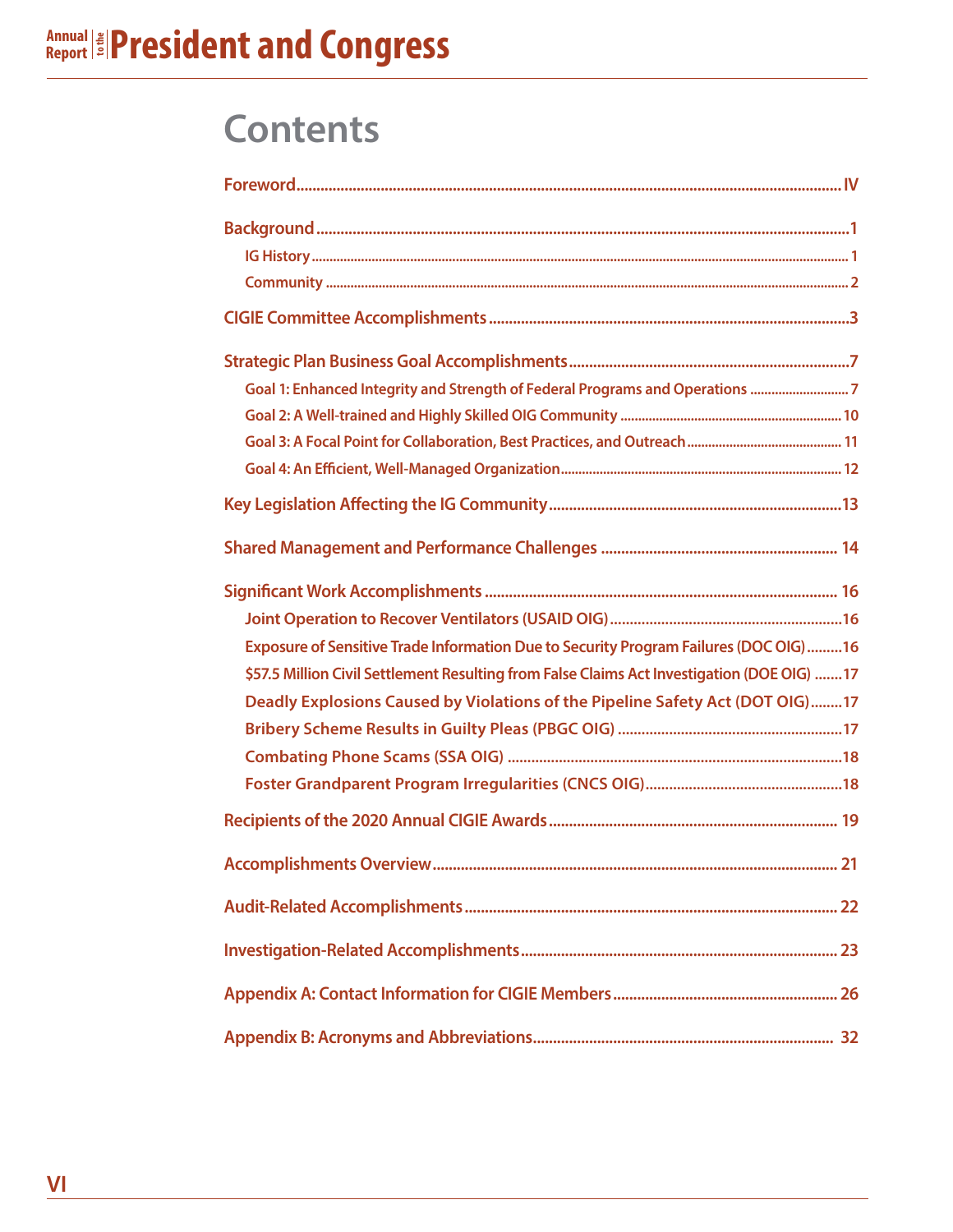# Contents

**Foreword** ........ IV

**Background** ........ 1

- IG History ........ 1
- Community ........ 2

**CIGIE Committee Accomplishments** ........ 3

**Strategic Plan Business Goal Accomplishments** ........ 7

- Goal 1: Enhanced Integrity and Strength of Federal Programs and Operations ........ 7
- Goal 2: A Well-trained and Highly Skilled OIG Community ........ 10
- Goal 3: A Focal Point for Collaboration, Best Practices, and Outreach ........ 11
- Goal 4: An Efficient, Well-Managed Organization ........ 12

**Key Legislation Affecting the IG Community** ........ 13

**Shared Management and Performance Challenges** ........ 14

**Significant Work Accomplishments** ........ 16

- Joint Operation to Recover Ventilators (USAID OIG) ........ 16
- Exposure of Sensitive Trade Information Due to Security Program Failures (DOC OIG) ........ 16
- $57.5 Million Civil Settlement Resulting from False Claims Act Investigation (DOE OIG) ........ 17
- Deadly Explosions Caused by Violations of the Pipeline Safety Act (DOT OIG) ........ 17
- Bribery Scheme Results in Guilty Pleas (PBGC OIG) ........ 17
- Combating Phone Scams (SSA OIG) ........ 18
- Foster Grandparent Program Irregularities (CNCS OIG) ........ 18

**Recipients of the 2020 Annual CIGIE Awards** ........ 19

**Accomplishments Overview** ........ 21

**Audit-Related Accomplishments** ........ 22

**Investigation-Related Accomplishments** ........ 23

**Appendix A: Contact Information for CIGIE Members** ........ 26

**Appendix B: Acronyms and Abbreviations** ........ 32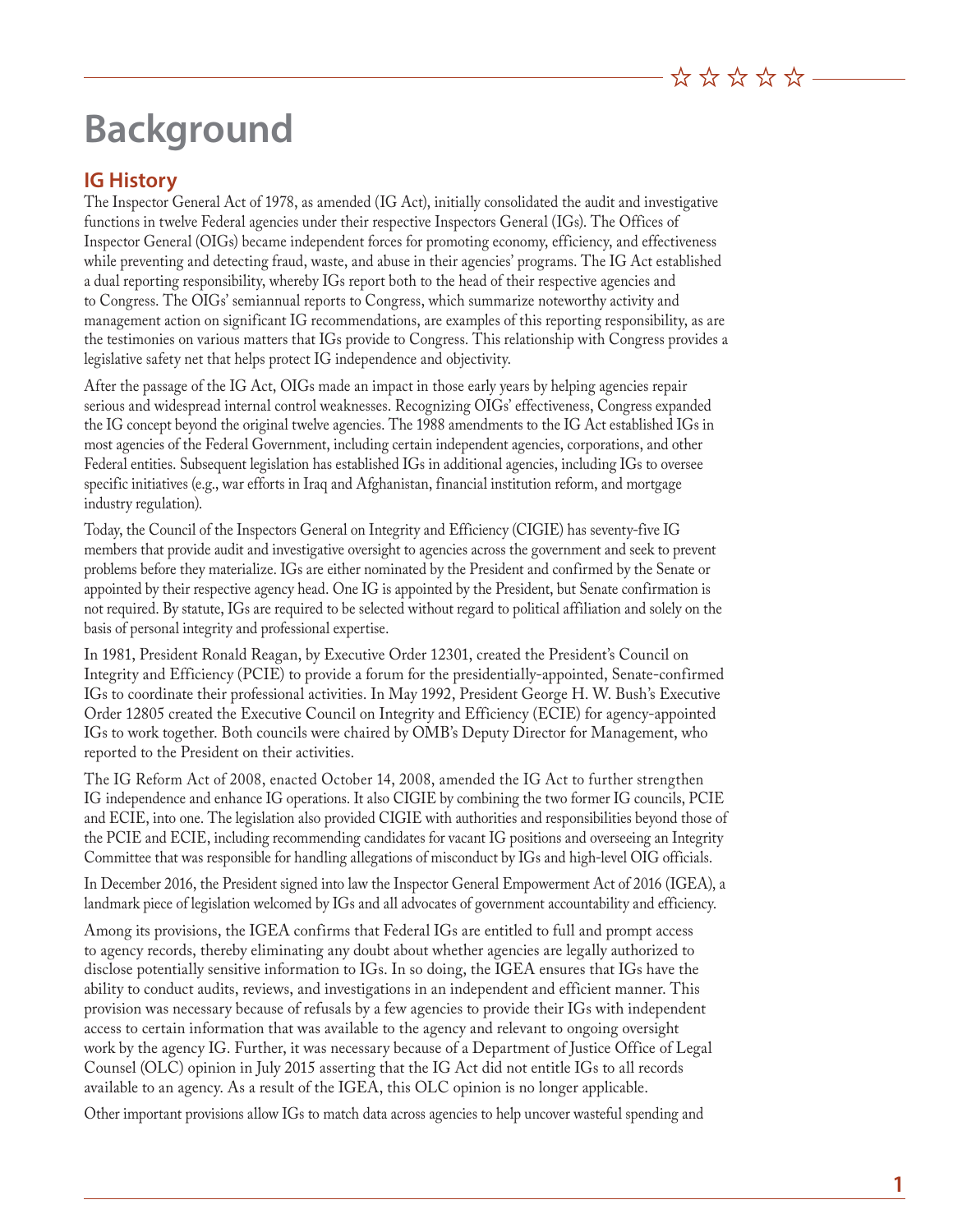# Background

## IG History

The Inspector General Act of 1978, as amended (IG Act), initially consolidated the audit and investigative functions in twelve Federal agencies under their respective Inspectors General (IGs). The Offices of Inspector General (OIGs) became independent forces for promoting economy, efficiency, and effectiveness while preventing and detecting fraud, waste, and abuse in their agencies' programs. The IG Act established a dual reporting responsibility, whereby IGs report both to the head of their respective agencies and to Congress. The OIGs' semiannual reports to Congress, which summarize noteworthy activity and management action on significant IG recommendations, are examples of this reporting responsibility, as are the testimonies on various matters that IGs provide to Congress. This relationship with Congress provides a legislative safety net that helps protect IG independence and objectivity.

After the passage of the IG Act, OIGs made an impact in those early years by helping agencies repair serious and widespread internal control weaknesses. Recognizing OIGs' effectiveness, Congress expanded the IG concept beyond the original twelve agencies. The 1988 amendments to the IG Act established IGs in most agencies of the Federal Government, including certain independent agencies, corporations, and other Federal entities. Subsequent legislation has established IGs in additional agencies, including IGs to oversee specific initiatives (e.g., war efforts in Iraq and Afghanistan, financial institution reform, and mortgage industry regulation).

Today, the Council of the Inspectors General on Integrity and Efficiency (CIGIE) has seventy-five IG members that provide audit and investigative oversight to agencies across the government and seek to prevent problems before they materialize. IGs are either nominated by the President and confirmed by the Senate or appointed by their respective agency head. One IG is appointed by the President, but Senate confirmation is not required. By statute, IGs are required to be selected without regard to political affiliation and solely on the basis of personal integrity and professional expertise.

In 1981, President Ronald Reagan, by Executive Order 12301, created the President's Council on Integrity and Efficiency (PCIE) to provide a forum for the presidentially-appointed, Senate-confirmed IGs to coordinate their professional activities. In May 1992, President George H. W. Bush's Executive Order 12805 created the Executive Council on Integrity and Efficiency (ECIE) for agency-appointed IGs to work together. Both councils were chaired by OMB's Deputy Director for Management, who reported to the President on their activities.

The IG Reform Act of 2008, enacted October 14, 2008, amended the IG Act to further strengthen IG independence and enhance IG operations. It also CIGIE by combining the two former IG councils, PCIE and ECIE, into one. The legislation also provided CIGIE with authorities and responsibilities beyond those of the PCIE and ECIE, including recommending candidates for vacant IG positions and overseeing an Integrity Committee that was responsible for handling allegations of misconduct by IGs and high-level OIG officials.

In December 2016, the President signed into law the Inspector General Empowerment Act of 2016 (IGEA), a landmark piece of legislation welcomed by IGs and all advocates of government accountability and efficiency.

Among its provisions, the IGEA confirms that Federal IGs are entitled to full and prompt access to agency records, thereby eliminating any doubt about whether agencies are legally authorized to disclose potentially sensitive information to IGs. In so doing, the IGEA ensures that IGs have the ability to conduct audits, reviews, and investigations in an independent and efficient manner. This provision was necessary because of refusals by a few agencies to provide their IGs with independent access to certain information that was available to the agency and relevant to ongoing oversight work by the agency IG. Further, it was necessary because of a Department of Justice Office of Legal Counsel (OLC) opinion in July 2015 asserting that the IG Act did not entitle IGs to all records available to an agency. As a result of the IGEA, this OLC opinion is no longer applicable.

Other important provisions allow IGs to match data across agencies to help uncover wasteful spending and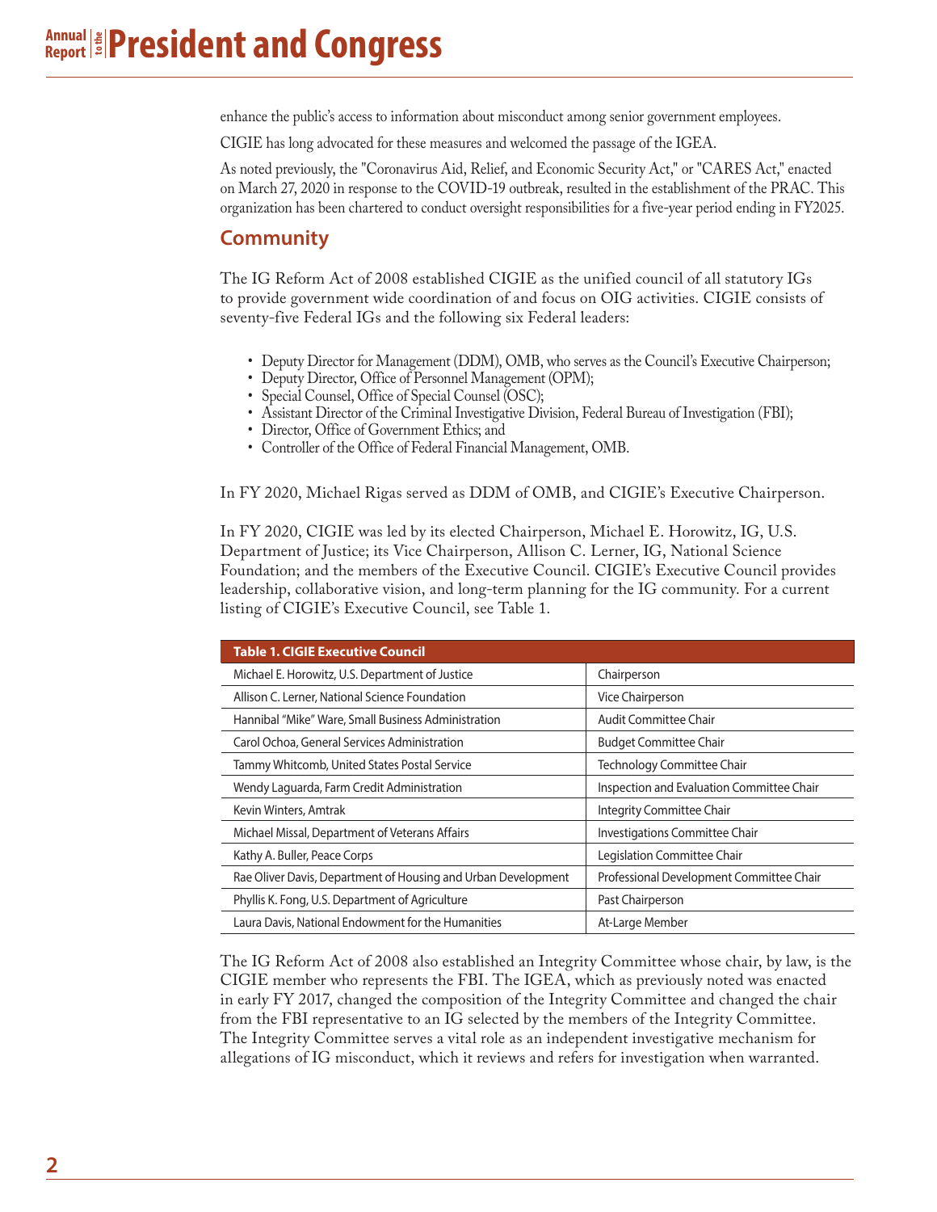enhance the public's access to information about misconduct among senior government employees.

CIGIE has long advocated for these measures and welcomed the passage of the IGEA.

As noted previously, the "Coronavirus Aid, Relief, and Economic Security Act," or "CARES Act," enacted on March 27, 2020 in response to the COVID-19 outbreak, resulted in the establishment of the PRAC. This organization has been chartered to conduct oversight responsibilities for a five-year period ending in FY2025.

## Community

The IG Reform Act of 2008 established CIGIE as the unified council of all statutory IGs to provide government wide coordination of and focus on OIG activities. CIGIE consists of seventy-five Federal IGs and the following six Federal leaders:

- Deputy Director for Management (DDM), OMB, who serves as the Council's Executive Chairperson;
- Deputy Director, Office of Personnel Management (OPM);
- Special Counsel, Office of Special Counsel (OSC);
- Assistant Director of the Criminal Investigative Division, Federal Bureau of Investigation (FBI);
- Director, Office of Government Ethics; and
- Controller of the Office of Federal Financial Management, OMB.

In FY 2020, Michael Rigas served as DDM of OMB, and CIGIE's Executive Chairperson.

In FY 2020, CIGIE was led by its elected Chairperson, Michael E. Horowitz, IG, U.S. Department of Justice; its Vice Chairperson, Allison C. Lerner, IG, National Science Foundation; and the members of the Executive Council. CIGIE's Executive Council provides leadership, collaborative vision, and long-term planning for the IG community. For a current listing of CIGIE's Executive Council, see Table 1.

**Table 1. CIGIE Executive Council**

| Member | Role |
|---|---|
| Michael E. Horowitz, U.S. Department of Justice | Chairperson |
| Allison C. Lerner, National Science Foundation | Vice Chairperson |
| Hannibal "Mike" Ware, Small Business Administration | Audit Committee Chair |
| Carol Ochoa, General Services Administration | Budget Committee Chair |
| Tammy Whitcomb, United States Postal Service | Technology Committee Chair |
| Wendy Laguarda, Farm Credit Administration | Inspection and Evaluation Committee Chair |
| Kevin Winters, Amtrak | Integrity Committee Chair |
| Michael Missal, Department of Veterans Affairs | Investigations Committee Chair |
| Kathy A. Buller, Peace Corps | Legislation Committee Chair |
| Rae Oliver Davis, Department of Housing and Urban Development | Professional Development Committee Chair |
| Phyllis K. Fong, U.S. Department of Agriculture | Past Chairperson |
| Laura Davis, National Endowment for the Humanities | At-Large Member |

The IG Reform Act of 2008 also established an Integrity Committee whose chair, by law, is the CIGIE member who represents the FBI. The IGEA, which as previously noted was enacted in early FY 2017, changed the composition of the Integrity Committee and changed the chair from the FBI representative to an IG selected by the members of the Integrity Committee. The Integrity Committee serves a vital role as an independent investigative mechanism for allegations of IG misconduct, which it reviews and refers for investigation when warranted.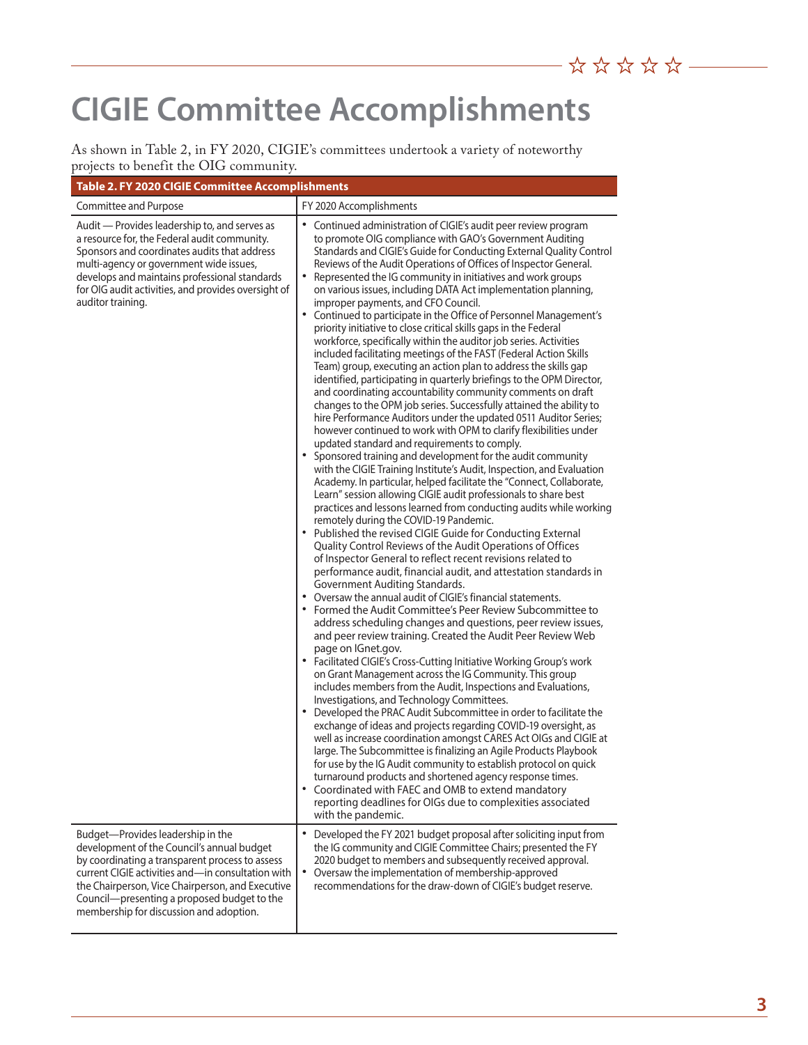# CIGIE Committee Accomplishments

As shown in Table 2, in FY 2020, CIGIE's committees undertook a variety of noteworthy projects to benefit the OIG community.

**Table 2. FY 2020 CIGIE Committee Accomplishments**

| Committee and Purpose | FY 2020 Accomplishments |
|---|---|
| Audit — Provides leadership to, and serves as a resource for, the Federal audit community. Sponsors and coordinates audits that address multi-agency or government wide issues, develops and maintains professional standards for OIG audit activities, and provides oversight of auditor training. | • Continued administration of CIGIE's audit peer review program to promote OIG compliance with GAO's Government Auditing Standards and CIGIE's Guide for Conducting External Quality Control Reviews of the Audit Operations of Offices of Inspector General.<br>• Represented the IG community in initiatives and work groups on various issues, including DATA Act implementation planning, improper payments, and CFO Council.<br>• Continued to participate in the Office of Personnel Management's priority initiative to close critical skills gaps in the Federal workforce, specifically within the auditor job series. Activities included facilitating meetings of the FAST (Federal Action Skills Team) group, executing an action plan to address the skills gap identified, participating in quarterly briefings to the OPM Director, and coordinating accountability community comments on draft changes to the OPM job series. Successfully attained the ability to hire Performance Auditors under the updated 0511 Auditor Series; however continued to work with OPM to clarify flexibilities under updated standard and requirements to comply.<br>• Sponsored training and development for the audit community with the CIGIE Training Institute's Audit, Inspection, and Evaluation Academy. In particular, helped facilitate the "Connect, Collaborate, Learn" session allowing CIGIE audit professionals to share best practices and lessons learned from conducting audits while working remotely during the COVID-19 Pandemic.<br>• Published the revised CIGIE Guide for Conducting External Quality Control Reviews of the Audit Operations of Offices of Inspector General to reflect recent revisions related to performance audit, financial audit, and attestation standards in Government Auditing Standards.<br>• Oversaw the annual audit of CIGIE's financial statements.<br>• Formed the Audit Committee's Peer Review Subcommittee to address scheduling changes and questions, peer review issues, and peer review training. Created the Audit Peer Review Web page on IGnet.gov.<br>• Facilitated CIGIE's Cross-Cutting Initiative Working Group's work on Grant Management across the IG Community. This group includes members from the Audit, Inspections and Evaluations, Investigations, and Technology Committees.<br>• Developed the PRAC Audit Subcommittee in order to facilitate the exchange of ideas and projects regarding COVID-19 oversight, as well as increase coordination amongst CARES Act OIGs and CIGIE at large. The Subcommittee is finalizing an Agile Products Playbook for use by the IG Audit community to establish protocol on quick turnaround products and shortened agency response times.<br>• Coordinated with FAEC and OMB to extend mandatory reporting deadlines for OIGs due to complexities associated with the pandemic. |
| Budget—Provides leadership in the development of the Council's annual budget by coordinating a transparent process to assess current CIGIE activities and—in consultation with the Chairperson, Vice Chairperson, and Executive Council—presenting a proposed budget to the membership for discussion and adoption. | • Developed the FY 2021 budget proposal after soliciting input from the IG community and CIGIE Committee Chairs; presented the FY 2020 budget to members and subsequently received approval.<br>• Oversaw the implementation of membership-approved recommendations for the draw-down of CIGIE's budget reserve. |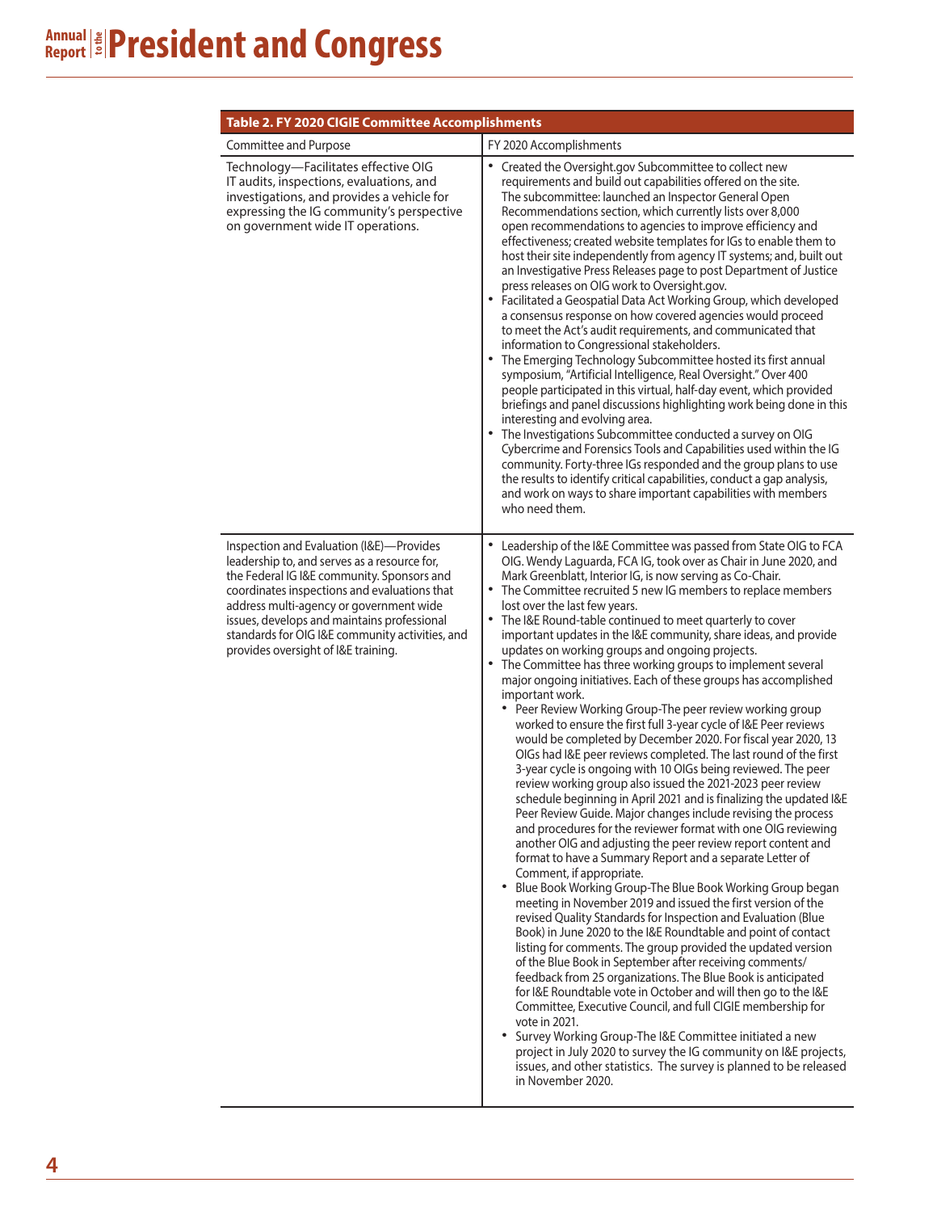**Table 2. FY 2020 CIGIE Committee Accomplishments**

| Committee and Purpose | FY 2020 Accomplishments |
|---|---|
| Technology—Facilitates effective OIG IT audits, inspections, evaluations, and investigations, and provides a vehicle for expressing the IG community's perspective on government wide IT operations. | • Created the Oversight.gov Subcommittee to collect new requirements and build out capabilities offered on the site. The subcommittee: launched an Inspector General Open Recommendations section, which currently lists over 8,000 open recommendations to agencies to improve efficiency and effectiveness; created website templates for IGs to enable them to host their site independently from agency IT systems; and, built out an Investigative Press Releases page to post Department of Justice press releases on OIG work to Oversight.gov.<br>• Facilitated a Geospatial Data Act Working Group, which developed a consensus response on how covered agencies would proceed to meet the Act's audit requirements, and communicated that information to Congressional stakeholders.<br>• The Emerging Technology Subcommittee hosted its first annual symposium, "Artificial Intelligence, Real Oversight." Over 400 people participated in this virtual, half-day event, which provided briefings and panel discussions highlighting work being done in this interesting and evolving area.<br>• The Investigations Subcommittee conducted a survey on OIG Cybercrime and Forensics Tools and Capabilities used within the IG community. Forty-three IGs responded and the group plans to use the results to identify critical capabilities, conduct a gap analysis, and work on ways to share important capabilities with members who need them. |
| Inspection and Evaluation (I&E)—Provides leadership to, and serves as a resource for, the Federal IG I&E community. Sponsors and coordinates inspections and evaluations that address multi-agency or government wide issues, develops and maintains professional standards for OIG I&E community activities, and provides oversight of I&E training. | • Leadership of the I&E Committee was passed from State OIG to FCA OIG. Wendy Laguarda, FCA IG, took over as Chair in June 2020, and Mark Greenblatt, Interior IG, is now serving as Co-Chair.<br>• The Committee recruited 5 new IG members to replace members lost over the last few years.<br>• The I&E Round-table continued to meet quarterly to cover important updates in the I&E community, share ideas, and provide updates on working groups and ongoing projects.<br>• The Committee has three working groups to implement several major ongoing initiatives. Each of these groups has accomplished important work.<br>&nbsp;&nbsp;• Peer Review Working Group-The peer review working group worked to ensure the first full 3-year cycle of I&E Peer reviews would be completed by December 2020. For fiscal year 2020, 13 OIGs had I&E peer reviews completed. The last round of the first 3-year cycle is ongoing with 10 OIGs being reviewed. The peer review working group also issued the 2021-2023 peer review schedule beginning in April 2021 and is finalizing the updated I&E Peer Review Guide. Major changes include revising the process and procedures for the reviewer format with one OIG reviewing another OIG and adjusting the peer review report content and format to have a Summary Report and a separate Letter of Comment, if appropriate.<br>&nbsp;&nbsp;• Blue Book Working Group-The Blue Book Working Group began meeting in November 2019 and issued the first version of the revised Quality Standards for Inspection and Evaluation (Blue Book) in June 2020 to the I&E Roundtable and point of contact listing for comments. The group provided the updated version of the Blue Book in September after receiving comments/feedback from 25 organizations. The Blue Book is anticipated for I&E Roundtable vote in October and will then go to the I&E Committee, Executive Council, and full CIGIE membership for vote in 2021.<br>&nbsp;&nbsp;• Survey Working Group-The I&E Committee initiated a new project in July 2020 to survey the IG community on I&E projects, issues, and other statistics. The survey is planned to be released in November 2020. |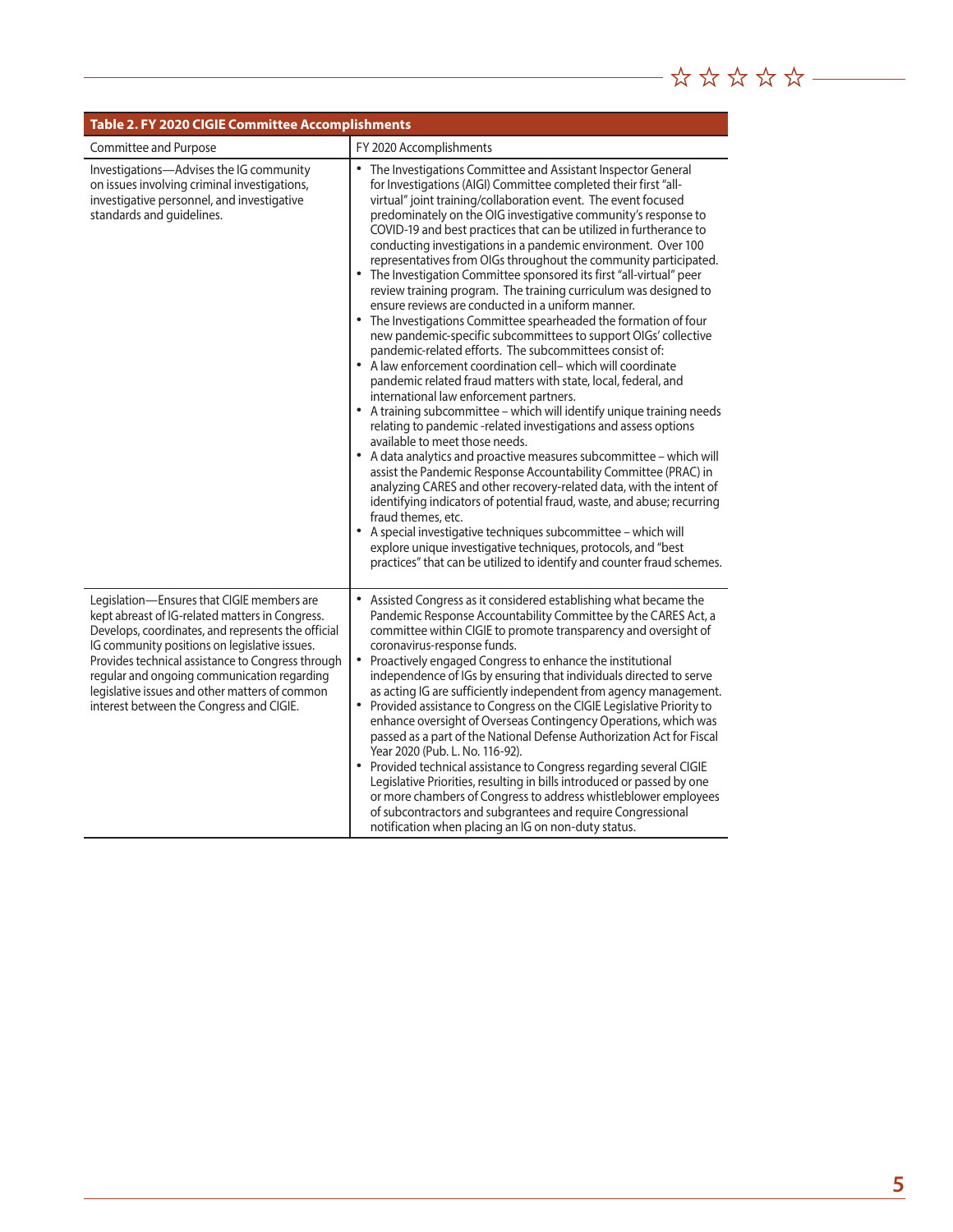**Table 2. FY 2020 CIGIE Committee Accomplishments**

| Committee and Purpose | FY 2020 Accomplishments |
|---|---|
| Investigations—Advises the IG community on issues involving criminal investigations, investigative personnel, and investigative standards and guidelines. | • The Investigations Committee and Assistant Inspector General for Investigations (AIGI) Committee completed their first "all-virtual" joint training/collaboration event. The event focused predominately on the OIG investigative community's response to COVID-19 and best practices that can be utilized in furtherance to conducting investigations in a pandemic environment. Over 100 representatives from OIGs throughout the community participated.<br>• The Investigation Committee sponsored its first "all-virtual" peer review training program. The training curriculum was designed to ensure reviews are conducted in a uniform manner.<br>• The Investigations Committee spearheaded the formation of four new pandemic-specific subcommittees to support OIGs' collective pandemic-related efforts. The subcommittees consist of:<br>• A law enforcement coordination cell– which will coordinate pandemic related fraud matters with state, local, federal, and international law enforcement partners.<br>• A training subcommittee – which will identify unique training needs relating to pandemic -related investigations and assess options available to meet those needs.<br>• A data analytics and proactive measures subcommittee – which will assist the Pandemic Response Accountability Committee (PRAC) in analyzing CARES and other recovery-related data, with the intent of identifying indicators of potential fraud, waste, and abuse; recurring fraud themes, etc.<br>• A special investigative techniques subcommittee – which will explore unique investigative techniques, protocols, and "best practices" that can be utilized to identify and counter fraud schemes. |
| Legislation—Ensures that CIGIE members are kept abreast of IG-related matters in Congress. Develops, coordinates, and represents the official IG community positions on legislative issues. Provides technical assistance to Congress through regular and ongoing communication regarding legislative issues and other matters of common interest between the Congress and CIGIE. | • Assisted Congress as it considered establishing what became the Pandemic Response Accountability Committee by the CARES Act, a committee within CIGIE to promote transparency and oversight of coronavirus-response funds.<br>• Proactively engaged Congress to enhance the institutional independence of IGs by ensuring that individuals directed to serve as acting IG are sufficiently independent from agency management.<br>• Provided assistance to Congress on the CIGIE Legislative Priority to enhance oversight of Overseas Contingency Operations, which was passed as a part of the National Defense Authorization Act for Fiscal Year 2020 (Pub. L. No. 116-92).<br>• Provided technical assistance to Congress regarding several CIGIE Legislative Priorities, resulting in bills introduced or passed by one or more chambers of Congress to address whistleblower employees of subcontractors and subgrantees and require Congressional notification when placing an IG on non-duty status. |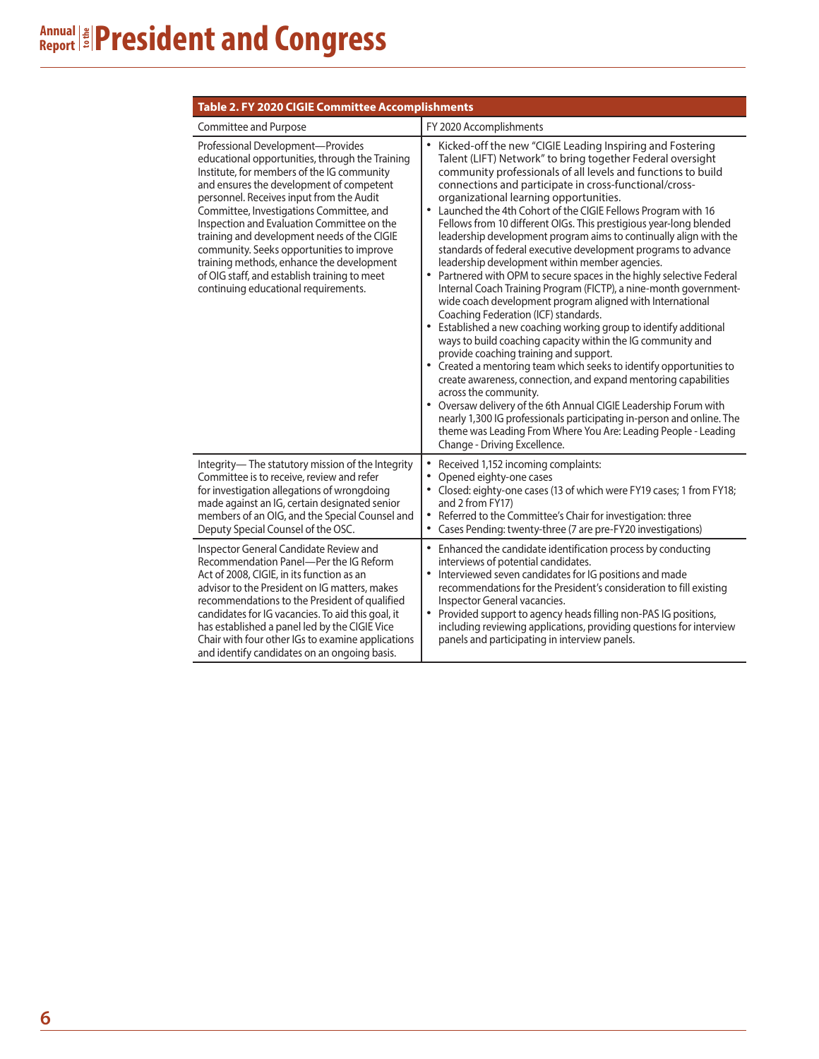**Table 2. FY 2020 CIGIE Committee Accomplishments**

| Committee and Purpose | FY 2020 Accomplishments |
|---|---|
| Professional Development—Provides educational opportunities, through the Training Institute, for members of the IG community and ensures the development of competent personnel. Receives input from the Audit Committee, Investigations Committee, and Inspection and Evaluation Committee on the training and development needs of the CIGIE community. Seeks opportunities to improve training methods, enhance the development of OIG staff, and establish training to meet continuing educational requirements. | • Kicked-off the new "CIGIE Leading Inspiring and Fostering Talent (LIFT) Network" to bring together Federal oversight community professionals of all levels and functions to build connections and participate in cross-functional/cross-organizational learning opportunities.<br>• Launched the 4th Cohort of the CIGIE Fellows Program with 16 Fellows from 10 different OIGs. This prestigious year-long blended leadership development program aims to continually align with the standards of federal executive development programs to advance leadership development within member agencies.<br>• Partnered with OPM to secure spaces in the highly selective Federal Internal Coach Training Program (FICTP), a nine-month government-wide coach development program aligned with International Coaching Federation (ICF) standards.<br>• Established a new coaching working group to identify additional ways to build coaching capacity within the IG community and provide coaching training and support.<br>• Created a mentoring team which seeks to identify opportunities to create awareness, connection, and expand mentoring capabilities across the community.<br>• Oversaw delivery of the 6th Annual CIGIE Leadership Forum with nearly 1,300 IG professionals participating in-person and online. The theme was Leading From Where You Are: Leading People - Leading Change - Driving Excellence. |
| Integrity— The statutory mission of the Integrity Committee is to receive, review and refer for investigation allegations of wrongdoing made against an IG, certain designated senior members of an OIG, and the Special Counsel and Deputy Special Counsel of the OSC. | • Received 1,152 incoming complaints:<br>• Opened eighty-one cases<br>• Closed: eighty-one cases (13 of which were FY19 cases; 1 from FY18; and 2 from FY17)<br>• Referred to the Committee's Chair for investigation: three<br>• Cases Pending: twenty-three (7 are pre-FY20 investigations) |
| Inspector General Candidate Review and Recommendation Panel—Per the IG Reform Act of 2008, CIGIE, in its function as an advisor to the President on IG matters, makes recommendations to the President of qualified candidates for IG vacancies. To aid this goal, it has established a panel led by the CIGIE Vice Chair with four other IGs to examine applications and identify candidates on an ongoing basis. | • Enhanced the candidate identification process by conducting interviews of potential candidates.<br>• Interviewed seven candidates for IG positions and made recommendations for the President's consideration to fill existing Inspector General vacancies.<br>• Provided support to agency heads filling non-PAS IG positions, including reviewing applications, providing questions for interview panels and participating in interview panels. |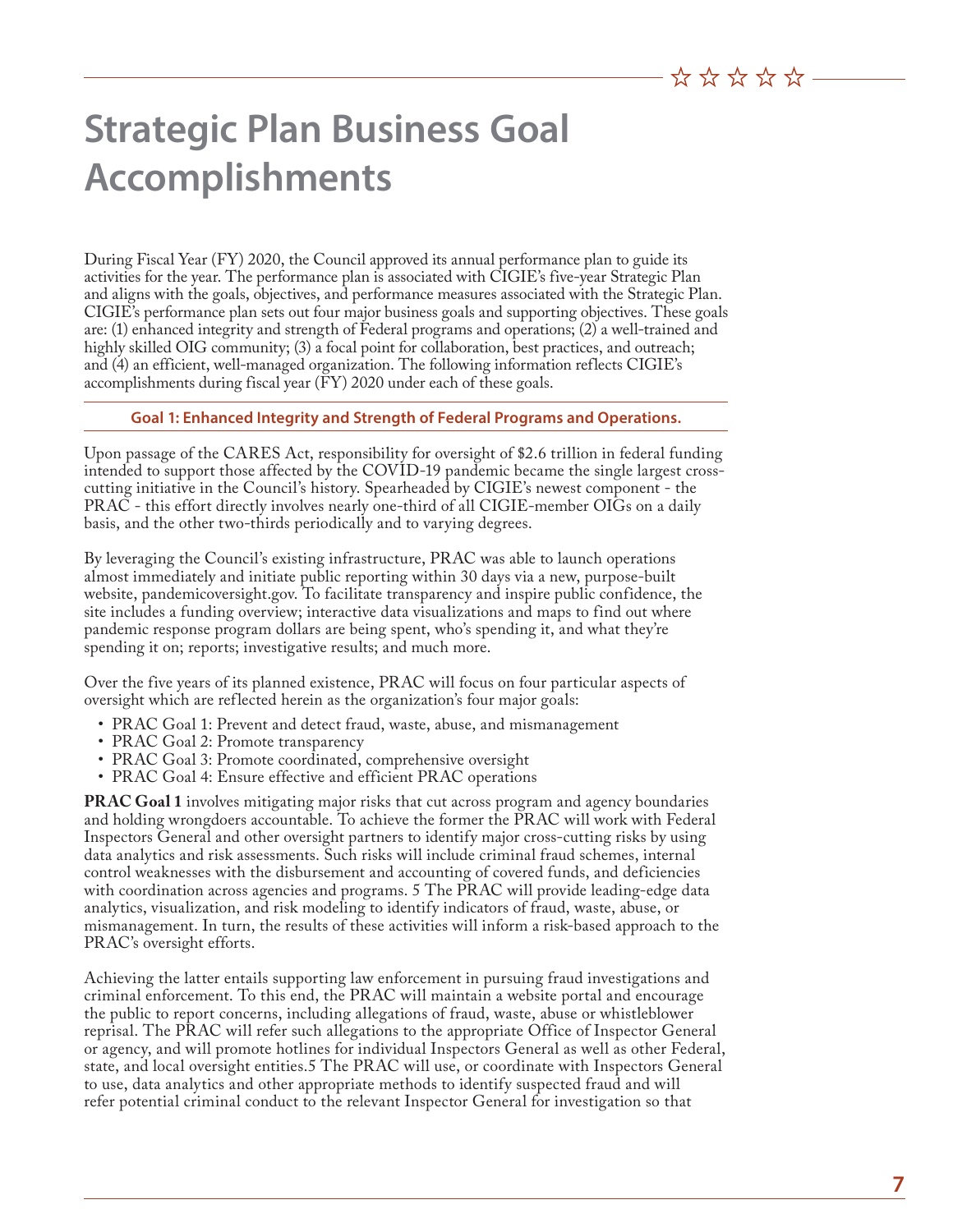# Strategic Plan Business Goal Accomplishments

During Fiscal Year (FY) 2020, the Council approved its annual performance plan to guide its activities for the year. The performance plan is associated with CIGIE's five-year Strategic Plan and aligns with the goals, objectives, and performance measures associated with the Strategic Plan. CIGIE's performance plan sets out four major business goals and supporting objectives. These goals are: (1) enhanced integrity and strength of Federal programs and operations; (2) a well-trained and highly skilled OIG community; (3) a focal point for collaboration, best practices, and outreach; and (4) an efficient, well-managed organization. The following information reflects CIGIE's accomplishments during fiscal year (FY) 2020 under each of these goals.

## Goal 1: Enhanced Integrity and Strength of Federal Programs and Operations.

Upon passage of the CARES Act, responsibility for oversight of $2.6 trillion in federal funding intended to support those affected by the COVID-19 pandemic became the single largest cross-cutting initiative in the Council's history. Spearheaded by CIGIE's newest component - the PRAC - this effort directly involves nearly one-third of all CIGIE-member OIGs on a daily basis, and the other two-thirds periodically and to varying degrees.

By leveraging the Council's existing infrastructure, PRAC was able to launch operations almost immediately and initiate public reporting within 30 days via a new, purpose-built website, pandemicoversight.gov. To facilitate transparency and inspire public confidence, the site includes a funding overview; interactive data visualizations and maps to find out where pandemic response program dollars are being spent, who's spending it, and what they're spending it on; reports; investigative results; and much more.

Over the five years of its planned existence, PRAC will focus on four particular aspects of oversight which are reflected herein as the organization's four major goals:

- PRAC Goal 1: Prevent and detect fraud, waste, abuse, and mismanagement
- PRAC Goal 2: Promote transparency
- PRAC Goal 3: Promote coordinated, comprehensive oversight
- PRAC Goal 4: Ensure effective and efficient PRAC operations

**PRAC Goal 1** involves mitigating major risks that cut across program and agency boundaries and holding wrongdoers accountable. To achieve the former the PRAC will work with Federal Inspectors General and other oversight partners to identify major cross-cutting risks by using data analytics and risk assessments. Such risks will include criminal fraud schemes, internal control weaknesses with the disbursement and accounting of covered funds, and deficiencies with coordination across agencies and programs. 5 The PRAC will provide leading-edge data analytics, visualization, and risk modeling to identify indicators of fraud, waste, abuse, or mismanagement. In turn, the results of these activities will inform a risk-based approach to the PRAC's oversight efforts.

Achieving the latter entails supporting law enforcement in pursuing fraud investigations and criminal enforcement. To this end, the PRAC will maintain a website portal and encourage the public to report concerns, including allegations of fraud, waste, abuse or whistleblower reprisal. The PRAC will refer such allegations to the appropriate Office of Inspector General or agency, and will promote hotlines for individual Inspectors General as well as other Federal, state, and local oversight entities.5 The PRAC will use, or coordinate with Inspectors General to use, data analytics and other appropriate methods to identify suspected fraud and will refer potential criminal conduct to the relevant Inspector General for investigation so that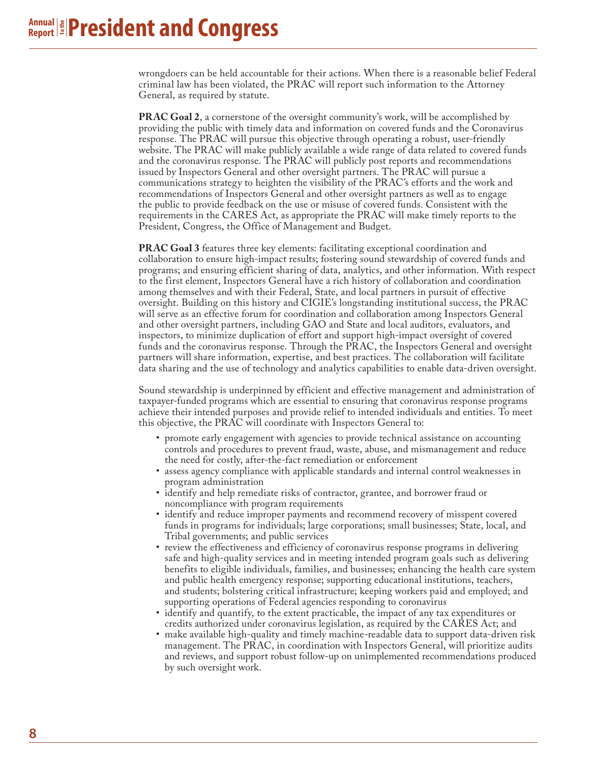wrongdoers can be held accountable for their actions. When there is a reasonable belief Federal criminal law has been violated, the PRAC will report such information to the Attorney General, as required by statute.

**PRAC Goal 2**, a cornerstone of the oversight community's work, will be accomplished by providing the public with timely data and information on covered funds and the Coronavirus response. The PRAC will pursue this objective through operating a robust, user-friendly website. The PRAC will make publicly available a wide range of data related to covered funds and the coronavirus response. The PRAC will publicly post reports and recommendations issued by Inspectors General and other oversight partners. The PRAC will pursue a communications strategy to heighten the visibility of the PRAC's efforts and the work and recommendations of Inspectors General and other oversight partners as well as to engage the public to provide feedback on the use or misuse of covered funds. Consistent with the requirements in the CARES Act, as appropriate the PRAC will make timely reports to the President, Congress, the Office of Management and Budget.

**PRAC Goal 3** features three key elements: facilitating exceptional coordination and collaboration to ensure high-impact results; fostering sound stewardship of covered funds and programs; and ensuring efficient sharing of data, analytics, and other information. With respect to the first element, Inspectors General have a rich history of collaboration and coordination among themselves and with their Federal, State, and local partners in pursuit of effective oversight. Building on this history and CIGIE's longstanding institutional success, the PRAC will serve as an effective forum for coordination and collaboration among Inspectors General and other oversight partners, including GAO and State and local auditors, evaluators, and inspectors, to minimize duplication of effort and support high-impact oversight of covered funds and the coronavirus response. Through the PRAC, the Inspectors General and oversight partners will share information, expertise, and best practices. The collaboration will facilitate data sharing and the use of technology and analytics capabilities to enable data-driven oversight.

Sound stewardship is underpinned by efficient and effective management and administration of taxpayer-funded programs which are essential to ensuring that coronavirus response programs achieve their intended purposes and provide relief to intended individuals and entities. To meet this objective, the PRAC will coordinate with Inspectors General to:

- promote early engagement with agencies to provide technical assistance on accounting controls and procedures to prevent fraud, waste, abuse, and mismanagement and reduce the need for costly, after-the-fact remediation or enforcement
- assess agency compliance with applicable standards and internal control weaknesses in program administration
- identify and help remediate risks of contractor, grantee, and borrower fraud or noncompliance with program requirements
- identify and reduce improper payments and recommend recovery of misspent covered funds in programs for individuals; large corporations; small businesses; State, local, and Tribal governments; and public services
- review the effectiveness and efficiency of coronavirus response programs in delivering safe and high-quality services and in meeting intended program goals such as delivering benefits to eligible individuals, families, and businesses; enhancing the health care system and public health emergency response; supporting educational institutions, teachers, and students; bolstering critical infrastructure; keeping workers paid and employed; and supporting operations of Federal agencies responding to coronavirus
- identify and quantify, to the extent practicable, the impact of any tax expenditures or credits authorized under coronavirus legislation, as required by the CARES Act; and
- make available high-quality and timely machine-readable data to support data-driven risk management. The PRAC, in coordination with Inspectors General, will prioritize audits and reviews, and support robust follow-up on unimplemented recommendations produced by such oversight work.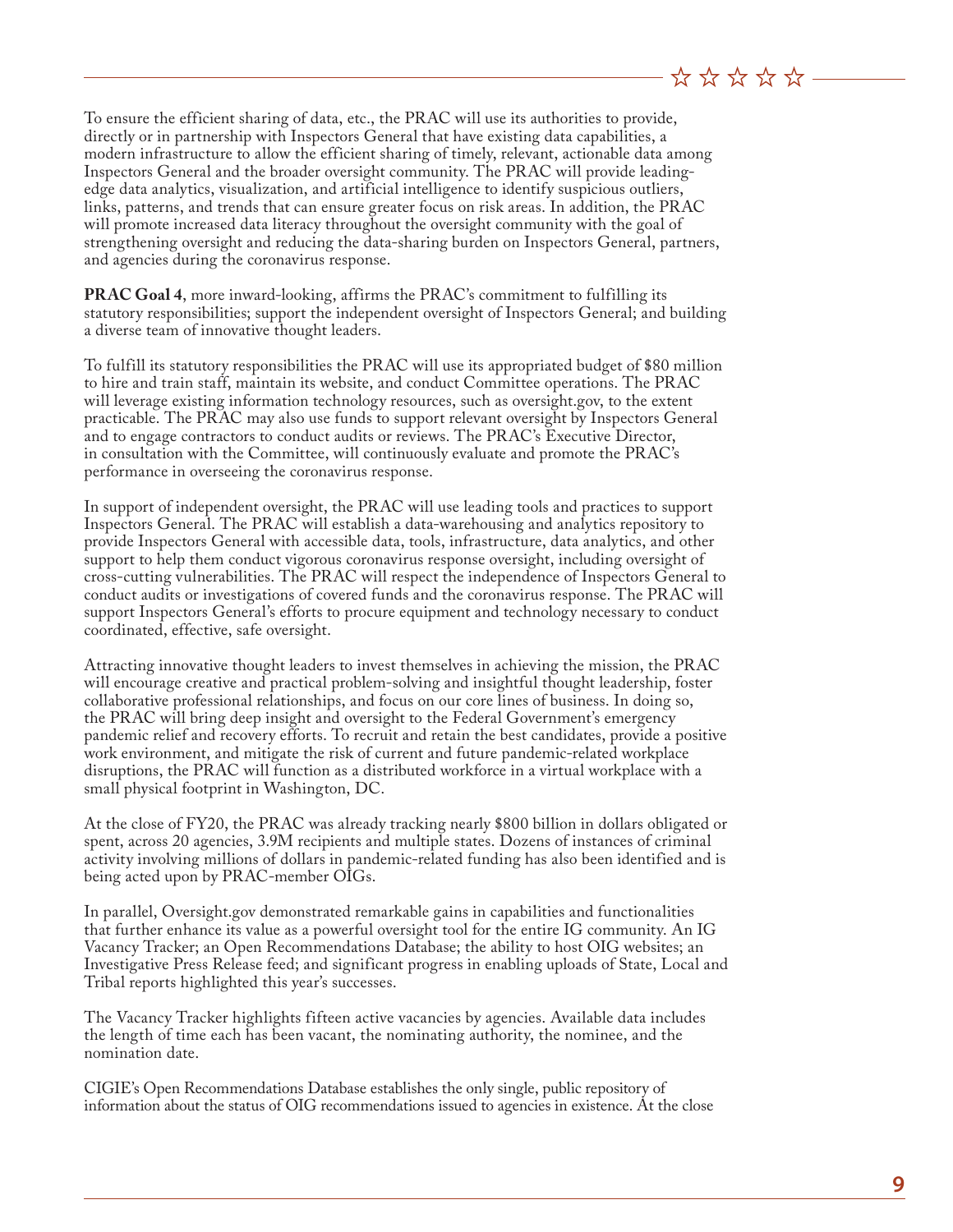To ensure the efficient sharing of data, etc., the PRAC will use its authorities to provide, directly or in partnership with Inspectors General that have existing data capabilities, a modern infrastructure to allow the efficient sharing of timely, relevant, actionable data among Inspectors General and the broader oversight community. The PRAC will provide leading-edge data analytics, visualization, and artificial intelligence to identify suspicious outliers, links, patterns, and trends that can ensure greater focus on risk areas. In addition, the PRAC will promote increased data literacy throughout the oversight community with the goal of strengthening oversight and reducing the data-sharing burden on Inspectors General, partners, and agencies during the coronavirus response.

**PRAC Goal 4**, more inward-looking, affirms the PRAC's commitment to fulfilling its statutory responsibilities; support the independent oversight of Inspectors General; and building a diverse team of innovative thought leaders.

To fulfill its statutory responsibilities the PRAC will use its appropriated budget of $80 million to hire and train staff, maintain its website, and conduct Committee operations. The PRAC will leverage existing information technology resources, such as oversight.gov, to the extent practicable. The PRAC may also use funds to support relevant oversight by Inspectors General and to engage contractors to conduct audits or reviews. The PRAC's Executive Director, in consultation with the Committee, will continuously evaluate and promote the PRAC's performance in overseeing the coronavirus response.

In support of independent oversight, the PRAC will use leading tools and practices to support Inspectors General. The PRAC will establish a data-warehousing and analytics repository to provide Inspectors General with accessible data, tools, infrastructure, data analytics, and other support to help them conduct vigorous coronavirus response oversight, including oversight of cross-cutting vulnerabilities. The PRAC will respect the independence of Inspectors General to conduct audits or investigations of covered funds and the coronavirus response. The PRAC will support Inspectors General's efforts to procure equipment and technology necessary to conduct coordinated, effective, safe oversight.

Attracting innovative thought leaders to invest themselves in achieving the mission, the PRAC will encourage creative and practical problem-solving and insightful thought leadership, foster collaborative professional relationships, and focus on our core lines of business. In doing so, the PRAC will bring deep insight and oversight to the Federal Government's emergency pandemic relief and recovery efforts. To recruit and retain the best candidates, provide a positive work environment, and mitigate the risk of current and future pandemic-related workplace disruptions, the PRAC will function as a distributed workforce in a virtual workplace with a small physical footprint in Washington, DC.

At the close of FY20, the PRAC was already tracking nearly $800 billion in dollars obligated or spent, across 20 agencies, 3.9M recipients and multiple states. Dozens of instances of criminal activity involving millions of dollars in pandemic-related funding has also been identified and is being acted upon by PRAC-member OIGs.

In parallel, Oversight.gov demonstrated remarkable gains in capabilities and functionalities that further enhance its value as a powerful oversight tool for the entire IG community. An IG Vacancy Tracker; an Open Recommendations Database; the ability to host OIG websites; an Investigative Press Release feed; and significant progress in enabling uploads of State, Local and Tribal reports highlighted this year's successes.

The Vacancy Tracker highlights fifteen active vacancies by agencies. Available data includes the length of time each has been vacant, the nominating authority, the nominee, and the nomination date.

CIGIE's Open Recommendations Database establishes the only single, public repository of information about the status of OIG recommendations issued to agencies in existence. At the close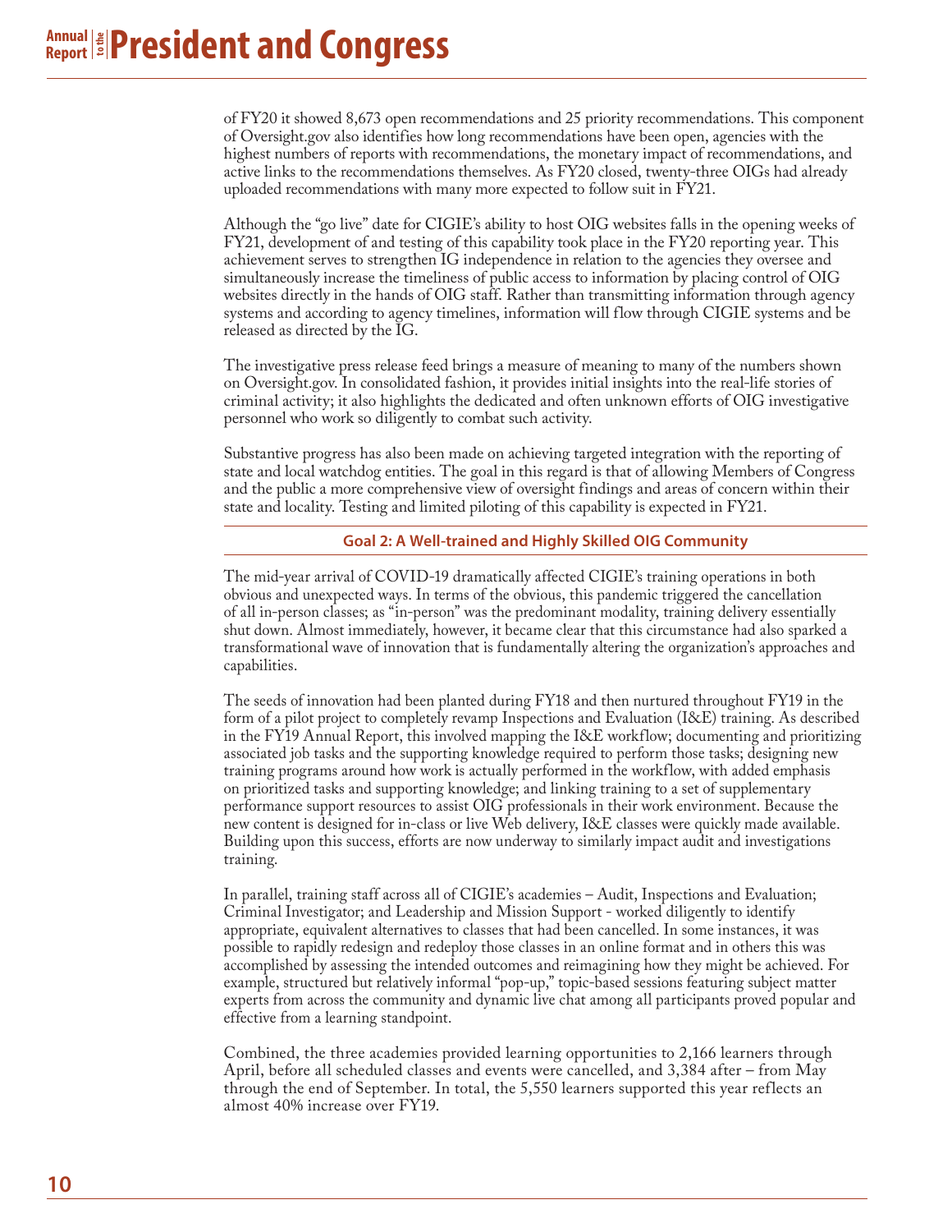of FY20 it showed 8,673 open recommendations and 25 priority recommendations. This component of Oversight.gov also identifies how long recommendations have been open, agencies with the highest numbers of reports with recommendations, the monetary impact of recommendations, and active links to the recommendations themselves. As FY20 closed, twenty-three OIGs had already uploaded recommendations with many more expected to follow suit in FY21.

Although the "go live" date for CIGIE's ability to host OIG websites falls in the opening weeks of FY21, development of and testing of this capability took place in the FY20 reporting year. This achievement serves to strengthen IG independence in relation to the agencies they oversee and simultaneously increase the timeliness of public access to information by placing control of OIG websites directly in the hands of OIG staff. Rather than transmitting information through agency systems and according to agency timelines, information will flow through CIGIE systems and be released as directed by the IG.

The investigative press release feed brings a measure of meaning to many of the numbers shown on Oversight.gov. In consolidated fashion, it provides initial insights into the real-life stories of criminal activity; it also highlights the dedicated and often unknown efforts of OIG investigative personnel who work so diligently to combat such activity.

Substantive progress has also been made on achieving targeted integration with the reporting of state and local watchdog entities. The goal in this regard is that of allowing Members of Congress and the public a more comprehensive view of oversight findings and areas of concern within their state and locality. Testing and limited piloting of this capability is expected in FY21.

## Goal 2: A Well-trained and Highly Skilled OIG Community

The mid-year arrival of COVID-19 dramatically affected CIGIE's training operations in both obvious and unexpected ways. In terms of the obvious, this pandemic triggered the cancellation of all in-person classes; as "in-person" was the predominant modality, training delivery essentially shut down. Almost immediately, however, it became clear that this circumstance had also sparked a transformational wave of innovation that is fundamentally altering the organization's approaches and capabilities.

The seeds of innovation had been planted during FY18 and then nurtured throughout FY19 in the form of a pilot project to completely revamp Inspections and Evaluation (I&E) training. As described in the FY19 Annual Report, this involved mapping the I&E workflow; documenting and prioritizing associated job tasks and the supporting knowledge required to perform those tasks; designing new training programs around how work is actually performed in the workflow, with added emphasis on prioritized tasks and supporting knowledge; and linking training to a set of supplementary performance support resources to assist OIG professionals in their work environment. Because the new content is designed for in-class or live Web delivery, I&E classes were quickly made available. Building upon this success, efforts are now underway to similarly impact audit and investigations training.

In parallel, training staff across all of CIGIE's academies – Audit, Inspections and Evaluation; Criminal Investigator; and Leadership and Mission Support - worked diligently to identify appropriate, equivalent alternatives to classes that had been cancelled. In some instances, it was possible to rapidly redesign and redeploy those classes in an online format and in others this was accomplished by assessing the intended outcomes and reimagining how they might be achieved. For example, structured but relatively informal "pop-up," topic-based sessions featuring subject matter experts from across the community and dynamic live chat among all participants proved popular and effective from a learning standpoint.

Combined, the three academies provided learning opportunities to 2,166 learners through April, before all scheduled classes and events were cancelled, and 3,384 after – from May through the end of September. In total, the 5,550 learners supported this year reflects an almost 40% increase over FY19.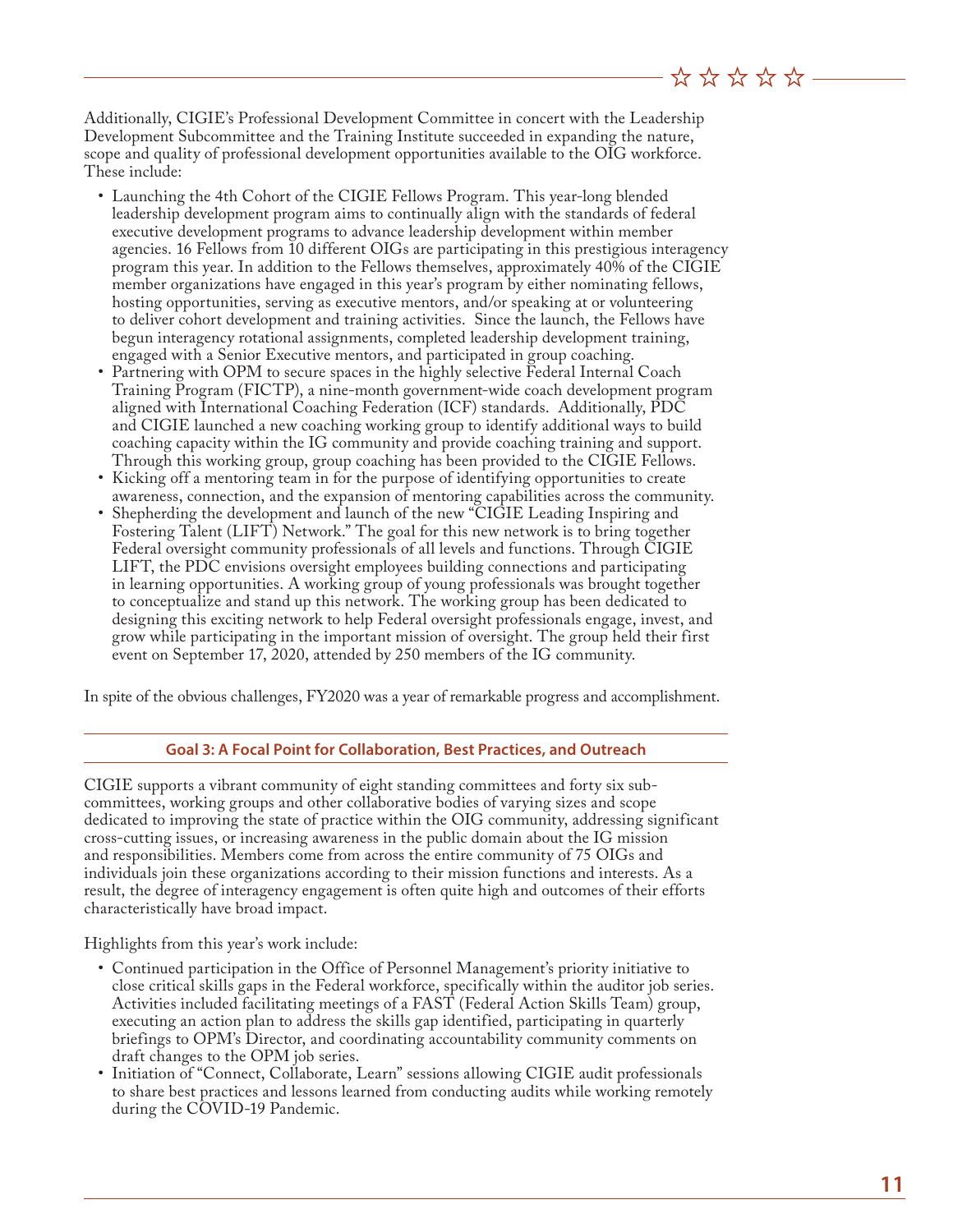Additionally, CIGIE's Professional Development Committee in concert with the Leadership Development Subcommittee and the Training Institute succeeded in expanding the nature, scope and quality of professional development opportunities available to the OIG workforce. These include:

- Launching the 4th Cohort of the CIGIE Fellows Program. This year-long blended leadership development program aims to continually align with the standards of federal executive development programs to advance leadership development within member agencies. 16 Fellows from 10 different OIGs are participating in this prestigious interagency program this year. In addition to the Fellows themselves, approximately 40% of the CIGIE member organizations have engaged in this year's program by either nominating fellows, hosting opportunities, serving as executive mentors, and/or speaking at or volunteering to deliver cohort development and training activities. Since the launch, the Fellows have begun interagency rotational assignments, completed leadership development training, engaged with a Senior Executive mentors, and participated in group coaching.
- Partnering with OPM to secure spaces in the highly selective Federal Internal Coach Training Program (FICTP), a nine-month government-wide coach development program aligned with International Coaching Federation (ICF) standards. Additionally, PDC and CIGIE launched a new coaching working group to identify additional ways to build coaching capacity within the IG community and provide coaching training and support. Through this working group, group coaching has been provided to the CIGIE Fellows.
- Kicking off a mentoring team in for the purpose of identifying opportunities to create awareness, connection, and the expansion of mentoring capabilities across the community.
- Shepherding the development and launch of the new "CIGIE Leading Inspiring and Fostering Talent (LIFT) Network." The goal for this new network is to bring together Federal oversight community professionals of all levels and functions. Through CIGIE LIFT, the PDC envisions oversight employees building connections and participating in learning opportunities. A working group of young professionals was brought together to conceptualize and stand up this network. The working group has been dedicated to designing this exciting network to help Federal oversight professionals engage, invest, and grow while participating in the important mission of oversight. The group held their first event on September 17, 2020, attended by 250 members of the IG community.

In spite of the obvious challenges, FY2020 was a year of remarkable progress and accomplishment.

## Goal 3: A Focal Point for Collaboration, Best Practices, and Outreach

CIGIE supports a vibrant community of eight standing committees and forty six sub-committees, working groups and other collaborative bodies of varying sizes and scope dedicated to improving the state of practice within the OIG community, addressing significant cross-cutting issues, or increasing awareness in the public domain about the IG mission and responsibilities. Members come from across the entire community of 75 OIGs and individuals join these organizations according to their mission functions and interests. As a result, the degree of interagency engagement is often quite high and outcomes of their efforts characteristically have broad impact.

Highlights from this year's work include:

- Continued participation in the Office of Personnel Management's priority initiative to close critical skills gaps in the Federal workforce, specifically within the auditor job series. Activities included facilitating meetings of a FAST (Federal Action Skills Team) group, executing an action plan to address the skills gap identified, participating in quarterly briefings to OPM's Director, and coordinating accountability community comments on draft changes to the OPM job series.
- Initiation of "Connect, Collaborate, Learn" sessions allowing CIGIE audit professionals to share best practices and lessons learned from conducting audits while working remotely during the COVID-19 Pandemic.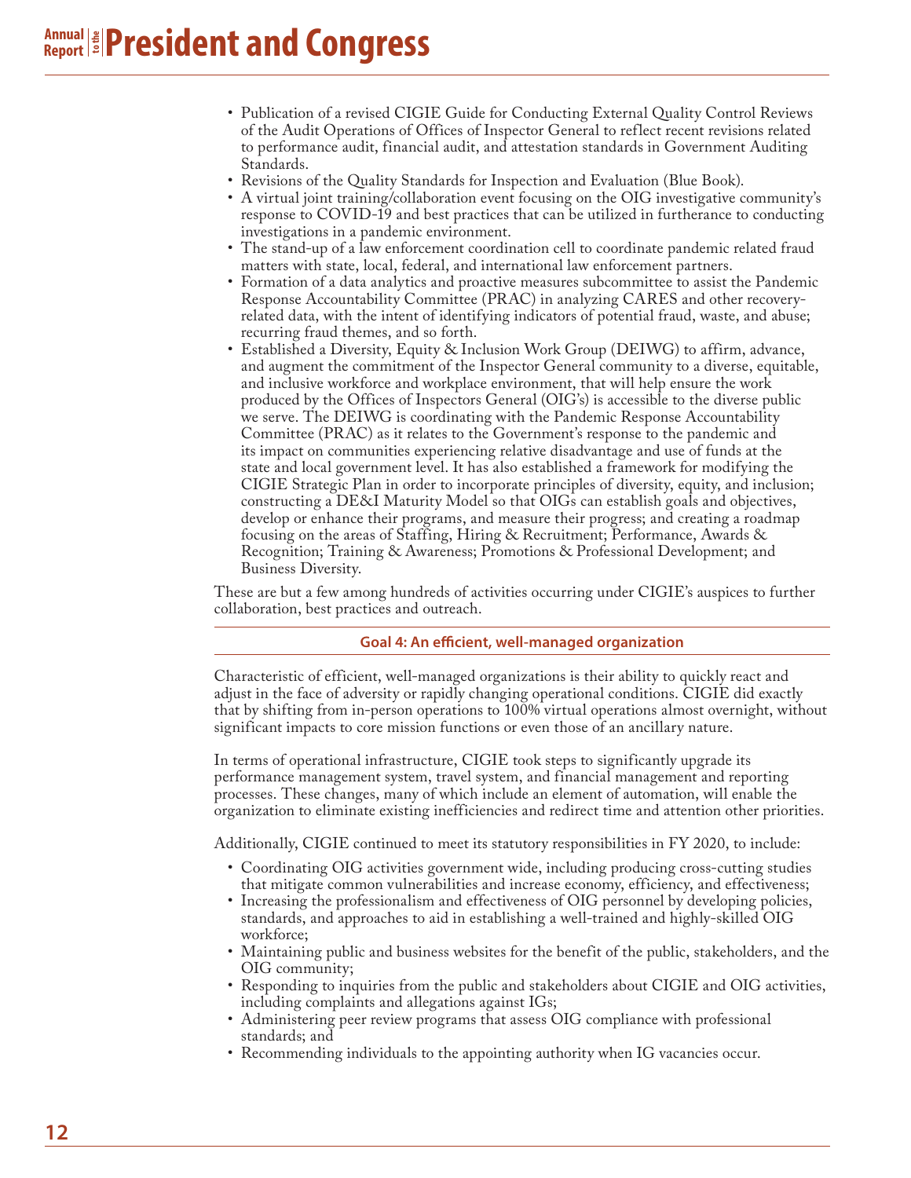- Publication of a revised CIGIE Guide for Conducting External Quality Control Reviews of the Audit Operations of Offices of Inspector General to reflect recent revisions related to performance audit, financial audit, and attestation standards in Government Auditing Standards.
- Revisions of the Quality Standards for Inspection and Evaluation (Blue Book).
- A virtual joint training/collaboration event focusing on the OIG investigative community's response to COVID-19 and best practices that can be utilized in furtherance to conducting investigations in a pandemic environment.
- The stand-up of a law enforcement coordination cell to coordinate pandemic related fraud matters with state, local, federal, and international law enforcement partners.
- Formation of a data analytics and proactive measures subcommittee to assist the Pandemic Response Accountability Committee (PRAC) in analyzing CARES and other recovery-related data, with the intent of identifying indicators of potential fraud, waste, and abuse; recurring fraud themes, and so forth.
- Established a Diversity, Equity & Inclusion Work Group (DEIWG) to affirm, advance, and augment the commitment of the Inspector General community to a diverse, equitable, and inclusive workforce and workplace environment, that will help ensure the work produced by the Offices of Inspectors General (OIG's) is accessible to the diverse public we serve. The DEIWG is coordinating with the Pandemic Response Accountability Committee (PRAC) as it relates to the Government's response to the pandemic and its impact on communities experiencing relative disadvantage and use of funds at the state and local government level. It has also established a framework for modifying the CIGIE Strategic Plan in order to incorporate principles of diversity, equity, and inclusion; constructing a DE&I Maturity Model so that OIGs can establish goals and objectives, develop or enhance their programs, and measure their progress; and creating a roadmap focusing on the areas of Staffing, Hiring & Recruitment; Performance, Awards & Recognition; Training & Awareness; Promotions & Professional Development; and Business Diversity.

These are but a few among hundreds of activities occurring under CIGIE's auspices to further collaboration, best practices and outreach.

## Goal 4: An efficient, well-managed organization

Characteristic of efficient, well-managed organizations is their ability to quickly react and adjust in the face of adversity or rapidly changing operational conditions. CIGIE did exactly that by shifting from in-person operations to 100% virtual operations almost overnight, without significant impacts to core mission functions or even those of an ancillary nature.

In terms of operational infrastructure, CIGIE took steps to significantly upgrade its performance management system, travel system, and financial management and reporting processes. These changes, many of which include an element of automation, will enable the organization to eliminate existing inefficiencies and redirect time and attention other priorities.

Additionally, CIGIE continued to meet its statutory responsibilities in FY 2020, to include:

- Coordinating OIG activities government wide, including producing cross-cutting studies that mitigate common vulnerabilities and increase economy, efficiency, and effectiveness;
- Increasing the professionalism and effectiveness of OIG personnel by developing policies, standards, and approaches to aid in establishing a well-trained and highly-skilled OIG workforce;
- Maintaining public and business websites for the benefit of the public, stakeholders, and the OIG community;
- Responding to inquiries from the public and stakeholders about CIGIE and OIG activities, including complaints and allegations against IGs;
- Administering peer review programs that assess OIG compliance with professional standards; and
- Recommending individuals to the appointing authority when IG vacancies occur.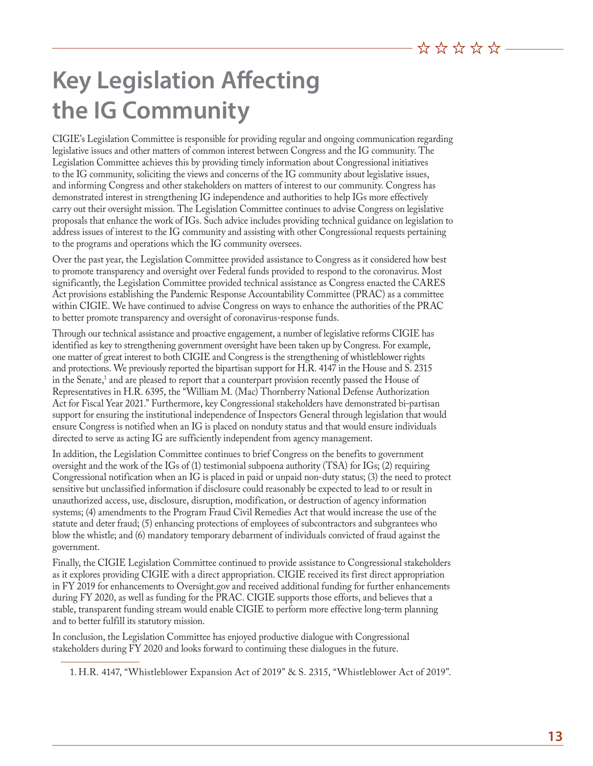# Key Legislation Affecting the IG Community

CIGIE's Legislation Committee is responsible for providing regular and ongoing communication regarding legislative issues and other matters of common interest between Congress and the IG community. The Legislation Committee achieves this by providing timely information about Congressional initiatives to the IG community, soliciting the views and concerns of the IG community about legislative issues, and informing Congress and other stakeholders on matters of interest to our community. Congress has demonstrated interest in strengthening IG independence and authorities to help IGs more effectively carry out their oversight mission. The Legislation Committee continues to advise Congress on legislative proposals that enhance the work of IGs. Such advice includes providing technical guidance on legislation to address issues of interest to the IG community and assisting with other Congressional requests pertaining to the programs and operations which the IG community oversees.

Over the past year, the Legislation Committee provided assistance to Congress as it considered how best to promote transparency and oversight over Federal funds provided to respond to the coronavirus. Most significantly, the Legislation Committee provided technical assistance as Congress enacted the CARES Act provisions establishing the Pandemic Response Accountability Committee (PRAC) as a committee within CIGIE. We have continued to advise Congress on ways to enhance the authorities of the PRAC to better promote transparency and oversight of coronavirus-response funds.

Through our technical assistance and proactive engagement, a number of legislative reforms CIGIE has identified as key to strengthening government oversight have been taken up by Congress. For example, one matter of great interest to both CIGIE and Congress is the strengthening of whistleblower rights and protections. We previously reported the bipartisan support for H.R. 4147 in the House and S. 2315 in the Senate,[1] and are pleased to report that a counterpart provision recently passed the House of Representatives in H.R. 6395, the "William M. (Mac) Thornberry National Defense Authorization Act for Fiscal Year 2021." Furthermore, key Congressional stakeholders have demonstrated bi-partisan support for ensuring the institutional independence of Inspectors General through legislation that would ensure Congress is notified when an IG is placed on nonduty status and that would ensure individuals directed to serve as acting IG are sufficiently independent from agency management.

In addition, the Legislation Committee continues to brief Congress on the benefits to government oversight and the work of the IGs of (1) testimonial subpoena authority (TSA) for IGs; (2) requiring Congressional notification when an IG is placed in paid or unpaid non-duty status; (3) the need to protect sensitive but unclassified information if disclosure could reasonably be expected to lead to or result in unauthorized access, use, disclosure, disruption, modification, or destruction of agency information systems; (4) amendments to the Program Fraud Civil Remedies Act that would increase the use of the statute and deter fraud; (5) enhancing protections of employees of subcontractors and subgrantees who blow the whistle; and (6) mandatory temporary debarment of individuals convicted of fraud against the government.

Finally, the CIGIE Legislation Committee continued to provide assistance to Congressional stakeholders as it explores providing CIGIE with a direct appropriation. CIGIE received its first direct appropriation in FY 2019 for enhancements to Oversight.gov and received additional funding for further enhancements during FY 2020, as well as funding for the PRAC. CIGIE supports those efforts, and believes that a stable, transparent funding stream would enable CIGIE to perform more effective long-term planning and to better fulfill its statutory mission.

In conclusion, the Legislation Committee has enjoyed productive dialogue with Congressional stakeholders during FY 2020 and looks forward to continuing these dialogues in the future.

1. H.R. 4147, "Whistleblower Expansion Act of 2019" & S. 2315, "Whistleblower Act of 2019".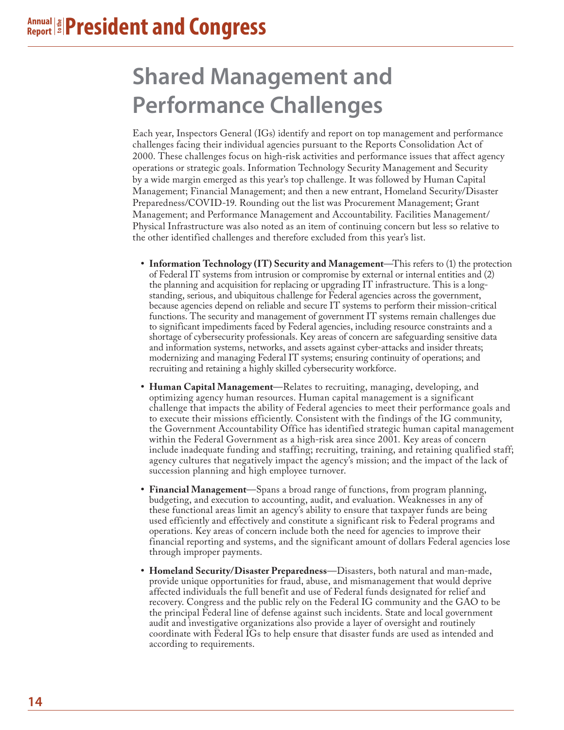# Shared Management and Performance Challenges

Each year, Inspectors General (IGs) identify and report on top management and performance challenges facing their individual agencies pursuant to the Reports Consolidation Act of 2000. These challenges focus on high-risk activities and performance issues that affect agency operations or strategic goals. Information Technology Security Management and Security by a wide margin emerged as this year's top challenge. It was followed by Human Capital Management; Financial Management; and then a new entrant, Homeland Security/Disaster Preparedness/COVID-19. Rounding out the list was Procurement Management; Grant Management; and Performance Management and Accountability. Facilities Management/Physical Infrastructure was also noted as an item of continuing concern but less so relative to the other identified challenges and therefore excluded from this year's list.

- **Information Technology (IT) Security and Management**—This refers to (1) the protection of Federal IT systems from intrusion or compromise by external or internal entities and (2) the planning and acquisition for replacing or upgrading IT infrastructure. This is a long-standing, serious, and ubiquitous challenge for Federal agencies across the government, because agencies depend on reliable and secure IT systems to perform their mission-critical functions. The security and management of government IT systems remain challenges due to significant impediments faced by Federal agencies, including resource constraints and a shortage of cybersecurity professionals. Key areas of concern are safeguarding sensitive data and information systems, networks, and assets against cyber-attacks and insider threats; modernizing and managing Federal IT systems; ensuring continuity of operations; and recruiting and retaining a highly skilled cybersecurity workforce.
- **Human Capital Management**—Relates to recruiting, managing, developing, and optimizing agency human resources. Human capital management is a significant challenge that impacts the ability of Federal agencies to meet their performance goals and to execute their missions efficiently. Consistent with the findings of the IG community, the Government Accountability Office has identified strategic human capital management within the Federal Government as a high-risk area since 2001. Key areas of concern include inadequate funding and staffing; recruiting, training, and retaining qualified staff; agency cultures that negatively impact the agency's mission; and the impact of the lack of succession planning and high employee turnover.
- **Financial Management**—Spans a broad range of functions, from program planning, budgeting, and execution to accounting, audit, and evaluation. Weaknesses in any of these functional areas limit an agency's ability to ensure that taxpayer funds are being used efficiently and effectively and constitute a significant risk to Federal programs and operations. Key areas of concern include both the need for agencies to improve their financial reporting and systems, and the significant amount of dollars Federal agencies lose through improper payments.
- **Homeland Security/Disaster Preparedness**—Disasters, both natural and man-made, provide unique opportunities for fraud, abuse, and mismanagement that would deprive affected individuals the full benefit and use of Federal funds designated for relief and recovery. Congress and the public rely on the Federal IG community and the GAO to be the principal Federal line of defense against such incidents. State and local government audit and investigative organizations also provide a layer of oversight and routinely coordinate with Federal IGs to help ensure that disaster funds are used as intended and according to requirements.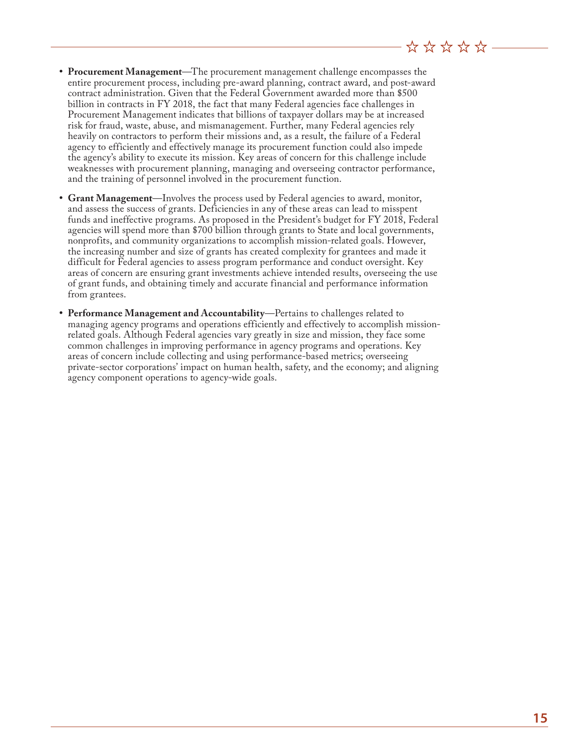- **Procurement Management**—The procurement management challenge encompasses the entire procurement process, including pre-award planning, contract award, and post-award contract administration. Given that the Federal Government awarded more than $500 billion in contracts in FY 2018, the fact that many Federal agencies face challenges in Procurement Management indicates that billions of taxpayer dollars may be at increased risk for fraud, waste, abuse, and mismanagement. Further, many Federal agencies rely heavily on contractors to perform their missions and, as a result, the failure of a Federal agency to efficiently and effectively manage its procurement function could also impede the agency's ability to execute its mission. Key areas of concern for this challenge include weaknesses with procurement planning, managing and overseeing contractor performance, and the training of personnel involved in the procurement function.

- **Grant Management**—Involves the process used by Federal agencies to award, monitor, and assess the success of grants. Deficiencies in any of these areas can lead to misspent funds and ineffective programs. As proposed in the President's budget for FY 2018, Federal agencies will spend more than $700 billion through grants to State and local governments, nonprofits, and community organizations to accomplish mission-related goals. However, the increasing number and size of grants has created complexity for grantees and made it difficult for Federal agencies to assess program performance and conduct oversight. Key areas of concern are ensuring grant investments achieve intended results, overseeing the use of grant funds, and obtaining timely and accurate financial and performance information from grantees.

- **Performance Management and Accountability**—Pertains to challenges related to managing agency programs and operations efficiently and effectively to accomplish mission-related goals. Although Federal agencies vary greatly in size and mission, they face some common challenges in improving performance in agency programs and operations. Key areas of concern include collecting and using performance-based metrics; overseeing private-sector corporations' impact on human health, safety, and the economy; and aligning agency component operations to agency-wide goals.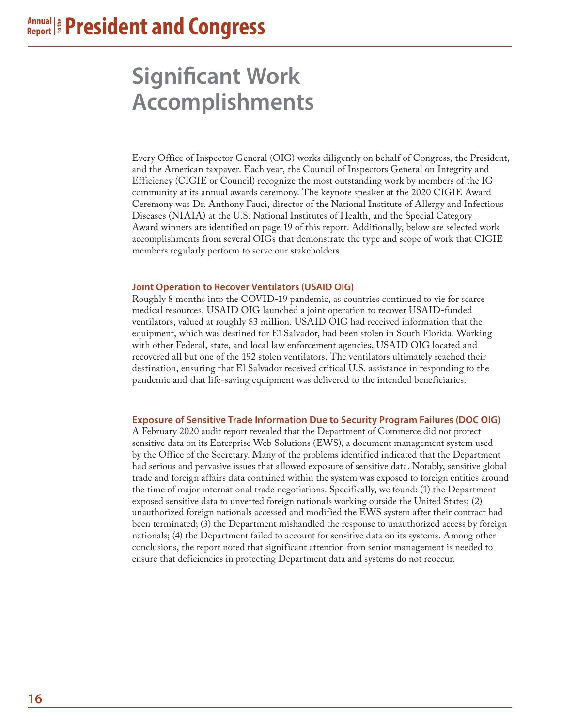# Significant Work Accomplishments

Every Office of Inspector General (OIG) works diligently on behalf of Congress, the President, and the American taxpayer. Each year, the Council of Inspectors General on Integrity and Efficiency (CIGIE or Council) recognize the most outstanding work by members of the IG community at its annual awards ceremony. The keynote speaker at the 2020 CIGIE Award Ceremony was Dr. Anthony Fauci, director of the National Institute of Allergy and Infectious Diseases (NIAIA) at the U.S. National Institutes of Health, and the Special Category Award winners are identified on page 19 of this report. Additionally, below are selected work accomplishments from several OIGs that demonstrate the type and scope of work that CIGIE members regularly perform to serve our stakeholders.

### Joint Operation to Recover Ventilators (USAID OIG)

Roughly 8 months into the COVID-19 pandemic, as countries continued to vie for scarce medical resources, USAID OIG launched a joint operation to recover USAID-funded ventilators, valued at roughly $3 million. USAID OIG had received information that the equipment, which was destined for El Salvador, had been stolen in South Florida. Working with other Federal, state, and local law enforcement agencies, USAID OIG located and recovered all but one of the 192 stolen ventilators. The ventilators ultimately reached their destination, ensuring that El Salvador received critical U.S. assistance in responding to the pandemic and that life-saving equipment was delivered to the intended beneficiaries.

### Exposure of Sensitive Trade Information Due to Security Program Failures (DOC OIG)

A February 2020 audit report revealed that the Department of Commerce did not protect sensitive data on its Enterprise Web Solutions (EWS), a document management system used by the Office of the Secretary. Many of the problems identified indicated that the Department had serious and pervasive issues that allowed exposure of sensitive data. Notably, sensitive global trade and foreign affairs data contained within the system was exposed to foreign entities around the time of major international trade negotiations. Specifically, we found: (1) the Department exposed sensitive data to unvetted foreign nationals working outside the United States; (2) unauthorized foreign nationals accessed and modified the EWS system after their contract had been terminated; (3) the Department mishandled the response to unauthorized access by foreign nationals; (4) the Department failed to account for sensitive data on its systems. Among other conclusions, the report noted that significant attention from senior management is needed to ensure that deficiencies in protecting Department data and systems do not reoccur.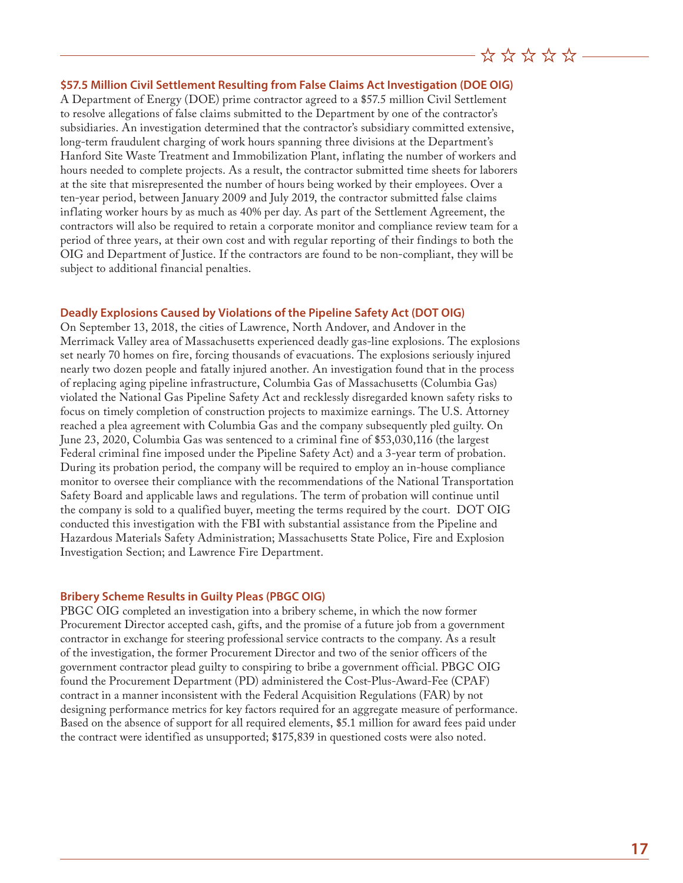### $57.5 Million Civil Settlement Resulting from False Claims Act Investigation (DOE OIG)

A Department of Energy (DOE) prime contractor agreed to a $57.5 million Civil Settlement to resolve allegations of false claims submitted to the Department by one of the contractor's subsidiaries. An investigation determined that the contractor's subsidiary committed extensive, long-term fraudulent charging of work hours spanning three divisions at the Department's Hanford Site Waste Treatment and Immobilization Plant, inflating the number of workers and hours needed to complete projects. As a result, the contractor submitted time sheets for laborers at the site that misrepresented the number of hours being worked by their employees. Over a ten-year period, between January 2009 and July 2019, the contractor submitted false claims inflating worker hours by as much as 40% per day. As part of the Settlement Agreement, the contractors will also be required to retain a corporate monitor and compliance review team for a period of three years, at their own cost and with regular reporting of their findings to both the OIG and Department of Justice. If the contractors are found to be non-compliant, they will be subject to additional financial penalties.

### Deadly Explosions Caused by Violations of the Pipeline Safety Act (DOT OIG)

On September 13, 2018, the cities of Lawrence, North Andover, and Andover in the Merrimack Valley area of Massachusetts experienced deadly gas-line explosions. The explosions set nearly 70 homes on fire, forcing thousands of evacuations. The explosions seriously injured nearly two dozen people and fatally injured another. An investigation found that in the process of replacing aging pipeline infrastructure, Columbia Gas of Massachusetts (Columbia Gas) violated the National Gas Pipeline Safety Act and recklessly disregarded known safety risks to focus on timely completion of construction projects to maximize earnings. The U.S. Attorney reached a plea agreement with Columbia Gas and the company subsequently pled guilty. On June 23, 2020, Columbia Gas was sentenced to a criminal fine of $53,030,116 (the largest Federal criminal fine imposed under the Pipeline Safety Act) and a 3-year term of probation. During its probation period, the company will be required to employ an in-house compliance monitor to oversee their compliance with the recommendations of the National Transportation Safety Board and applicable laws and regulations. The term of probation will continue until the company is sold to a qualified buyer, meeting the terms required by the court. DOT OIG conducted this investigation with the FBI with substantial assistance from the Pipeline and Hazardous Materials Safety Administration; Massachusetts State Police, Fire and Explosion Investigation Section; and Lawrence Fire Department.

### Bribery Scheme Results in Guilty Pleas (PBGC OIG)

PBGC OIG completed an investigation into a bribery scheme, in which the now former Procurement Director accepted cash, gifts, and the promise of a future job from a government contractor in exchange for steering professional service contracts to the company. As a result of the investigation, the former Procurement Director and two of the senior officers of the government contractor plead guilty to conspiring to bribe a government official. PBGC OIG found the Procurement Department (PD) administered the Cost-Plus-Award-Fee (CPAF) contract in a manner inconsistent with the Federal Acquisition Regulations (FAR) by not designing performance metrics for key factors required for an aggregate measure of performance. Based on the absence of support for all required elements, $5.1 million for award fees paid under the contract were identified as unsupported; $175,839 in questioned costs were also noted.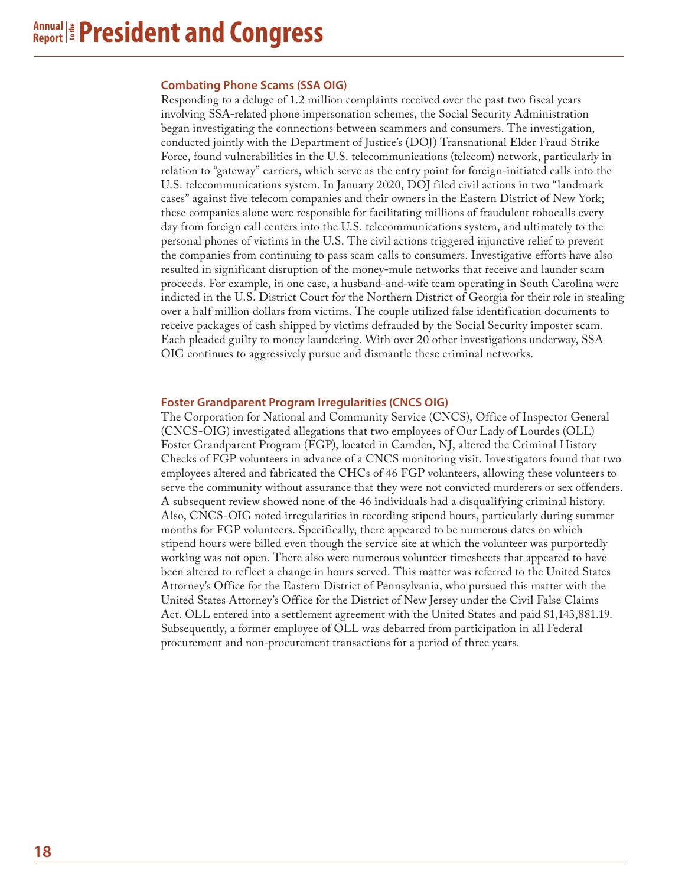### Combating Phone Scams (SSA OIG)

Responding to a deluge of 1.2 million complaints received over the past two fiscal years involving SSA-related phone impersonation schemes, the Social Security Administration began investigating the connections between scammers and consumers. The investigation, conducted jointly with the Department of Justice's (DOJ) Transnational Elder Fraud Strike Force, found vulnerabilities in the U.S. telecommunications (telecom) network, particularly in relation to "gateway" carriers, which serve as the entry point for foreign-initiated calls into the U.S. telecommunications system. In January 2020, DOJ filed civil actions in two "landmark cases" against five telecom companies and their owners in the Eastern District of New York; these companies alone were responsible for facilitating millions of fraudulent robocalls every day from foreign call centers into the U.S. telecommunications system, and ultimately to the personal phones of victims in the U.S. The civil actions triggered injunctive relief to prevent the companies from continuing to pass scam calls to consumers. Investigative efforts have also resulted in significant disruption of the money-mule networks that receive and launder scam proceeds. For example, in one case, a husband-and-wife team operating in South Carolina were indicted in the U.S. District Court for the Northern District of Georgia for their role in stealing over a half million dollars from victims. The couple utilized false identification documents to receive packages of cash shipped by victims defrauded by the Social Security imposter scam. Each pleaded guilty to money laundering. With over 20 other investigations underway, SSA OIG continues to aggressively pursue and dismantle these criminal networks.

### Foster Grandparent Program Irregularities (CNCS OIG)

The Corporation for National and Community Service (CNCS), Office of Inspector General (CNCS-OIG) investigated allegations that two employees of Our Lady of Lourdes (OLL) Foster Grandparent Program (FGP), located in Camden, NJ, altered the Criminal History Checks of FGP volunteers in advance of a CNCS monitoring visit. Investigators found that two employees altered and fabricated the CHCs of 46 FGP volunteers, allowing these volunteers to serve the community without assurance that they were not convicted murderers or sex offenders. A subsequent review showed none of the 46 individuals had a disqualifying criminal history. Also, CNCS-OIG noted irregularities in recording stipend hours, particularly during summer months for FGP volunteers. Specifically, there appeared to be numerous dates on which stipend hours were billed even though the service site at which the volunteer was purportedly working was not open. There also were numerous volunteer timesheets that appeared to have been altered to reflect a change in hours served. This matter was referred to the United States Attorney's Office for the Eastern District of Pennsylvania, who pursued this matter with the United States Attorney's Office for the District of New Jersey under the Civil False Claims Act. OLL entered into a settlement agreement with the United States and paid $1,143,881.19. Subsequently, a former employee of OLL was debarred from participation in all Federal procurement and non-procurement transactions for a period of three years.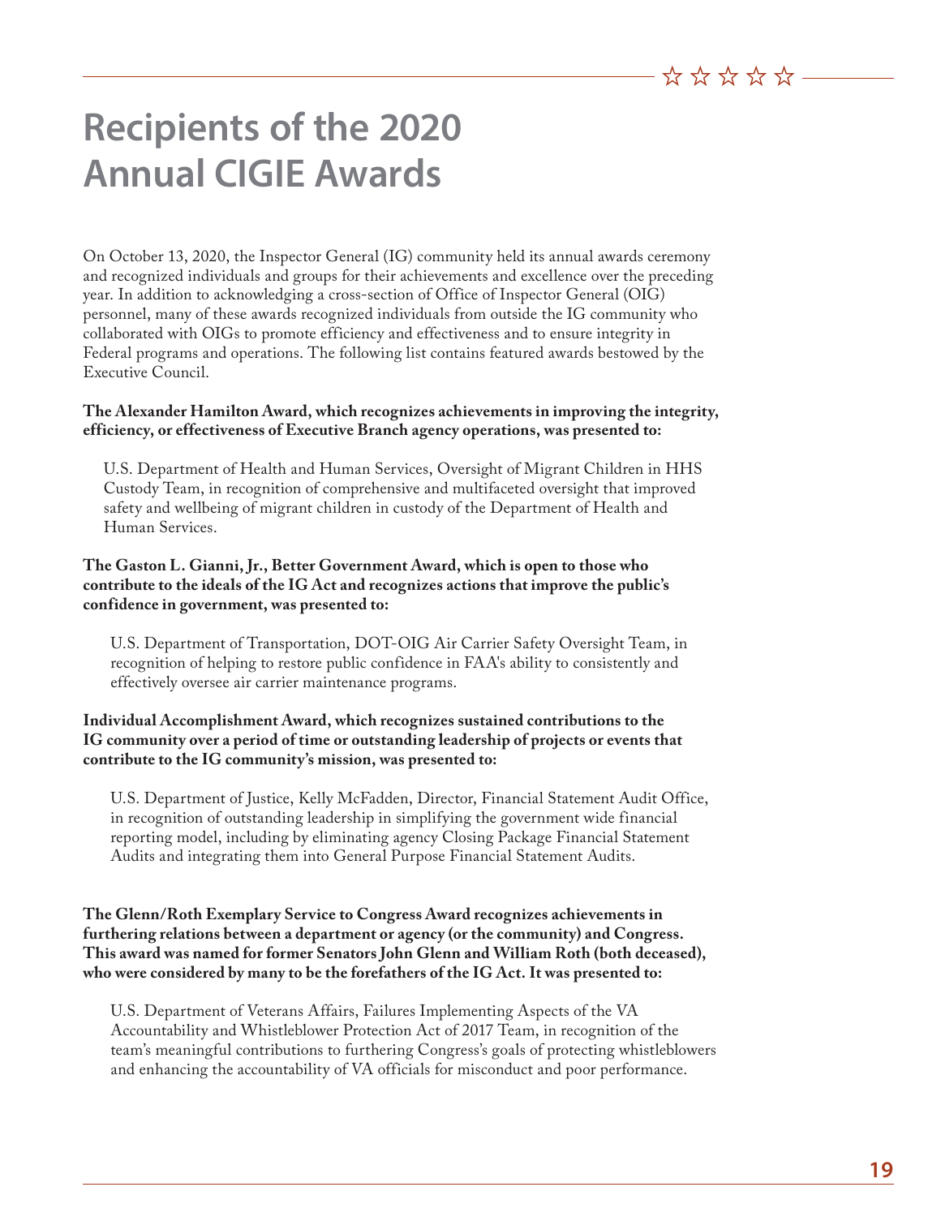# Recipients of the 2020 Annual CIGIE Awards

On October 13, 2020, the Inspector General (IG) community held its annual awards ceremony and recognized individuals and groups for their achievements and excellence over the preceding year. In addition to acknowledging a cross-section of Office of Inspector General (OIG) personnel, many of these awards recognized individuals from outside the IG community who collaborated with OIGs to promote efficiency and effectiveness and to ensure integrity in Federal programs and operations. The following list contains featured awards bestowed by the Executive Council.

**The Alexander Hamilton Award, which recognizes achievements in improving the integrity, efficiency, or effectiveness of Executive Branch agency operations, was presented to:**

U.S. Department of Health and Human Services, Oversight of Migrant Children in HHS Custody Team, in recognition of comprehensive and multifaceted oversight that improved safety and wellbeing of migrant children in custody of the Department of Health and Human Services.

**The Gaston L. Gianni, Jr., Better Government Award, which is open to those who contribute to the ideals of the IG Act and recognizes actions that improve the public's confidence in government, was presented to:**

U.S. Department of Transportation, DOT-OIG Air Carrier Safety Oversight Team, in recognition of helping to restore public confidence in FAA's ability to consistently and effectively oversee air carrier maintenance programs.

**Individual Accomplishment Award, which recognizes sustained contributions to the IG community over a period of time or outstanding leadership of projects or events that contribute to the IG community's mission, was presented to:**

U.S. Department of Justice, Kelly McFadden, Director, Financial Statement Audit Office, in recognition of outstanding leadership in simplifying the government wide financial reporting model, including by eliminating agency Closing Package Financial Statement Audits and integrating them into General Purpose Financial Statement Audits.

**The Glenn/Roth Exemplary Service to Congress Award recognizes achievements in furthering relations between a department or agency (or the community) and Congress. This award was named for former Senators John Glenn and William Roth (both deceased), who were considered by many to be the forefathers of the IG Act. It was presented to:**

U.S. Department of Veterans Affairs, Failures Implementing Aspects of the VA Accountability and Whistleblower Protection Act of 2017 Team, in recognition of the team's meaningful contributions to furthering Congress's goals of protecting whistleblowers and enhancing the accountability of VA officials for misconduct and poor performance.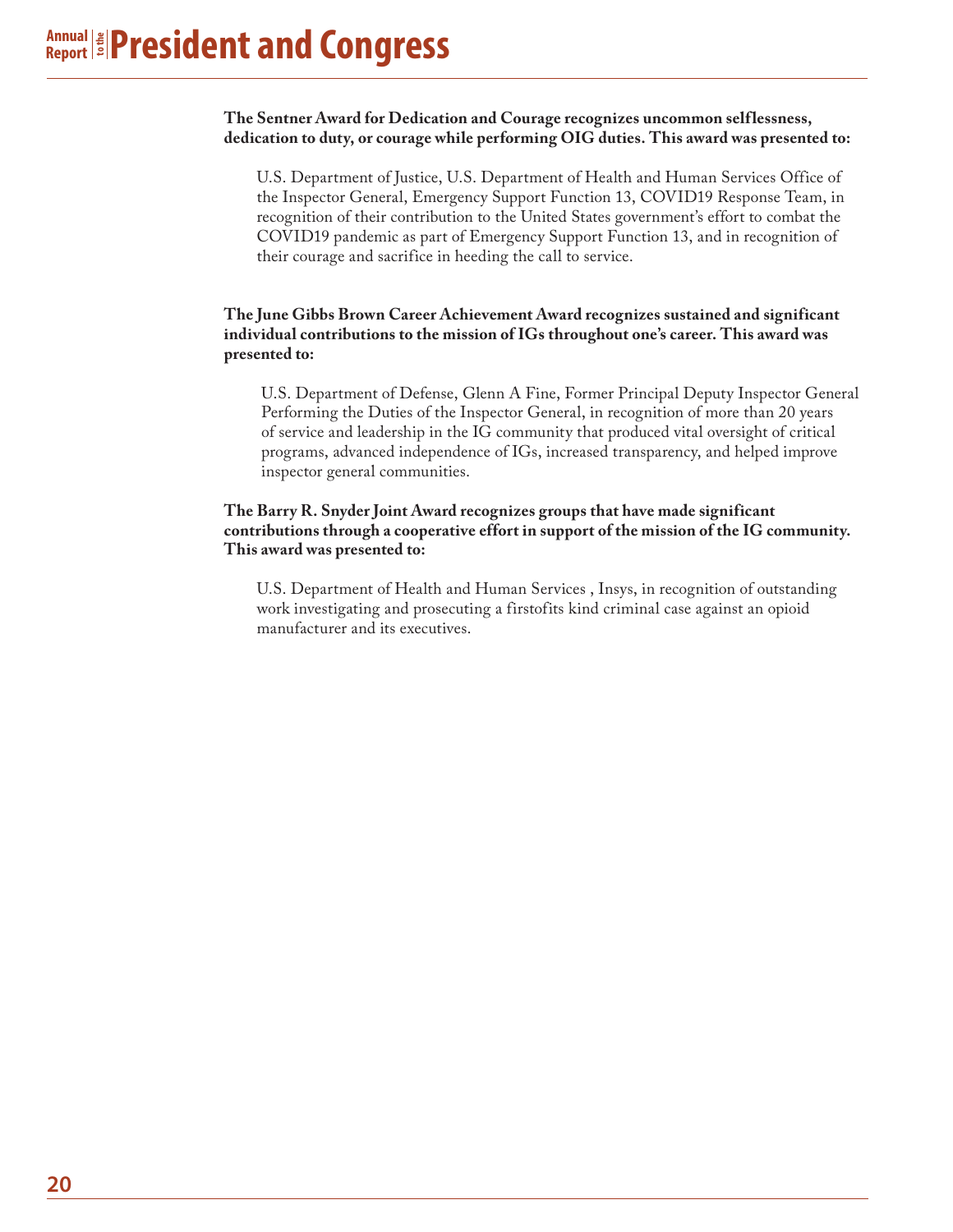**The Sentner Award for Dedication and Courage recognizes uncommon selflessness, dedication to duty, or courage while performing OIG duties. This award was presented to:**

U.S. Department of Justice, U.S. Department of Health and Human Services Office of the Inspector General, Emergency Support Function 13, COVID19 Response Team, in recognition of their contribution to the United States government's effort to combat the COVID19 pandemic as part of Emergency Support Function 13, and in recognition of their courage and sacrifice in heeding the call to service.

**The June Gibbs Brown Career Achievement Award recognizes sustained and significant individual contributions to the mission of IGs throughout one's career. This award was presented to:**

U.S. Department of Defense, Glenn A Fine, Former Principal Deputy Inspector General Performing the Duties of the Inspector General, in recognition of more than 20 years of service and leadership in the IG community that produced vital oversight of critical programs, advanced independence of IGs, increased transparency, and helped improve inspector general communities.

**The Barry R. Snyder Joint Award recognizes groups that have made significant contributions through a cooperative effort in support of the mission of the IG community. This award was presented to:**

U.S. Department of Health and Human Services , Insys, in recognition of outstanding work investigating and prosecuting a firstofits kind criminal case against an opioid manufacturer and its executives.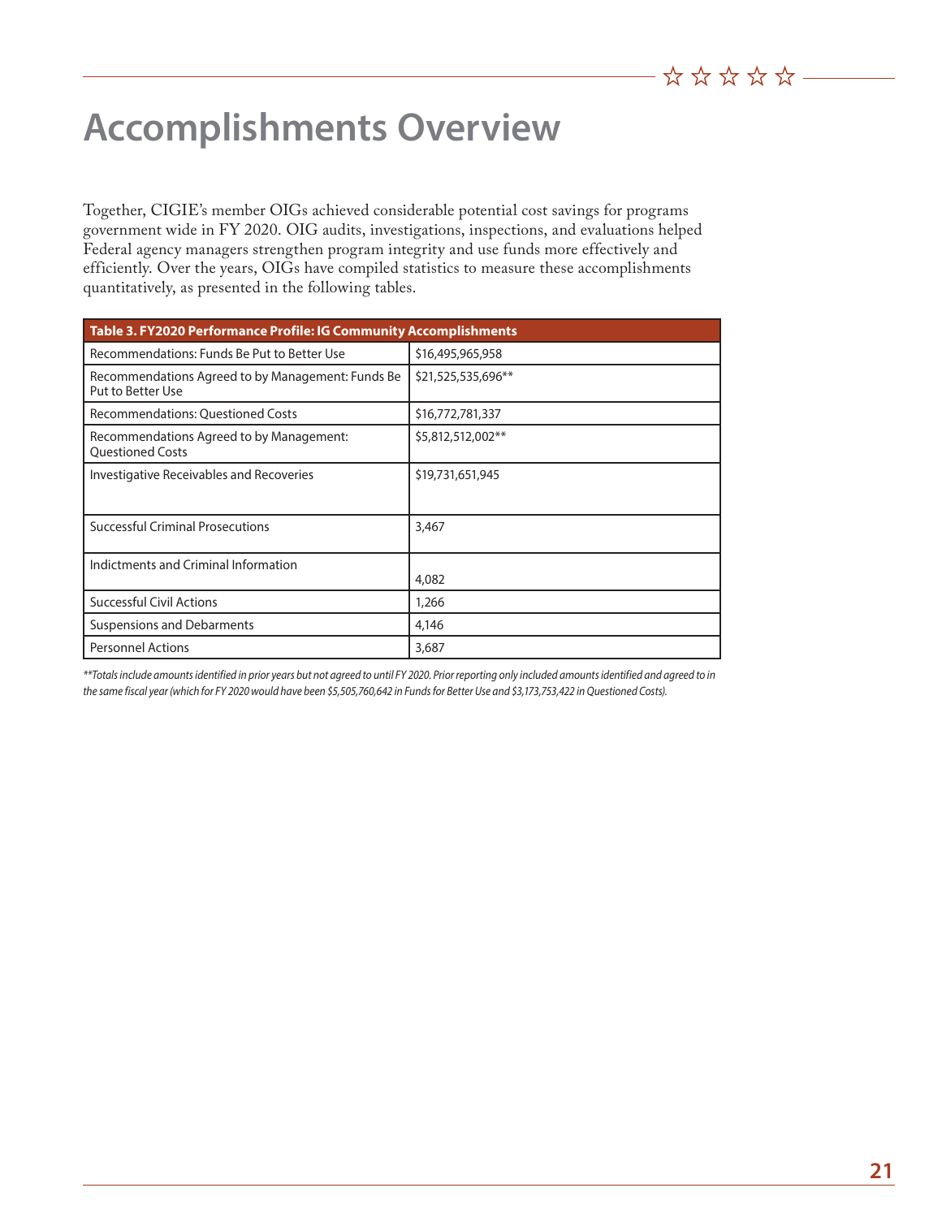# Accomplishments Overview

Together, CIGIE's member OIGs achieved considerable potential cost savings for programs government wide in FY 2020. OIG audits, investigations, inspections, and evaluations helped Federal agency managers strengthen program integrity and use funds more effectively and efficiently. Over the years, OIGs have compiled statistics to measure these accomplishments quantitatively, as presented in the following tables.

| Table 3. FY2020 Performance Profile: IG Community Accomplishments | |
|---|---|
| Recommendations: Funds Be Put to Better Use | $16,495,965,958 |
| Recommendations Agreed to by Management: Funds Be Put to Better Use | $21,525,535,696** |
| Recommendations: Questioned Costs | $16,772,781,337 |
| Recommendations Agreed to by Management: Questioned Costs | $5,812,512,002** |
| Investigative Receivables and Recoveries | $19,731,651,945 |
| Successful Criminal Prosecutions | 3,467 |
| Indictments and Criminal Information | 4,082 |
| Successful Civil Actions | 1,266 |
| Suspensions and Debarments | 4,146 |
| Personnel Actions | 3,687 |

*\*\*Totals include amounts identified in prior years but not agreed to until FY 2020. Prior reporting only included amounts identified and agreed to in the same fiscal year (which for FY 2020 would have been $5,505,760,642 in Funds for Better Use and $3,173,753,422 in Questioned Costs).*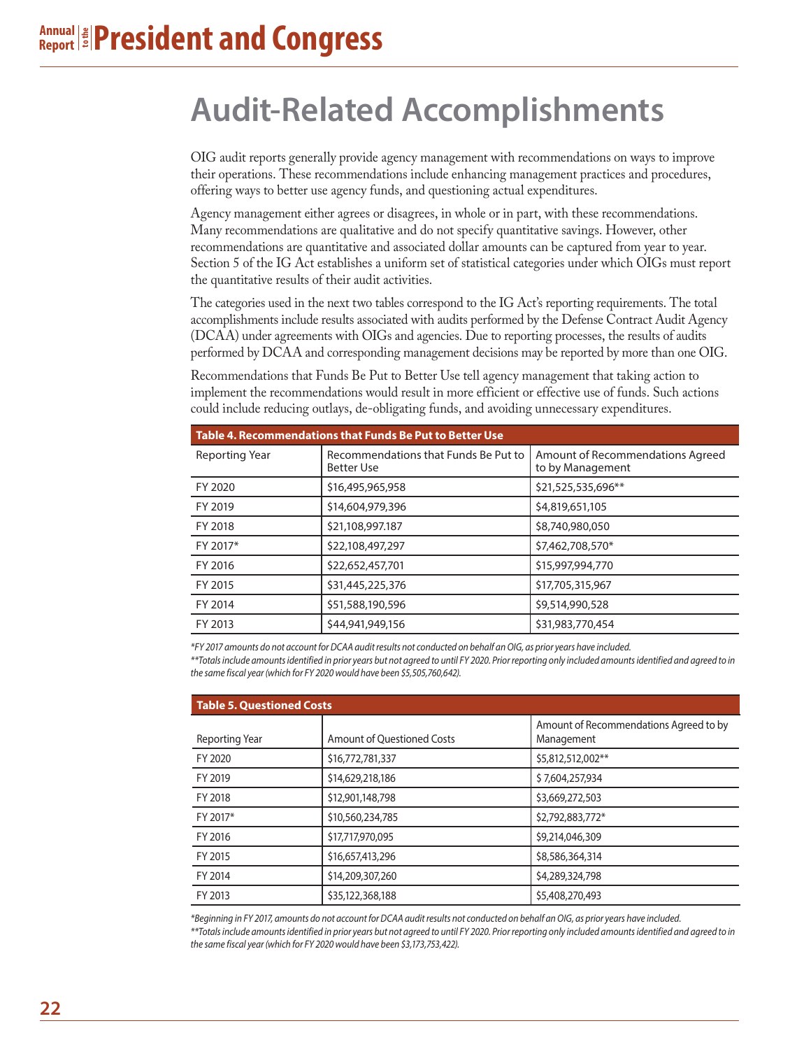# Audit-Related Accomplishments

OIG audit reports generally provide agency management with recommendations on ways to improve their operations. These recommendations include enhancing management practices and procedures, offering ways to better use agency funds, and questioning actual expenditures.

Agency management either agrees or disagrees, in whole or in part, with these recommendations. Many recommendations are qualitative and do not specify quantitative savings. However, other recommendations are quantitative and associated dollar amounts can be captured from year to year. Section 5 of the IG Act establishes a uniform set of statistical categories under which OIGs must report the quantitative results of their audit activities.

The categories used in the next two tables correspond to the IG Act's reporting requirements. The total accomplishments include results associated with audits performed by the Defense Contract Audit Agency (DCAA) under agreements with OIGs and agencies. Due to reporting processes, the results of audits performed by DCAA and corresponding management decisions may be reported by more than one OIG.

Recommendations that Funds Be Put to Better Use tell agency management that taking action to implement the recommendations would result in more efficient or effective use of funds. Such actions could include reducing outlays, de-obligating funds, and avoiding unnecessary expenditures.

**Table 4. Recommendations that Funds Be Put to Better Use**

| Reporting Year | Recommendations that Funds Be Put to Better Use | Amount of Recommendations Agreed to by Management |
|---|---|---|
| FY 2020 | $16,495,965,958 | $21,525,535,696** |
| FY 2019 | $14,604,979,396 | $4,819,651,105 |
| FY 2018 | $21,108,997.187 | $8,740,980,050 |
| FY 2017* | $22,108,497,297 | $7,462,708,570* |
| FY 2016 | $22,652,457,701 | $15,997,994,770 |
| FY 2015 | $31,445,225,376 | $17,705,315,967 |
| FY 2014 | $51,588,190,596 | $9,514,990,528 |
| FY 2013 | $44,941,949,156 | $31,983,770,454 |

*\*FY 2017 amounts do not account for DCAA audit results not conducted on behalf an OIG, as prior years have included.*

*\*\*Totals include amounts identified in prior years but not agreed to until FY 2020. Prior reporting only included amounts identified and agreed to in the same fiscal year (which for FY 2020 would have been $5,505,760,642).*

**Table 5. Questioned Costs**

| Reporting Year | Amount of Questioned Costs | Amount of Recommendations Agreed to by Management |
|---|---|---|
| FY 2020 | $16,772,781,337 | $5,812,512,002** |
| FY 2019 | $14,629,218,186 | $ 7,604,257,934 |
| FY 2018 | $12,901,148,798 | $3,669,272,503 |
| FY 2017* | $10,560,234,785 | $2,792,883,772* |
| FY 2016 | $17,717,970,095 | $9,214,046,309 |
| FY 2015 | $16,657,413,296 | $8,586,364,314 |
| FY 2014 | $14,209,307,260 | $4,289,324,798 |
| FY 2013 | $35,122,368,188 | $5,408,270,493 |

*\*Beginning in FY 2017, amounts do not account for DCAA audit results not conducted on behalf an OIG, as prior years have included.*

*\*\*Totals include amounts identified in prior years but not agreed to until FY 2020. Prior reporting only included amounts identified and agreed to in the same fiscal year (which for FY 2020 would have been $3,173,753,422).*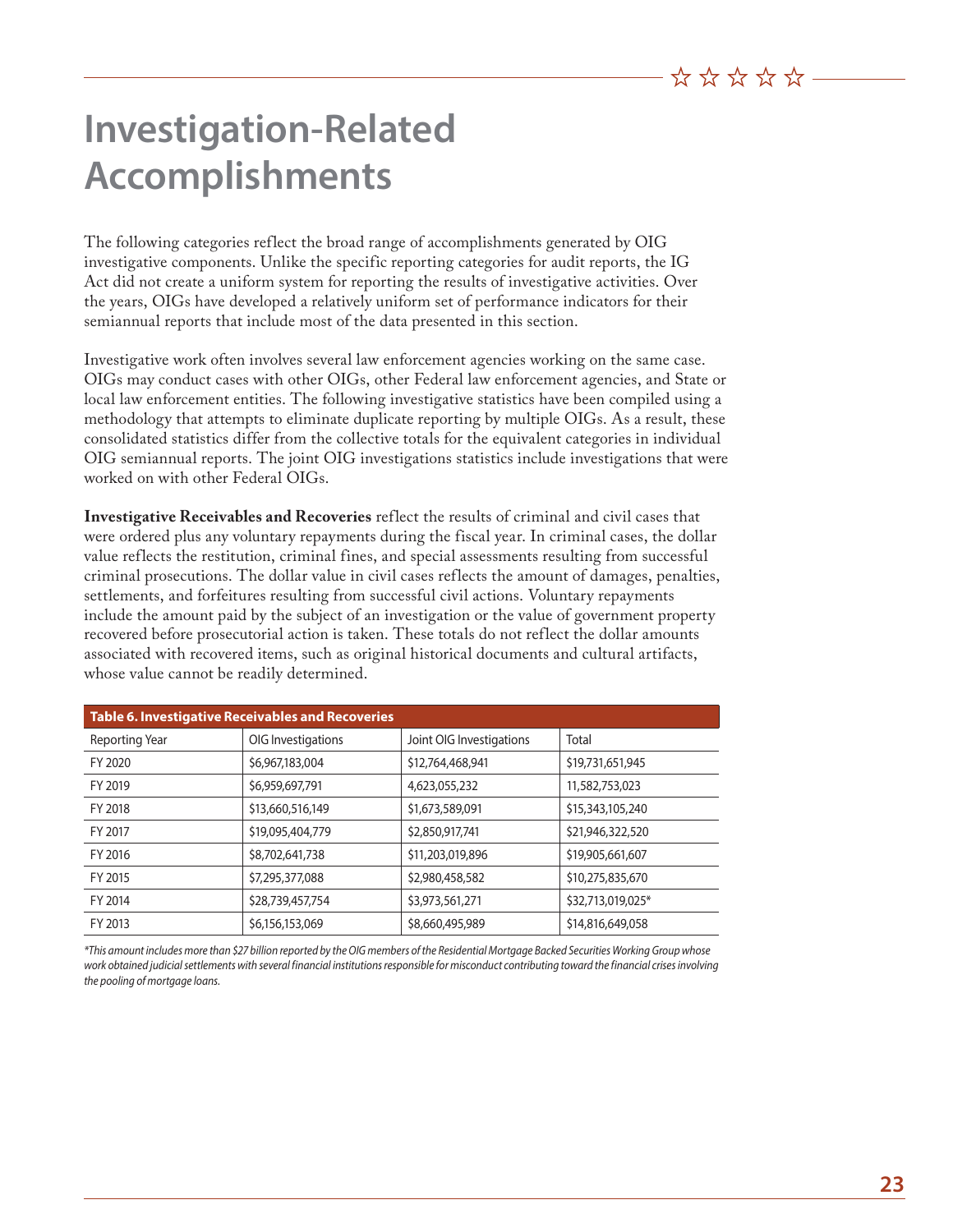# Investigation-Related Accomplishments

The following categories reflect the broad range of accomplishments generated by OIG investigative components. Unlike the specific reporting categories for audit reports, the IG Act did not create a uniform system for reporting the results of investigative activities. Over the years, OIGs have developed a relatively uniform set of performance indicators for their semiannual reports that include most of the data presented in this section.

Investigative work often involves several law enforcement agencies working on the same case. OIGs may conduct cases with other OIGs, other Federal law enforcement agencies, and State or local law enforcement entities. The following investigative statistics have been compiled using a methodology that attempts to eliminate duplicate reporting by multiple OIGs. As a result, these consolidated statistics differ from the collective totals for the equivalent categories in individual OIG semiannual reports. The joint OIG investigations statistics include investigations that were worked on with other Federal OIGs.

**Investigative Receivables and Recoveries** reflect the results of criminal and civil cases that were ordered plus any voluntary repayments during the fiscal year. In criminal cases, the dollar value reflects the restitution, criminal fines, and special assessments resulting from successful criminal prosecutions. The dollar value in civil cases reflects the amount of damages, penalties, settlements, and forfeitures resulting from successful civil actions. Voluntary repayments include the amount paid by the subject of an investigation or the value of government property recovered before prosecutorial action is taken. These totals do not reflect the dollar amounts associated with recovered items, such as original historical documents and cultural artifacts, whose value cannot be readily determined.

**Table 6. Investigative Receivables and Recoveries**

| Reporting Year | OIG Investigations | Joint OIG Investigations | Total |
|---|---|---|---|
| FY 2020 | $6,967,183,004 | $12,764,468,941 | $19,731,651,945 |
| FY 2019 | $6,959,697,791 | 4,623,055,232 | 11,582,753,023 |
| FY 2018 | $13,660,516,149 | $1,673,589,091 | $15,343,105,240 |
| FY 2017 | $19,095,404,779 | $2,850,917,741 | $21,946,322,520 |
| FY 2016 | $8,702,641,738 | $11,203,019,896 | $19,905,661,607 |
| FY 2015 | $7,295,377,088 | $2,980,458,582 | $10,275,835,670 |
| FY 2014 | $28,739,457,754 | $3,973,561,271 | $32,713,019,025* |
| FY 2013 | $6,156,153,069 | $8,660,495,989 | $14,816,649,058 |

*\*This amount includes more than $27 billion reported by the OIG members of the Residential Mortgage Backed Securities Working Group whose work obtained judicial settlements with several financial institutions responsible for misconduct contributing toward the financial crises involving the pooling of mortgage loans.*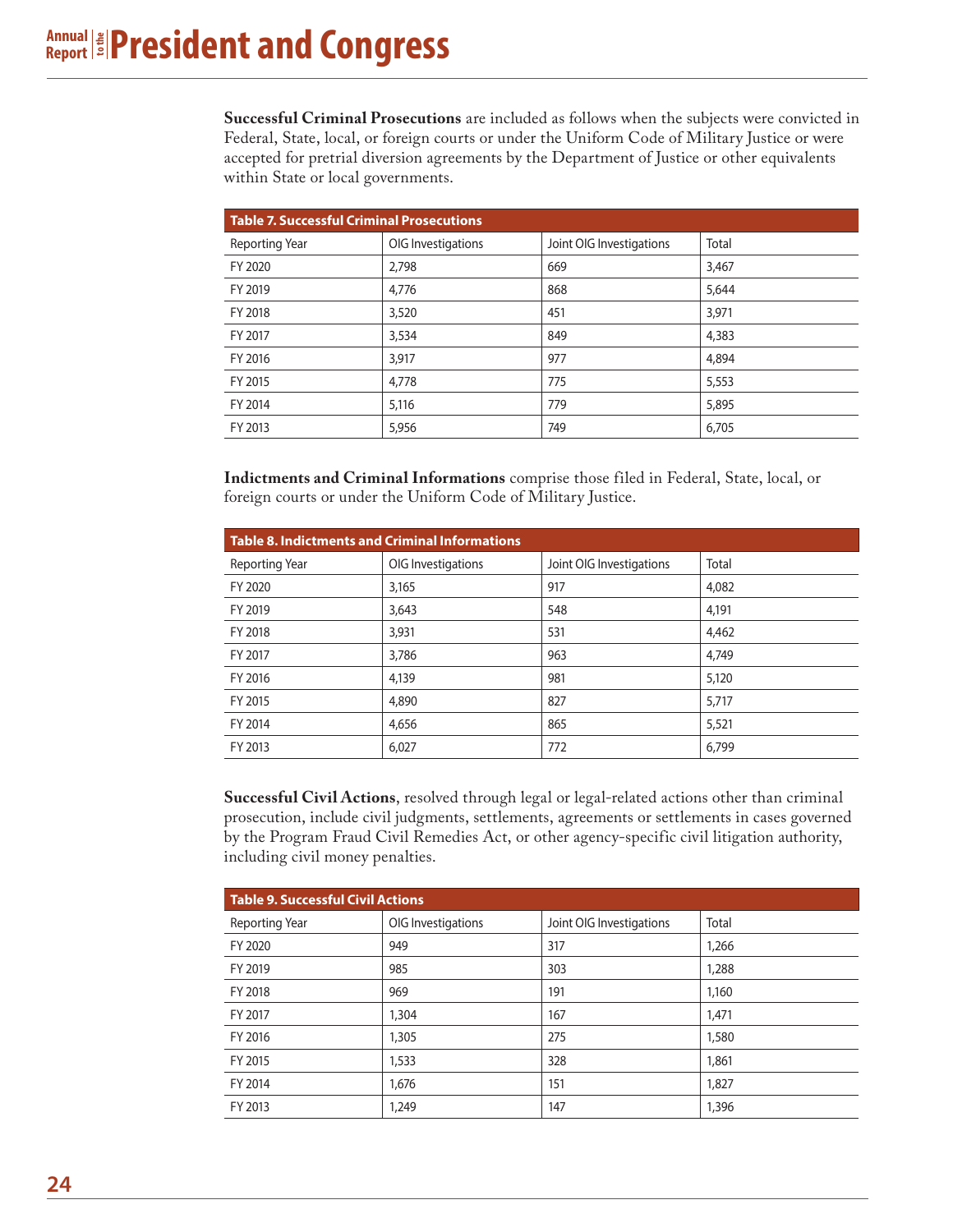**Successful Criminal Prosecutions** are included as follows when the subjects were convicted in Federal, State, local, or foreign courts or under the Uniform Code of Military Justice or were accepted for pretrial diversion agreements by the Department of Justice or other equivalents within State or local governments.

**Table 7. Successful Criminal Prosecutions**

| Reporting Year | OIG Investigations | Joint OIG Investigations | Total |
|---|---|---|---|
| FY 2020 | 2,798 | 669 | 3,467 |
| FY 2019 | 4,776 | 868 | 5,644 |
| FY 2018 | 3,520 | 451 | 3,971 |
| FY 2017 | 3,534 | 849 | 4,383 |
| FY 2016 | 3,917 | 977 | 4,894 |
| FY 2015 | 4,778 | 775 | 5,553 |
| FY 2014 | 5,116 | 779 | 5,895 |
| FY 2013 | 5,956 | 749 | 6,705 |

**Indictments and Criminal Informations** comprise those filed in Federal, State, local, or foreign courts or under the Uniform Code of Military Justice.

**Table 8. Indictments and Criminal Informations**

| Reporting Year | OIG Investigations | Joint OIG Investigations | Total |
|---|---|---|---|
| FY 2020 | 3,165 | 917 | 4,082 |
| FY 2019 | 3,643 | 548 | 4,191 |
| FY 2018 | 3,931 | 531 | 4,462 |
| FY 2017 | 3,786 | 963 | 4,749 |
| FY 2016 | 4,139 | 981 | 5,120 |
| FY 2015 | 4,890 | 827 | 5,717 |
| FY 2014 | 4,656 | 865 | 5,521 |
| FY 2013 | 6,027 | 772 | 6,799 |

**Successful Civil Actions**, resolved through legal or legal-related actions other than criminal prosecution, include civil judgments, settlements, agreements or settlements in cases governed by the Program Fraud Civil Remedies Act, or other agency-specific civil litigation authority, including civil money penalties.

**Table 9. Successful Civil Actions**

| Reporting Year | OIG Investigations | Joint OIG Investigations | Total |
|---|---|---|---|
| FY 2020 | 949 | 317 | 1,266 |
| FY 2019 | 985 | 303 | 1,288 |
| FY 2018 | 969 | 191 | 1,160 |
| FY 2017 | 1,304 | 167 | 1,471 |
| FY 2016 | 1,305 | 275 | 1,580 |
| FY 2015 | 1,533 | 328 | 1,861 |
| FY 2014 | 1,676 | 151 | 1,827 |
| FY 2013 | 1,249 | 147 | 1,396 |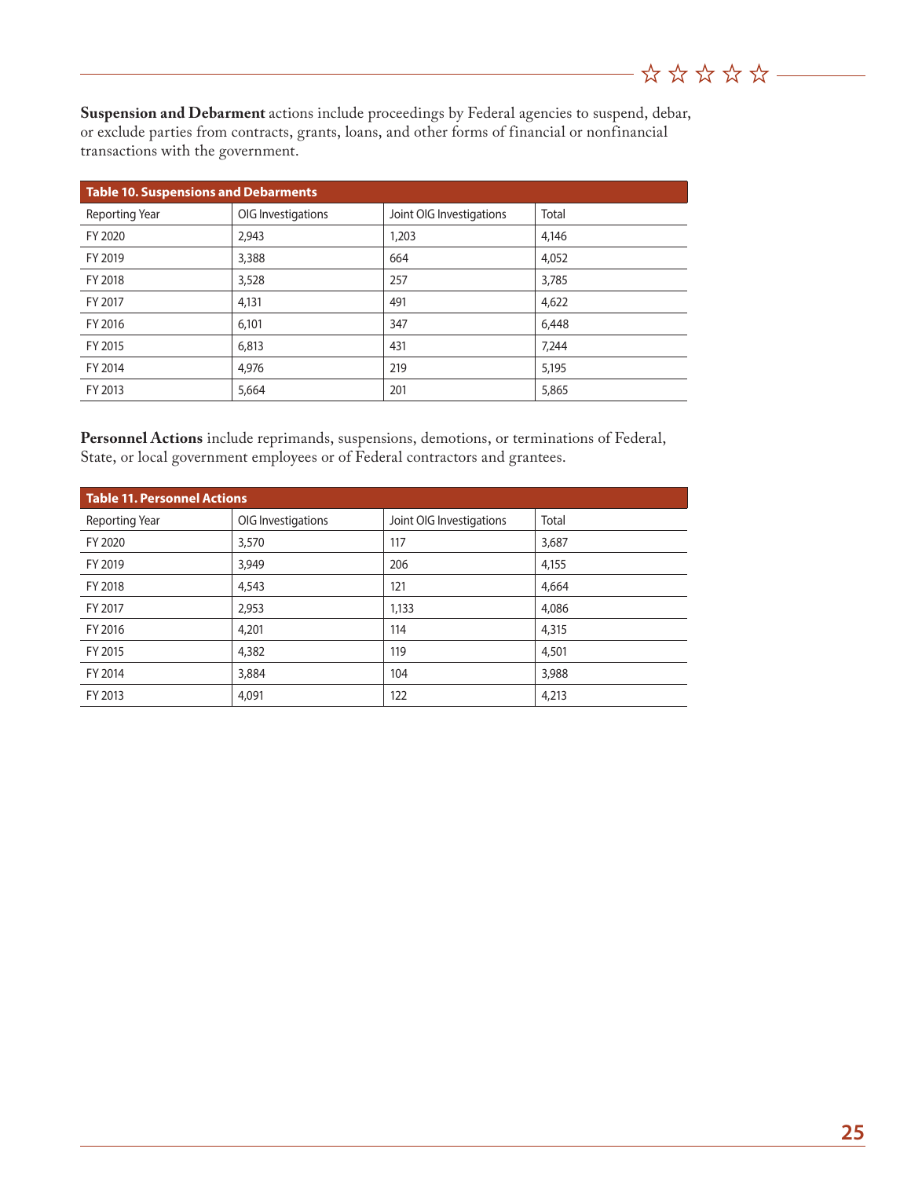**Suspension and Debarment** actions include proceedings by Federal agencies to suspend, debar, or exclude parties from contracts, grants, loans, and other forms of financial or nonfinancial transactions with the government.

**Table 10. Suspensions and Debarments**

| Reporting Year | OIG Investigations | Joint OIG Investigations | Total |
|---|---|---|---|
| FY 2020 | 2,943 | 1,203 | 4,146 |
| FY 2019 | 3,388 | 664 | 4,052 |
| FY 2018 | 3,528 | 257 | 3,785 |
| FY 2017 | 4,131 | 491 | 4,622 |
| FY 2016 | 6,101 | 347 | 6,448 |
| FY 2015 | 6,813 | 431 | 7,244 |
| FY 2014 | 4,976 | 219 | 5,195 |
| FY 2013 | 5,664 | 201 | 5,865 |

**Personnel Actions** include reprimands, suspensions, demotions, or terminations of Federal, State, or local government employees or of Federal contractors and grantees.

**Table 11. Personnel Actions**

| Reporting Year | OIG Investigations | Joint OIG Investigations | Total |
|---|---|---|---|
| FY 2020 | 3,570 | 117 | 3,687 |
| FY 2019 | 3,949 | 206 | 4,155 |
| FY 2018 | 4,543 | 121 | 4,664 |
| FY 2017 | 2,953 | 1,133 | 4,086 |
| FY 2016 | 4,201 | 114 | 4,315 |
| FY 2015 | 4,382 | 119 | 4,501 |
| FY 2014 | 3,884 | 104 | 3,988 |
| FY 2013 | 4,091 | 122 | 4,213 |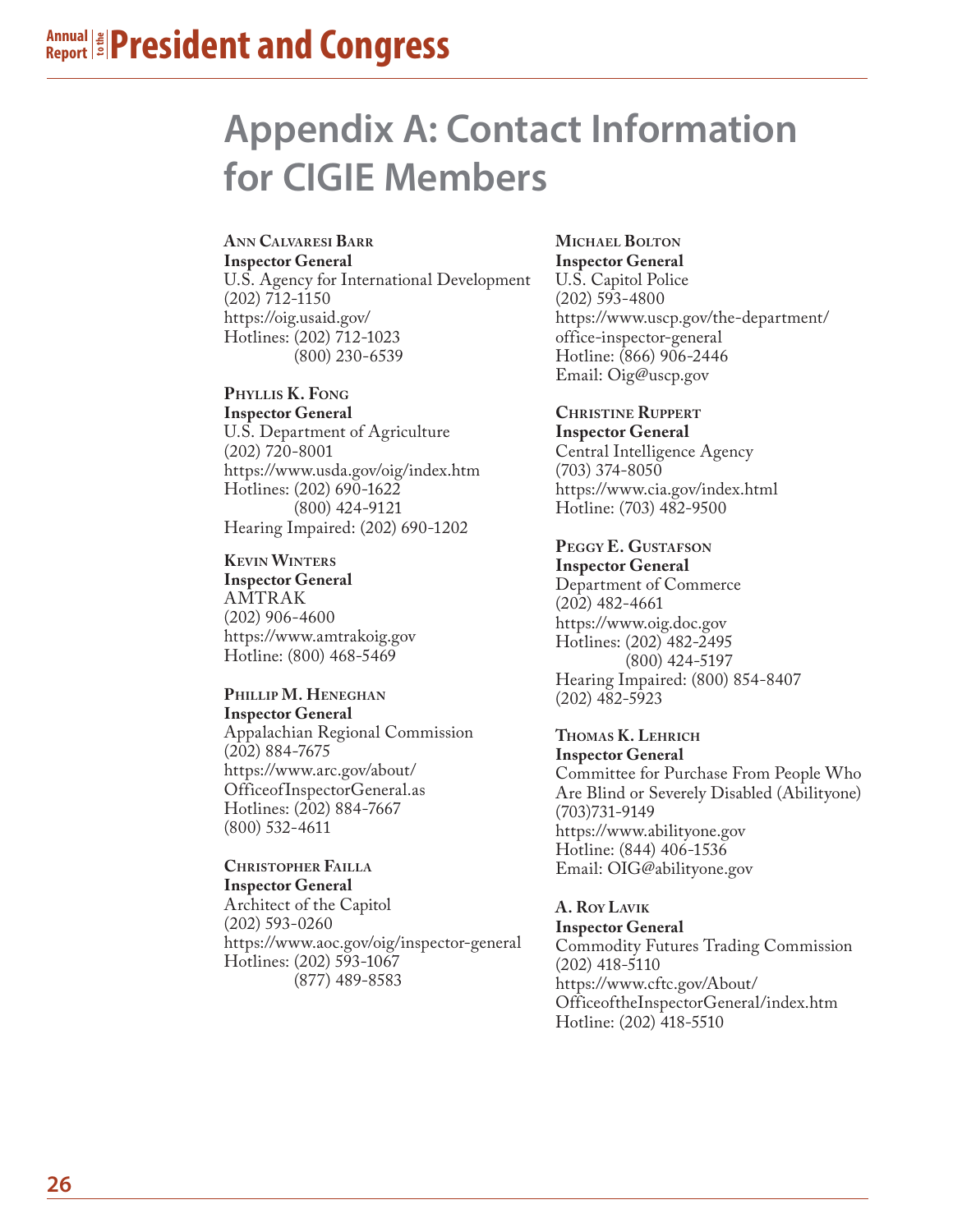# Appendix A: Contact Information for CIGIE Members

**Ann Calvaresi Barr**
**Inspector General**
U.S. Agency for International Development
(202) 712-1150
https://oig.usaid.gov/
Hotlines: (202) 712-1023
(800) 230-6539

**Phyllis K. Fong**
**Inspector General**
U.S. Department of Agriculture
(202) 720-8001
https://www.usda.gov/oig/index.htm
Hotlines: (202) 690-1622
(800) 424-9121
Hearing Impaired: (202) 690-1202

**Kevin Winters**
**Inspector General**
AMTRAK
(202) 906-4600
https://www.amtrakoig.gov
Hotline: (800) 468-5469

**Phillip M. Heneghan**
**Inspector General**
Appalachian Regional Commission
(202) 884-7675
https://www.arc.gov/about/OfficeofInspectorGeneral.as
Hotlines: (202) 884-7667
(800) 532-4611

**Christopher Failla**
**Inspector General**
Architect of the Capitol
(202) 593-0260
https://www.aoc.gov/oig/inspector-general
Hotlines: (202) 593-1067
(877) 489-8583

**Michael Bolton**
**Inspector General**
U.S. Capitol Police
(202) 593-4800
https://www.uscp.gov/the-department/office-inspector-general
Hotline: (866) 906-2446
Email: Oig@uscp.gov

**Christine Ruppert**
**Inspector General**
Central Intelligence Agency
(703) 374-8050
https://www.cia.gov/index.html
Hotline: (703) 482-9500

**Peggy E. Gustafson**
**Inspector General**
Department of Commerce
(202) 482-4661
https://www.oig.doc.gov
Hotlines: (202) 482-2495
(800) 424-5197
Hearing Impaired: (800) 854-8407
(202) 482-5923

**Thomas K. Lehrich**
**Inspector General**
Committee for Purchase From People Who Are Blind or Severely Disabled (Abilityone)
(703)731-9149
https://www.abilityone.gov
Hotline: (844) 406-1536
Email: OIG@abilityone.gov

**A. Roy Lavik**
**Inspector General**
Commodity Futures Trading Commission
(202) 418-5110
https://www.cftc.gov/About/OfficeoftheInspectorGeneral/index.htm
Hotline: (202) 418-5510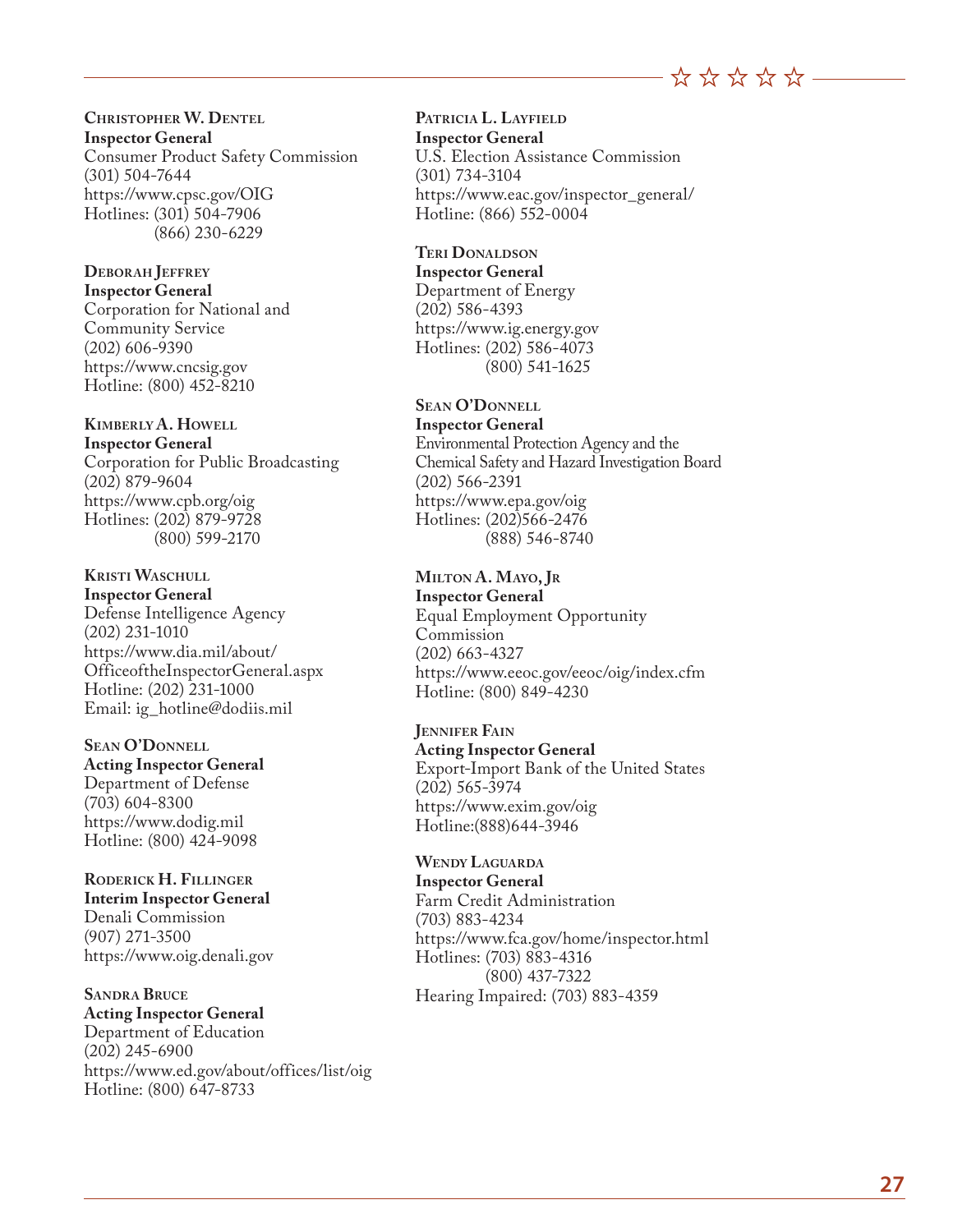**Christopher W. Dentel**
**Inspector General**
Consumer Product Safety Commission
(301) 504-7644
https://www.cpsc.gov/OIG
Hotlines: (301) 504-7906
(866) 230-6229

**Deborah Jeffrey**
**Inspector General**
Corporation for National and Community Service
(202) 606-9390
https://www.cncsig.gov
Hotline: (800) 452-8210

**Kimberly A. Howell**
**Inspector General**
Corporation for Public Broadcasting
(202) 879-9604
https://www.cpb.org/oig
Hotlines: (202) 879-9728
(800) 599-2170

**Kristi Waschull**
**Inspector General**
Defense Intelligence Agency
(202) 231-1010
https://www.dia.mil/about/OfficeoftheInspectorGeneral.aspx
Hotline: (202) 231-1000
Email: ig_hotline@dodiis.mil

**Sean O'Donnell**
**Acting Inspector General**
Department of Defense
(703) 604-8300
https://www.dodig.mil
Hotline: (800) 424-9098

**Roderick H. Fillinger**
**Interim Inspector General**
Denali Commission
(907) 271-3500
https://www.oig.denali.gov

**Sandra Bruce**
**Acting Inspector General**
Department of Education
(202) 245-6900
https://www.ed.gov/about/offices/list/oig
Hotline: (800) 647-8733

**Patricia L. Layfield**
**Inspector General**
U.S. Election Assistance Commission
(301) 734-3104
https://www.eac.gov/inspector_general/
Hotline: (866) 552-0004

**Teri Donaldson**
**Inspector General**
Department of Energy
(202) 586-4393
https://www.ig.energy.gov
Hotlines: (202) 586-4073
(800) 541-1625

**Sean O'Donnell**
**Inspector General**
Environmental Protection Agency and the Chemical Safety and Hazard Investigation Board
(202) 566-2391
https://www.epa.gov/oig
Hotlines: (202)566-2476
(888) 546-8740

**Milton A. Mayo, Jr**
**Inspector General**
Equal Employment Opportunity Commission
(202) 663-4327
https://www.eeoc.gov/eeoc/oig/index.cfm
Hotline: (800) 849-4230

**Jennifer Fain**
**Acting Inspector General**
Export-Import Bank of the United States
(202) 565-3974
https://www.exim.gov/oig
Hotline:(888)644-3946

**Wendy Laguarda**
**Inspector General**
Farm Credit Administration
(703) 883-4234
https://www.fca.gov/home/inspector.html
Hotlines: (703) 883-4316
(800) 437-7322
Hearing Impaired: (703) 883-4359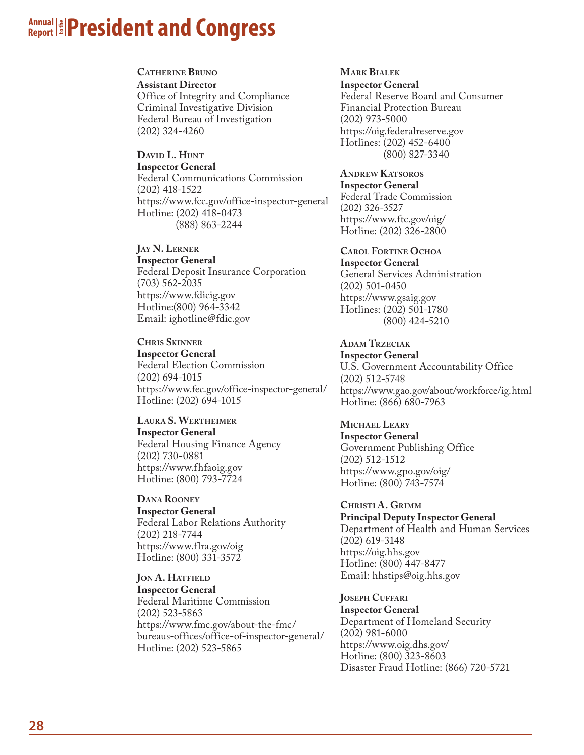**Catherine Bruno**
**Assistant Director**
Office of Integrity and Compliance
Criminal Investigative Division
Federal Bureau of Investigation
(202) 324-4260

**David L. Hunt**
**Inspector General**
Federal Communications Commission
(202) 418-1522
https://www.fcc.gov/office-inspector-general
Hotline: (202) 418-0473
(888) 863-2244

**Jay N. Lerner**
**Inspector General**
Federal Deposit Insurance Corporation
(703) 562-2035
https://www.fdicig.gov
Hotline:(800) 964-3342
Email: ighotline@fdic.gov

**Chris Skinner**
**Inspector General**
Federal Election Commission
(202) 694-1015
https://www.fec.gov/office-inspector-general/
Hotline: (202) 694-1015

**Laura S. Wertheimer**
**Inspector General**
Federal Housing Finance Agency
(202) 730-0881
https://www.fhfaoig.gov
Hotline: (800) 793-7724

**Dana Rooney**
**Inspector General**
Federal Labor Relations Authority
(202) 218-7744
https://www.flra.gov/oig
Hotline: (800) 331-3572

**Jon A. Hatfield**
**Inspector General**
Federal Maritime Commission
(202) 523-5863
https://www.fmc.gov/about-the-fmc/bureaus-offices/office-of-inspector-general/
Hotline: (202) 523-5865

**Mark Bialek**
**Inspector General**
Federal Reserve Board and Consumer Financial Protection Bureau
(202) 973-5000
https://oig.federalreserve.gov
Hotlines: (202) 452-6400
(800) 827-3340

**Andrew Katsoros**
**Inspector General**
Federal Trade Commission
(202) 326-3527
https://www.ftc.gov/oig/
Hotline: (202) 326-2800

**Carol Fortine Ochoa**
**Inspector General**
General Services Administration
(202) 501-0450
https://www.gsaig.gov
Hotlines: (202) 501-1780
(800) 424-5210

**Adam Trzeciak**
**Inspector General**
U.S. Government Accountability Office
(202) 512-5748
https://www.gao.gov/about/workforce/ig.html
Hotline: (866) 680-7963

**Michael Leary**
**Inspector General**
Government Publishing Office
(202) 512-1512
https://www.gpo.gov/oig/
Hotline: (800) 743-7574

**Christi A. Grimm**
**Principal Deputy Inspector General**
Department of Health and Human Services
(202) 619-3148
https://oig.hhs.gov
Hotline: (800) 447-8477
Email: hhstips@oig.hhs.gov

**Joseph Cuffari**
**Inspector General**
Department of Homeland Security
(202) 981-6000
https://www.oig.dhs.gov/
Hotline: (800) 323-8603
Disaster Fraud Hotline: (866) 720-5721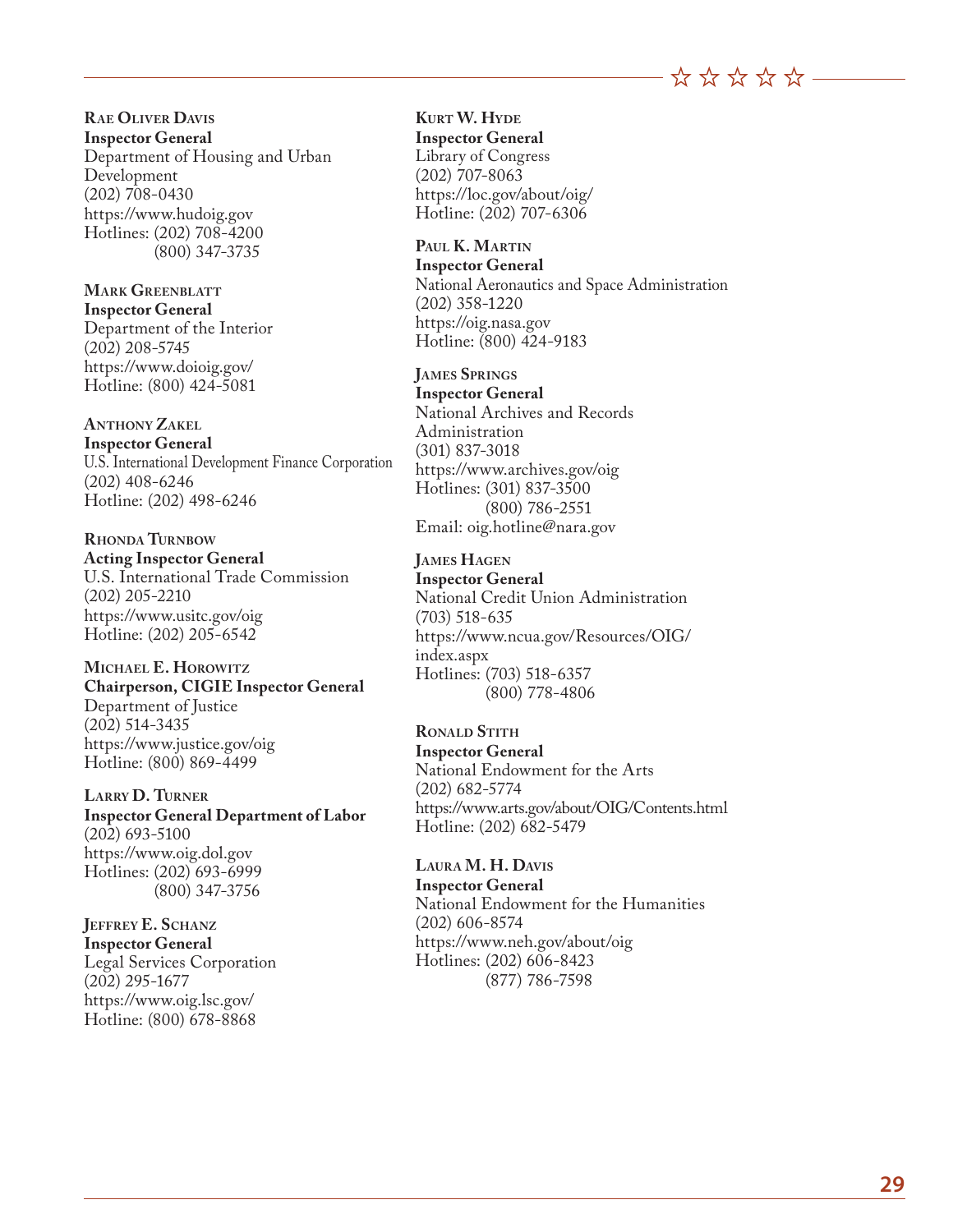**Rae Oliver Davis**
**Inspector General**
Department of Housing and Urban Development
(202) 708-0430
https://www.hudoig.gov
Hotlines: (202) 708-4200
(800) 347-3735

**Mark Greenblatt**
**Inspector General**
Department of the Interior
(202) 208-5745
https://www.doioig.gov/
Hotline: (800) 424-5081

**Anthony Zakel**
**Inspector General**
U.S. International Development Finance Corporation
(202) 408-6246
Hotline: (202) 498-6246

**Rhonda Turnbow**
**Acting Inspector General**
U.S. International Trade Commission
(202) 205-2210
https://www.usitc.gov/oig
Hotline: (202) 205-6542

**Michael E. Horowitz**
**Chairperson, CIGIE Inspector General**
Department of Justice
(202) 514-3435
https://www.justice.gov/oig
Hotline: (800) 869-4499

**Larry D. Turner**
**Inspector General Department of Labor**
(202) 693-5100
https://www.oig.dol.gov
Hotlines: (202) 693-6999
(800) 347-3756

**Jeffrey E. Schanz**
**Inspector General**
Legal Services Corporation
(202) 295-1677
https://www.oig.lsc.gov/
Hotline: (800) 678-8868

**Kurt W. Hyde**
**Inspector General**
Library of Congress
(202) 707-8063
https://loc.gov/about/oig/
Hotline: (202) 707-6306

**Paul K. Martin**
**Inspector General**
National Aeronautics and Space Administration
(202) 358-1220
https://oig.nasa.gov
Hotline: (800) 424-9183

**James Springs**
**Inspector General**
National Archives and Records Administration
(301) 837-3018
https://www.archives.gov/oig
Hotlines: (301) 837-3500
(800) 786-2551
Email: oig.hotline@nara.gov

**James Hagen**
**Inspector General**
National Credit Union Administration
(703) 518-635
https://www.ncua.gov/Resources/OIG/index.aspx
Hotlines: (703) 518-6357
(800) 778-4806

**Ronald Stith**
**Inspector General**
National Endowment for the Arts
(202) 682-5774
https://www.arts.gov/about/OIG/Contents.html
Hotline: (202) 682-5479

**Laura M. H. Davis**
**Inspector General**
National Endowment for the Humanities
(202) 606-8574
https://www.neh.gov/about/oig
Hotlines: (202) 606-8423
(877) 786-7598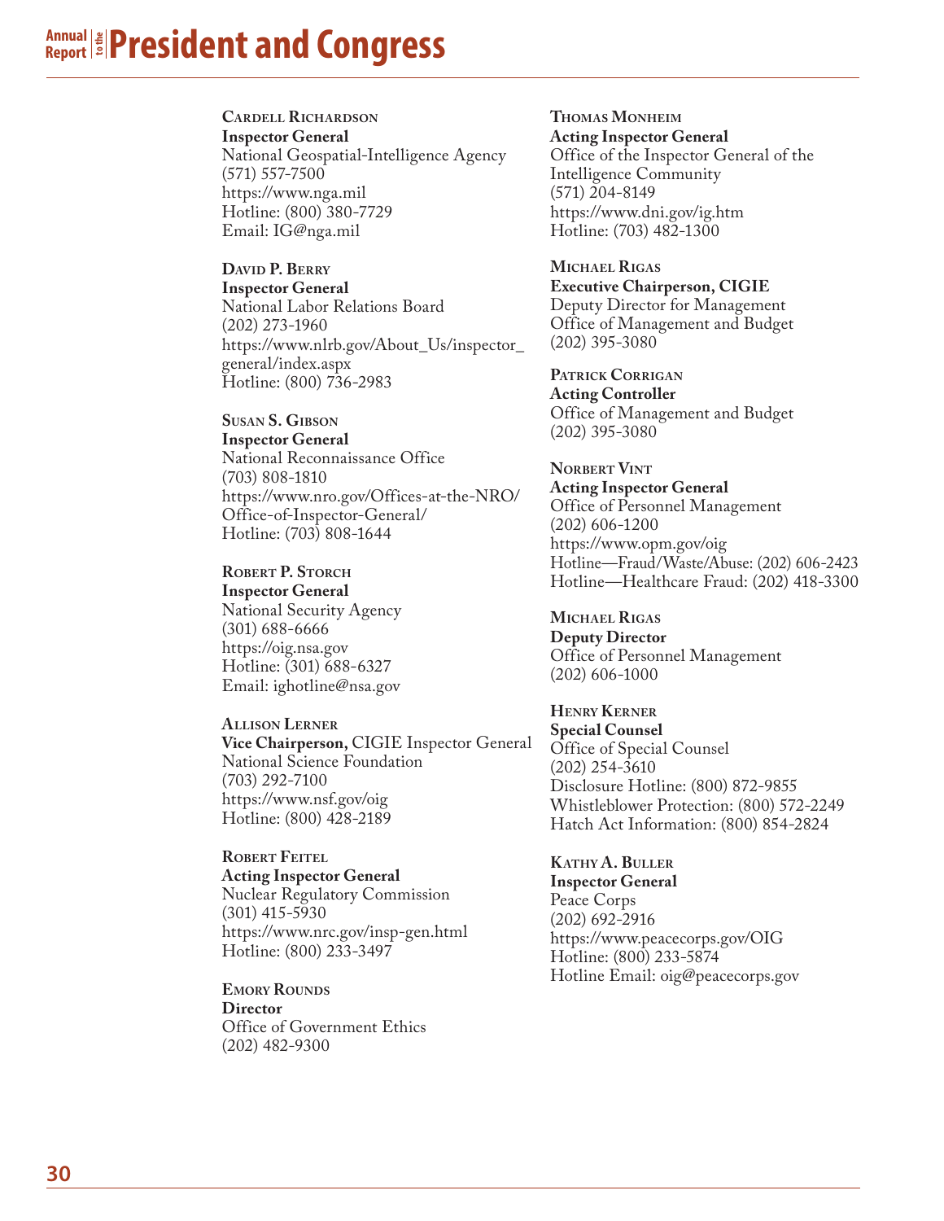**Cardell Richardson**
**Inspector General**
National Geospatial-Intelligence Agency
(571) 557-7500
https://www.nga.mil
Hotline: (800) 380-7729
Email: IG@nga.mil

**David P. Berry**
**Inspector General**
National Labor Relations Board
(202) 273-1960
https://www.nlrb.gov/About_Us/inspector_general/index.aspx
Hotline: (800) 736-2983

**Susan S. Gibson**
**Inspector General**
National Reconnaissance Office
(703) 808-1810
https://www.nro.gov/Offices-at-the-NRO/Office-of-Inspector-General/
Hotline: (703) 808-1644

**Robert P. Storch**
**Inspector General**
National Security Agency
(301) 688-6666
https://oig.nsa.gov
Hotline: (301) 688-6327
Email: ighotline@nsa.gov

**Allison Lerner**
**Vice Chairperson,** CIGIE Inspector General
National Science Foundation
(703) 292-7100
https://www.nsf.gov/oig
Hotline: (800) 428-2189

**Robert Feitel**
**Acting Inspector General**
Nuclear Regulatory Commission
(301) 415-5930
https://www.nrc.gov/insp-gen.html
Hotline: (800) 233-3497

**Emory Rounds**
**Director**
Office of Government Ethics
(202) 482-9300

**Thomas Monheim**
**Acting Inspector General**
Office of the Inspector General of the Intelligence Community
(571) 204-8149
https://www.dni.gov/ig.htm
Hotline: (703) 482-1300

**Michael Rigas**
**Executive Chairperson, CIGIE**
Deputy Director for Management
Office of Management and Budget
(202) 395-3080

**Patrick Corrigan**
**Acting Controller**
Office of Management and Budget
(202) 395-3080

**Norbert Vint**
**Acting Inspector General**
Office of Personnel Management
(202) 606-1200
https://www.opm.gov/oig
Hotline—Fraud/Waste/Abuse: (202) 606-2423
Hotline—Healthcare Fraud: (202) 418-3300

**Michael Rigas**
**Deputy Director**
Office of Personnel Management
(202) 606-1000

**Henry Kerner**
**Special Counsel**
Office of Special Counsel
(202) 254-3610
Disclosure Hotline: (800) 872-9855
Whistleblower Protection: (800) 572-2249
Hatch Act Information: (800) 854-2824

**Kathy A. Buller**
**Inspector General**
Peace Corps
(202) 692-2916
https://www.peacecorps.gov/OIG
Hotline: (800) 233-5874
Hotline Email: oig@peacecorps.gov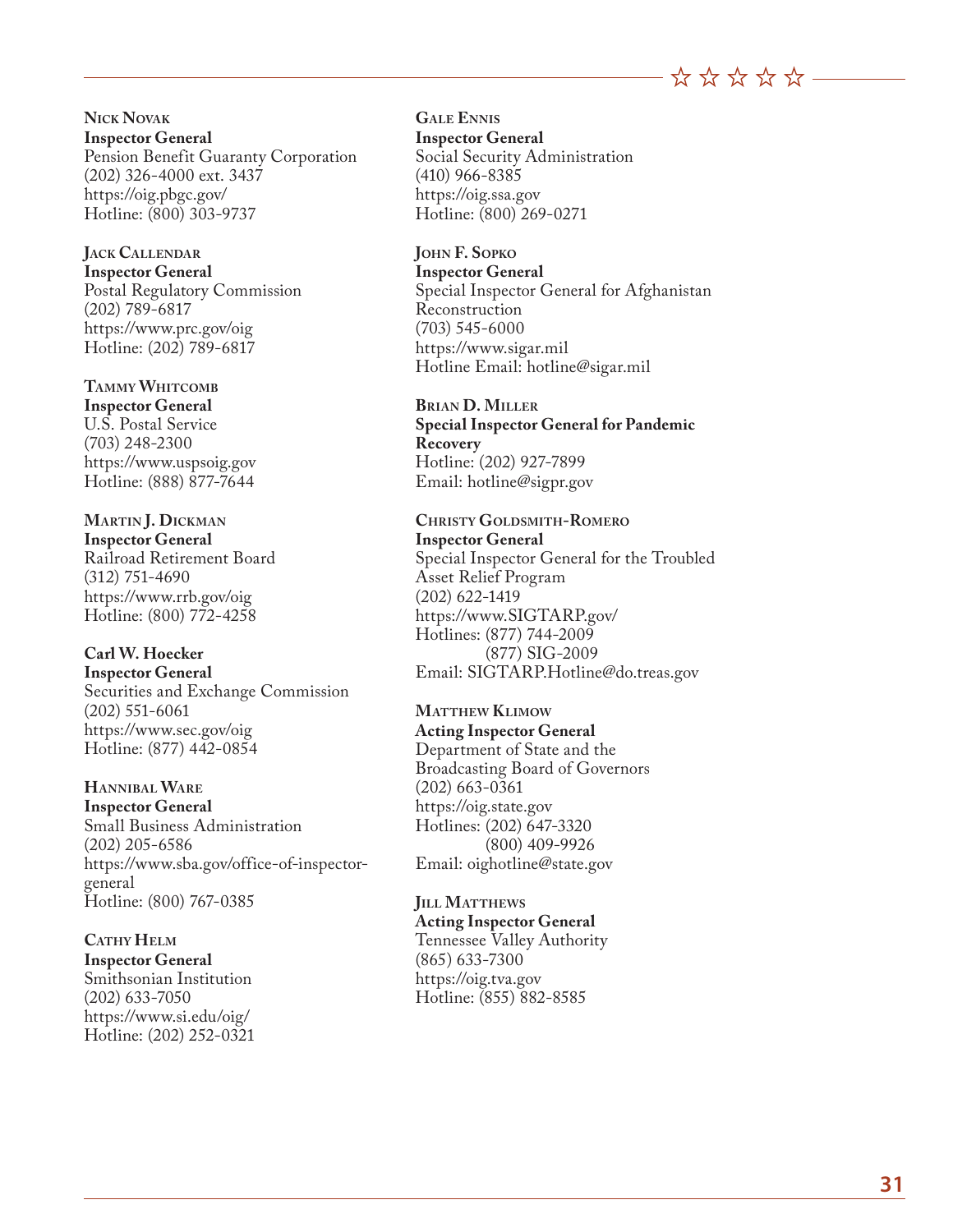**Nick Novak**
**Inspector General**
Pension Benefit Guaranty Corporation
(202) 326-4000 ext. 3437
https://oig.pbgc.gov/
Hotline: (800) 303-9737

**Jack Callendar**
**Inspector General**
Postal Regulatory Commission
(202) 789-6817
https://www.prc.gov/oig
Hotline: (202) 789-6817

**Tammy Whitcomb**
**Inspector General**
U.S. Postal Service
(703) 248-2300
https://www.uspsoig.gov
Hotline: (888) 877-7644

**Martin J. Dickman**
**Inspector General**
Railroad Retirement Board
(312) 751-4690
https://www.rrb.gov/oig
Hotline: (800) 772-4258

**Carl W. Hoecker**
**Inspector General**
Securities and Exchange Commission
(202) 551-6061
https://www.sec.gov/oig
Hotline: (877) 442-0854

**Hannibal Ware**
**Inspector General**
Small Business Administration
(202) 205-6586
https://www.sba.gov/office-of-inspector-general
Hotline: (800) 767-0385

**Cathy Helm**
**Inspector General**
Smithsonian Institution
(202) 633-7050
https://www.si.edu/oig/
Hotline: (202) 252-0321

**Gale Ennis**
**Inspector General**
Social Security Administration
(410) 966-8385
https://oig.ssa.gov
Hotline: (800) 269-0271

**John F. Sopko**
**Inspector General**
Special Inspector General for Afghanistan Reconstruction
(703) 545-6000
https://www.sigar.mil
Hotline Email: hotline@sigar.mil

**Brian D. Miller**
**Special Inspector General for Pandemic Recovery**
Hotline: (202) 927-7899
Email: hotline@sigpr.gov

**Christy Goldsmith-Romero**
**Inspector General**
Special Inspector General for the Troubled Asset Relief Program
(202) 622-1419
https://www.SIGTARP.gov/
Hotlines: (877) 744-2009
(877) SIG-2009
Email: SIGTARP.Hotline@do.treas.gov

**Matthew Klimow**
**Acting Inspector General**
Department of State and the Broadcasting Board of Governors
(202) 663-0361
https://oig.state.gov
Hotlines: (202) 647-3320
(800) 409-9926
Email: oighotline@state.gov

**Jill Matthews**
**Acting Inspector General**
Tennessee Valley Authority
(865) 633-7300
https://oig.tva.gov
Hotline: (855) 882-8585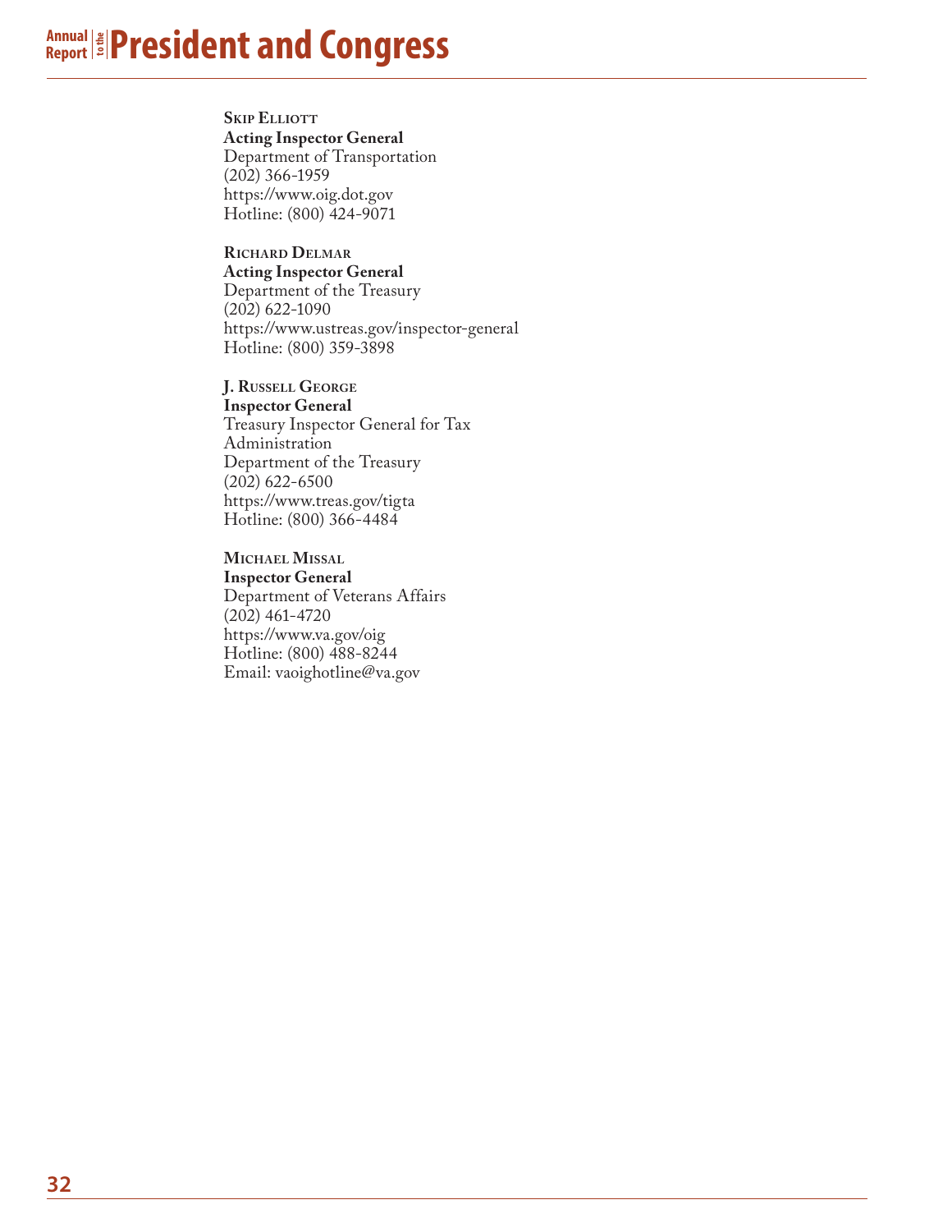**Skip Elliott**
**Acting Inspector General**
Department of Transportation
(202) 366-1959
https://www.oig.dot.gov
Hotline: (800) 424-9071

**Richard Delmar**
**Acting Inspector General**
Department of the Treasury
(202) 622-1090
https://www.ustreas.gov/inspector-general
Hotline: (800) 359-3898

**J. Russell George**
**Inspector General**
Treasury Inspector General for Tax Administration
Department of the Treasury
(202) 622-6500
https://www.treas.gov/tigta
Hotline: (800) 366-4484

**Michael Missal**
**Inspector General**
Department of Veterans Affairs
(202) 461-4720
https://www.va.gov/oig
Hotline: (800) 488-8244
Email: vaoighotline@va.gov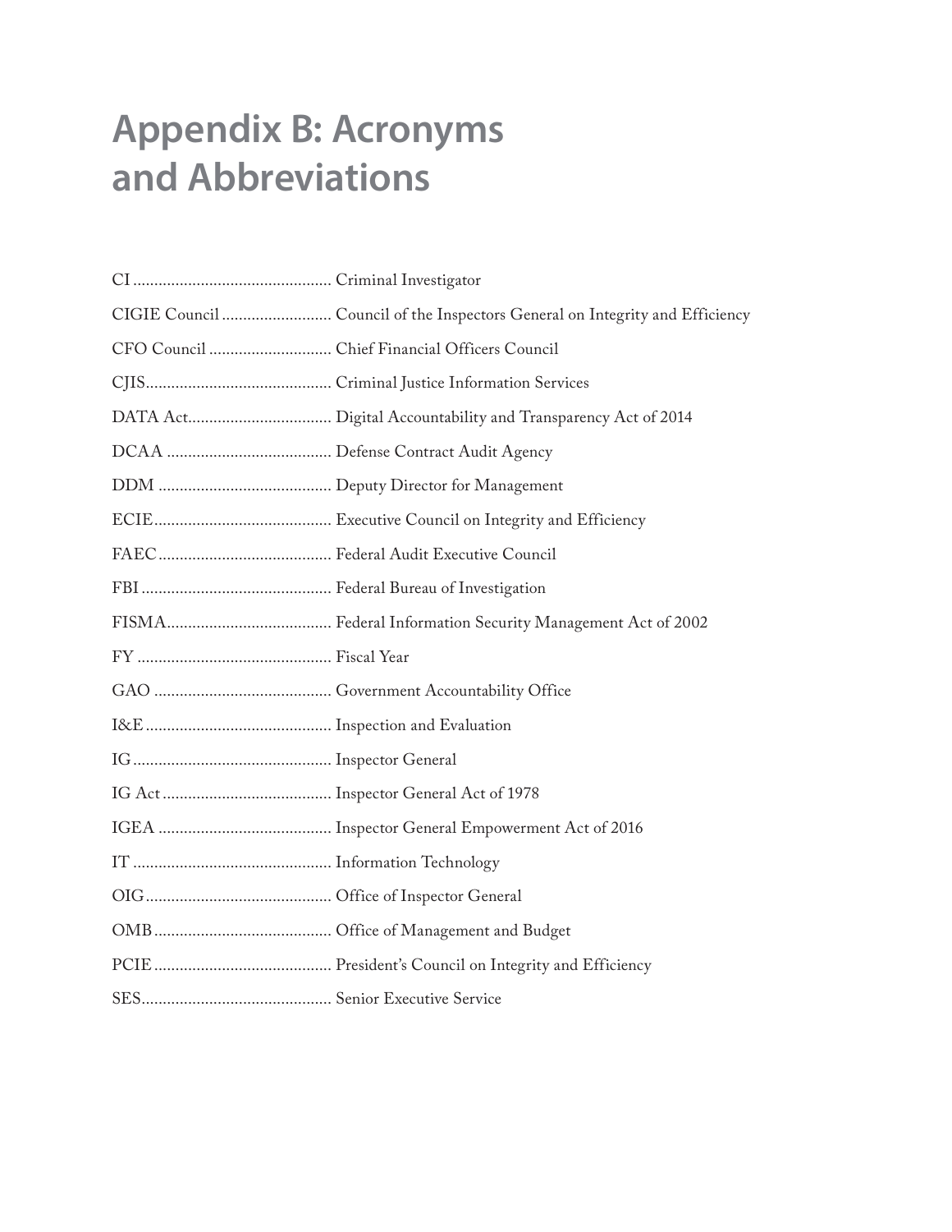# Appendix B: Acronyms and Abbreviations

CI ............................................. Criminal Investigator

CIGIE Council .......................... Council of the Inspectors General on Integrity and Efficiency

CFO Council ............................ Chief Financial Officers Council

CJIS........................................... Criminal Justice Information Services

DATA Act.................................. Digital Accountability and Transparency Act of 2014

DCAA ....................................... Defense Contract Audit Agency

DDM ......................................... Deputy Director for Management

ECIE.......................................... Executive Council on Integrity and Efficiency

FAEC......................................... Federal Audit Executive Council

FBI ............................................ Federal Bureau of Investigation

FISMA....................................... Federal Information Security Management Act of 2002

FY ............................................. Fiscal Year

GAO .......................................... Government Accountability Office

I&E ........................................... Inspection and Evaluation

IG .............................................. Inspector General

IG Act ....................................... Inspector General Act of 1978

IGEA ......................................... Inspector General Empowerment Act of 2016

IT .............................................. Information Technology

OIG........................................... Office of Inspector General

OMB ......................................... Office of Management and Budget

PCIE .......................................... President's Council on Integrity and Efficiency

SES............................................ Senior Executive Service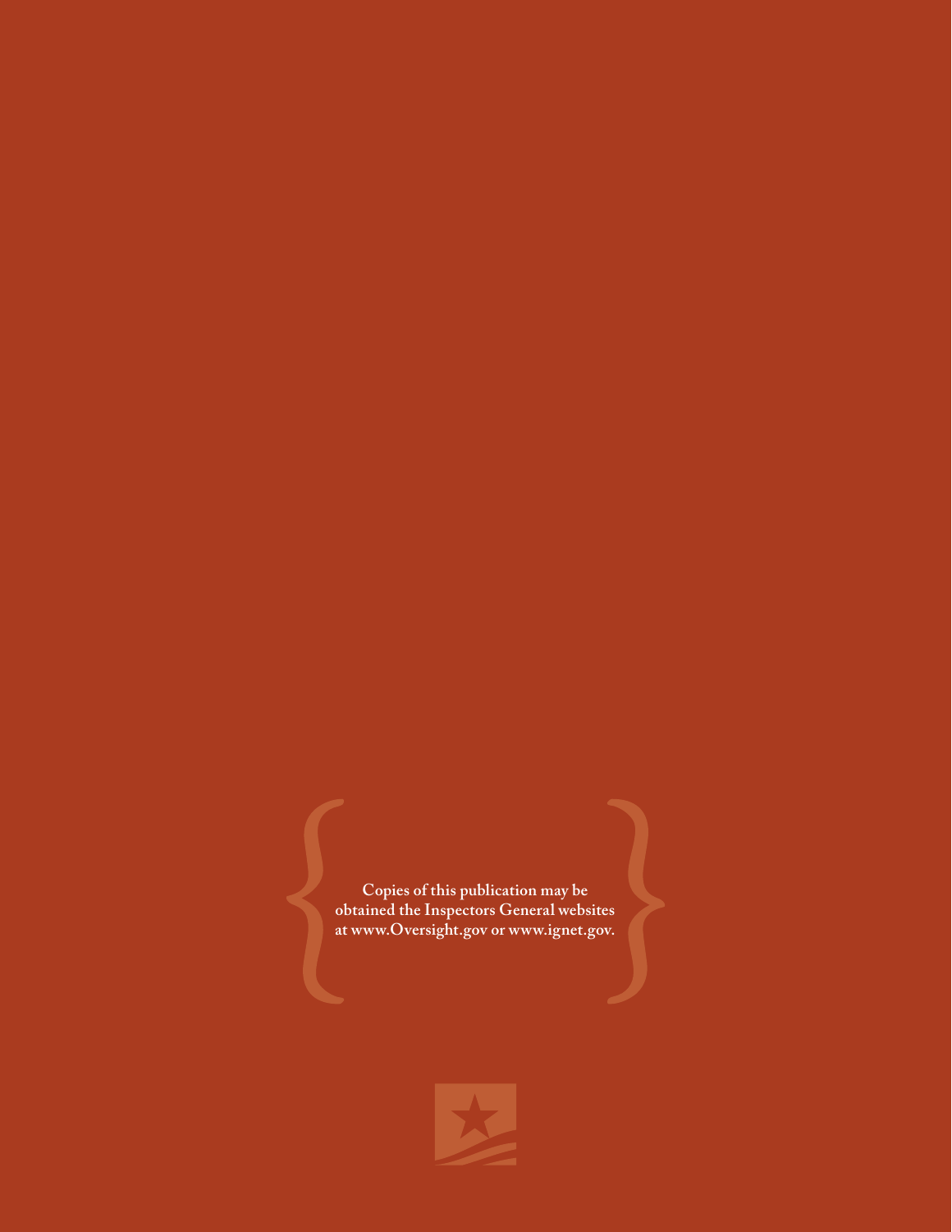Copies of this publication may be obtained the Inspectors General websites at www.Oversight.gov or www.ignet.gov.